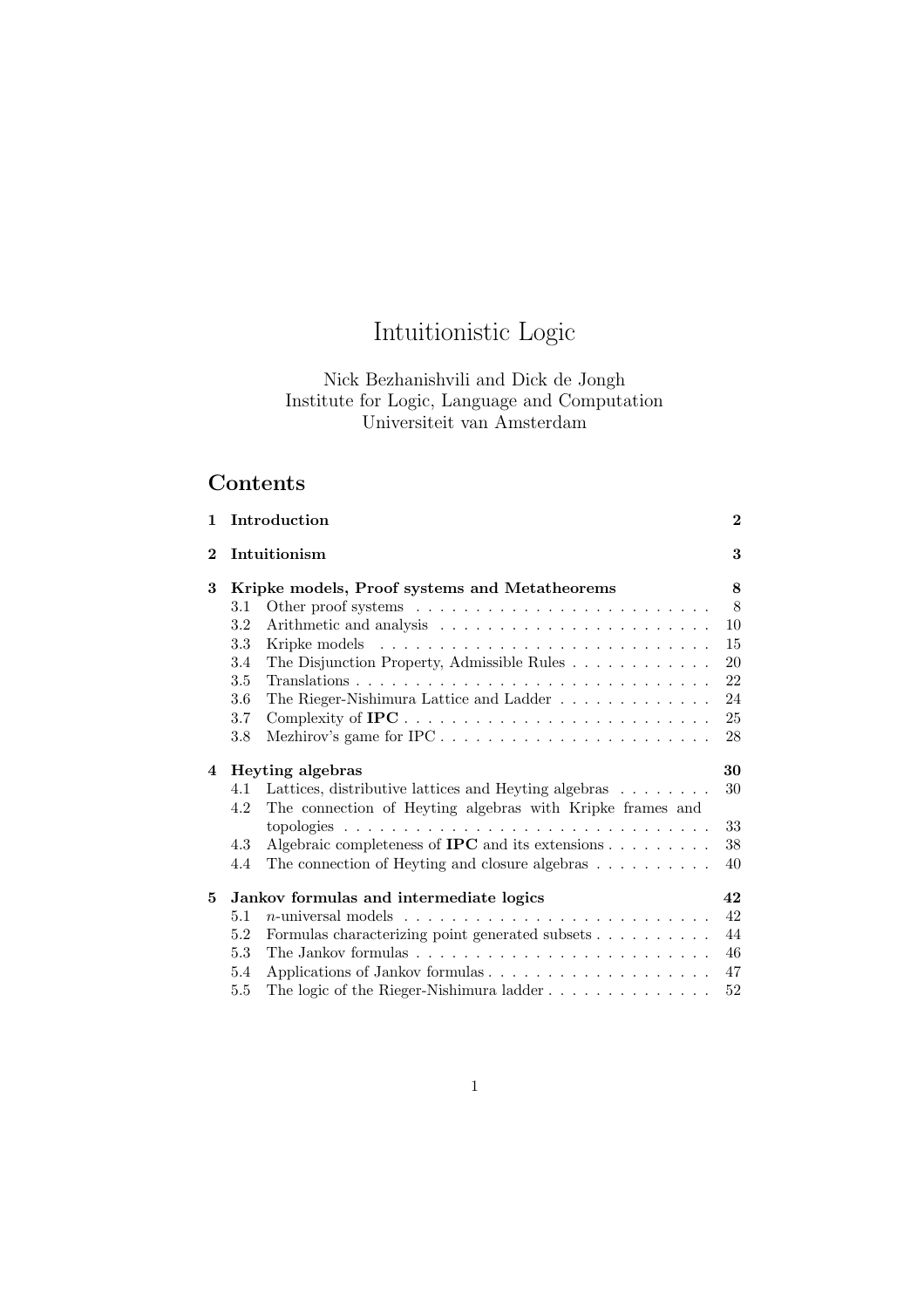# Intuitionistic Logic

Nick Bezhanishvili and Dick de Jongh
Institute for Logic, Language and Computation
Universiteit van Amsterdam

## Contents

**1 Introduction** **2**

**2 Intuitionism** **3**

**3 Kripke models, Proof systems and Metatheorems** **8**

- 3.1 Other proof systems . . . . . . . . . . . . . . . . . . . . . . . . . . 8
- 3.2 Arithmetic and analysis . . . . . . . . . . . . . . . . . . . . . . . . 10
- 3.3 Kripke models . . . . . . . . . . . . . . . . . . . . . . . . . . . . . 15
- 3.4 The Disjunction Property, Admissible Rules . . . . . . . . . . . . 20
- 3.5 Translations . . . . . . . . . . . . . . . . . . . . . . . . . . . . . . 22
- 3.6 The Rieger-Nishimura Lattice and Ladder . . . . . . . . . . . . . 24
- 3.7 Complexity of **IPC** . . . . . . . . . . . . . . . . . . . . . . . . . . 25
- 3.8 Mezhirov's game for IPC . . . . . . . . . . . . . . . . . . . . . . . 28

**4 Heyting algebras** **30**

- 4.1 Lattices, distributive lattices and Heyting algebras . . . . . . . . 30
- 4.2 The connection of Heyting algebras with Kripke frames and topologies . . . . . . . . . . . . . . . . . . . . . . . . . . . . . . . . 33
- 4.3 Algebraic completeness of **IPC** and its extensions . . . . . . . . . 38
- 4.4 The connection of Heyting and closure algebras . . . . . . . . . . 40

**5 Jankov formulas and intermediate logics** **42**

- 5.1 $n$-universal models . . . . . . . . . . . . . . . . . . . . . . . . . . 42
- 5.2 Formulas characterizing point generated subsets . . . . . . . . . . 44
- 5.3 The Jankov formulas . . . . . . . . . . . . . . . . . . . . . . . . . 46
- 5.4 Applications of Jankov formulas . . . . . . . . . . . . . . . . . . . 47
- 5.5 The logic of the Rieger-Nishimura ladder . . . . . . . . . . . . . . 52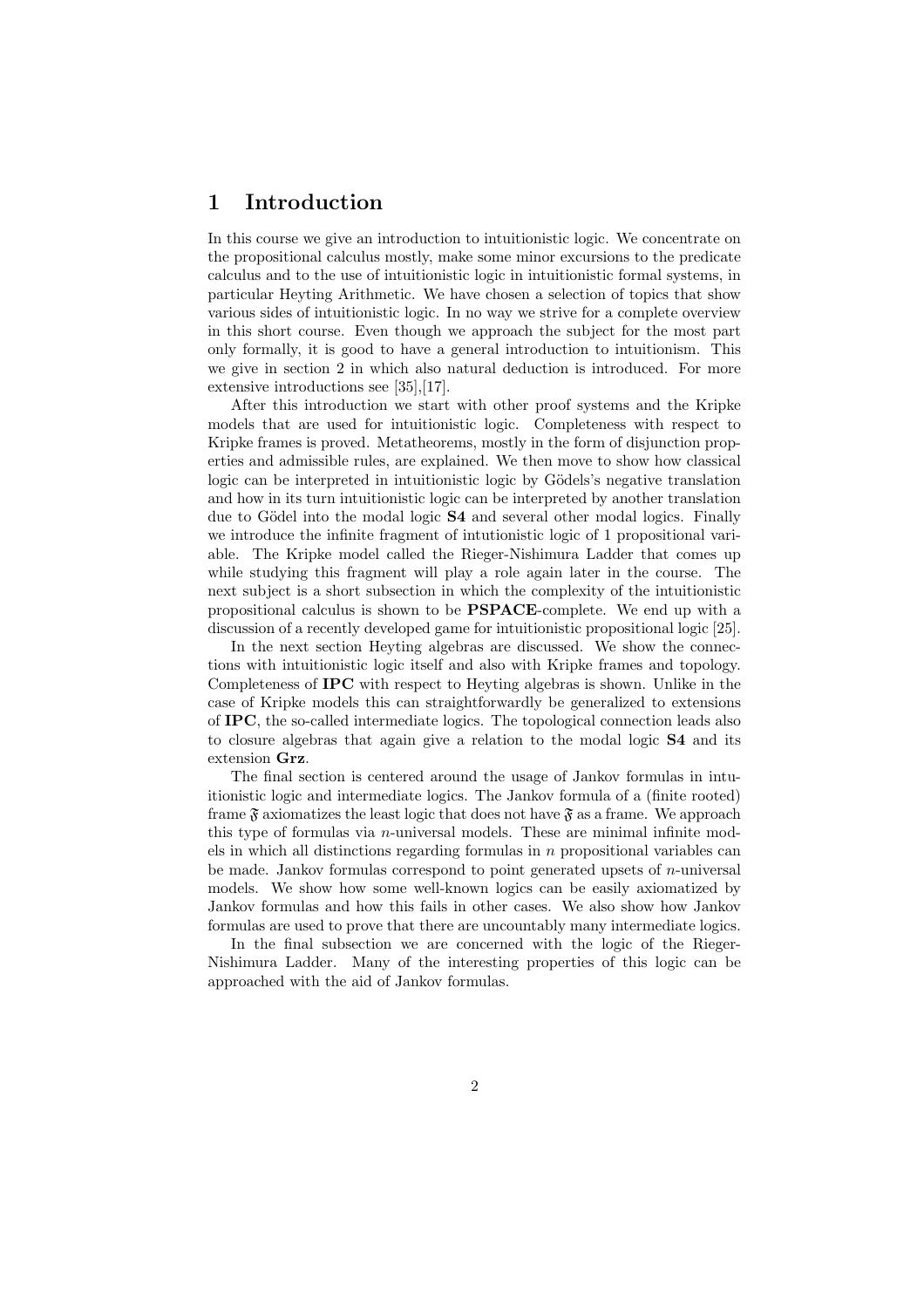# 1 Introduction

In this course we give an introduction to intuitionistic logic. We concentrate on the propositional calculus mostly, make some minor excursions to the predicate calculus and to the use of intuitionistic logic in intuitionistic formal systems, in particular Heyting Arithmetic. We have chosen a selection of topics that show various sides of intuitionistic logic. In no way we strive for a complete overview in this short course. Even though we approach the subject for the most part only formally, it is good to have a general introduction to intuitionism. This we give in section 2 in which also natural deduction is introduced. For more extensive introductions see [35],[17].

After this introduction we start with other proof systems and the Kripke models that are used for intuitionistic logic. Completeness with respect to Kripke frames is proved. Metatheorems, mostly in the form of disjunction properties and admissible rules, are explained. We then move to show how classical logic can be interpreted in intuitionistic logic by Gödels's negative translation and how in its turn intuitionistic logic can be interpreted by another translation due to Gödel into the modal logic **S4** and several other modal logics. Finally we introduce the infinite fragment of intutionistic logic of 1 propositional variable. The Kripke model called the Rieger-Nishimura Ladder that comes up while studying this fragment will play a role again later in the course. The next subject is a short subsection in which the complexity of the intuitionistic propositional calculus is shown to be **PSPACE**-complete. We end up with a discussion of a recently developed game for intuitionistic propositional logic [25].

In the next section Heyting algebras are discussed. We show the connections with intuitionistic logic itself and also with Kripke frames and topology. Completeness of **IPC** with respect to Heyting algebras is shown. Unlike in the case of Kripke models this can straightforwardly be generalized to extensions of **IPC**, the so-called intermediate logics. The topological connection leads also to closure algebras that again give a relation to the modal logic **S4** and its extension **Grz**.

The final section is centered around the usage of Jankov formulas in intuitionistic logic and intermediate logics. The Jankov formula of a (finite rooted) frame $\mathfrak{F}$ axiomatizes the least logic that does not have $\mathfrak{F}$ as a frame. We approach this type of formulas via $n$-universal models. These are minimal infinite models in which all distinctions regarding formulas in $n$ propositional variables can be made. Jankov formulas correspond to point generated upsets of $n$-universal models. We show how some well-known logics can be easily axiomatized by Jankov formulas and how this fails in other cases. We also show how Jankov formulas are used to prove that there are uncountably many intermediate logics.

In the final subsection we are concerned with the logic of the Rieger-Nishimura Ladder. Many of the interesting properties of this logic can be approached with the aid of Jankov formulas.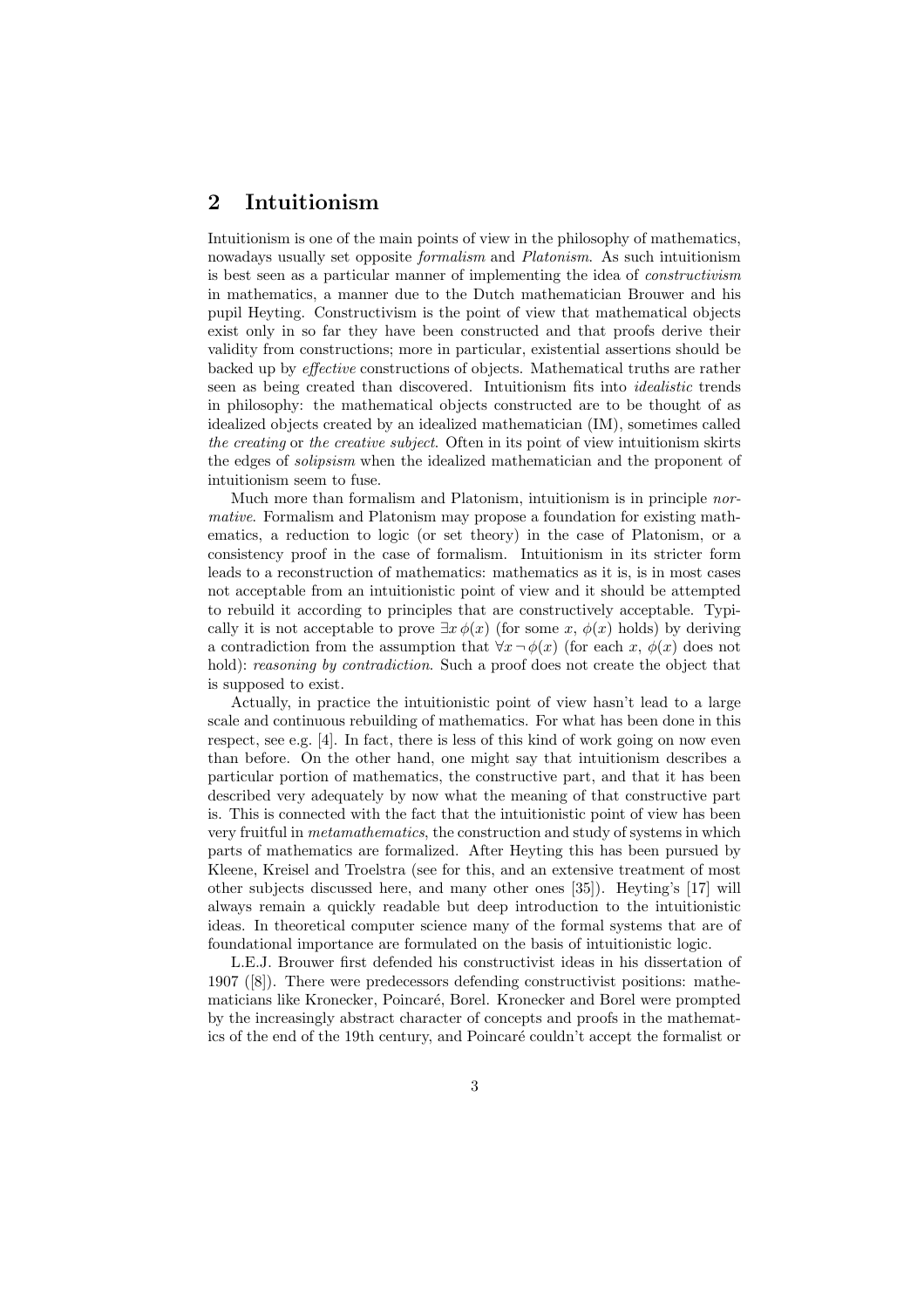## 2 Intuitionism

Intuitionism is one of the main points of view in the philosophy of mathematics, nowadays usually set opposite *formalism* and *Platonism*. As such intuitionism is best seen as a particular manner of implementing the idea of *constructivism* in mathematics, a manner due to the Dutch mathematician Brouwer and his pupil Heyting. Constructivism is the point of view that mathematical objects exist only in so far they have been constructed and that proofs derive their validity from constructions; more in particular, existential assertions should be backed up by *effective* constructions of objects. Mathematical truths are rather seen as being created than discovered. Intuitionism fits into *idealistic* trends in philosophy: the mathematical objects constructed are to be thought of as idealized objects created by an idealized mathematician (IM), sometimes called *the creating* or *the creative subject*. Often in its point of view intuitionism skirts the edges of *solipsism* when the idealized mathematician and the proponent of intuitionism seem to fuse.

Much more than formalism and Platonism, intuitionism is in principle *normative*. Formalism and Platonism may propose a foundation for existing mathematics, a reduction to logic (or set theory) in the case of Platonism, or a consistency proof in the case of formalism. Intuitionism in its stricter form leads to a reconstruction of mathematics: mathematics as it is, is in most cases not acceptable from an intuitionistic point of view and it should be attempted to rebuild it according to principles that are constructively acceptable. Typically it is not acceptable to prove $\exists x\, \phi(x)$ (for some $x$, $\phi(x)$ holds) by deriving a contradiction from the assumption that $\forall x \neg \phi(x)$ (for each $x$, $\phi(x)$ does not hold): *reasoning by contradiction*. Such a proof does not create the object that is supposed to exist.

Actually, in practice the intuitionistic point of view hasn't lead to a large scale and continuous rebuilding of mathematics. For what has been done in this respect, see e.g. [4]. In fact, there is less of this kind of work going on now even than before. On the other hand, one might say that intuitionism describes a particular portion of mathematics, the constructive part, and that it has been described very adequately by now what the meaning of that constructive part is. This is connected with the fact that the intuitionistic point of view has been very fruitful in *metamathematics*, the construction and study of systems in which parts of mathematics are formalized. After Heyting this has been pursued by Kleene, Kreisel and Troelstra (see for this, and an extensive treatment of most other subjects discussed here, and many other ones [35]). Heyting's [17] will always remain a quickly readable but deep introduction to the intuitionistic ideas. In theoretical computer science many of the formal systems that are of foundational importance are formulated on the basis of intuitionistic logic.

L.E.J. Brouwer first defended his constructivist ideas in his dissertation of 1907 ([8]). There were predecessors defending constructivist positions: mathematicians like Kronecker, Poincaré, Borel. Kronecker and Borel were prompted by the increasingly abstract character of concepts and proofs in the mathematics of the end of the 19th century, and Poincaré couldn't accept the formalist or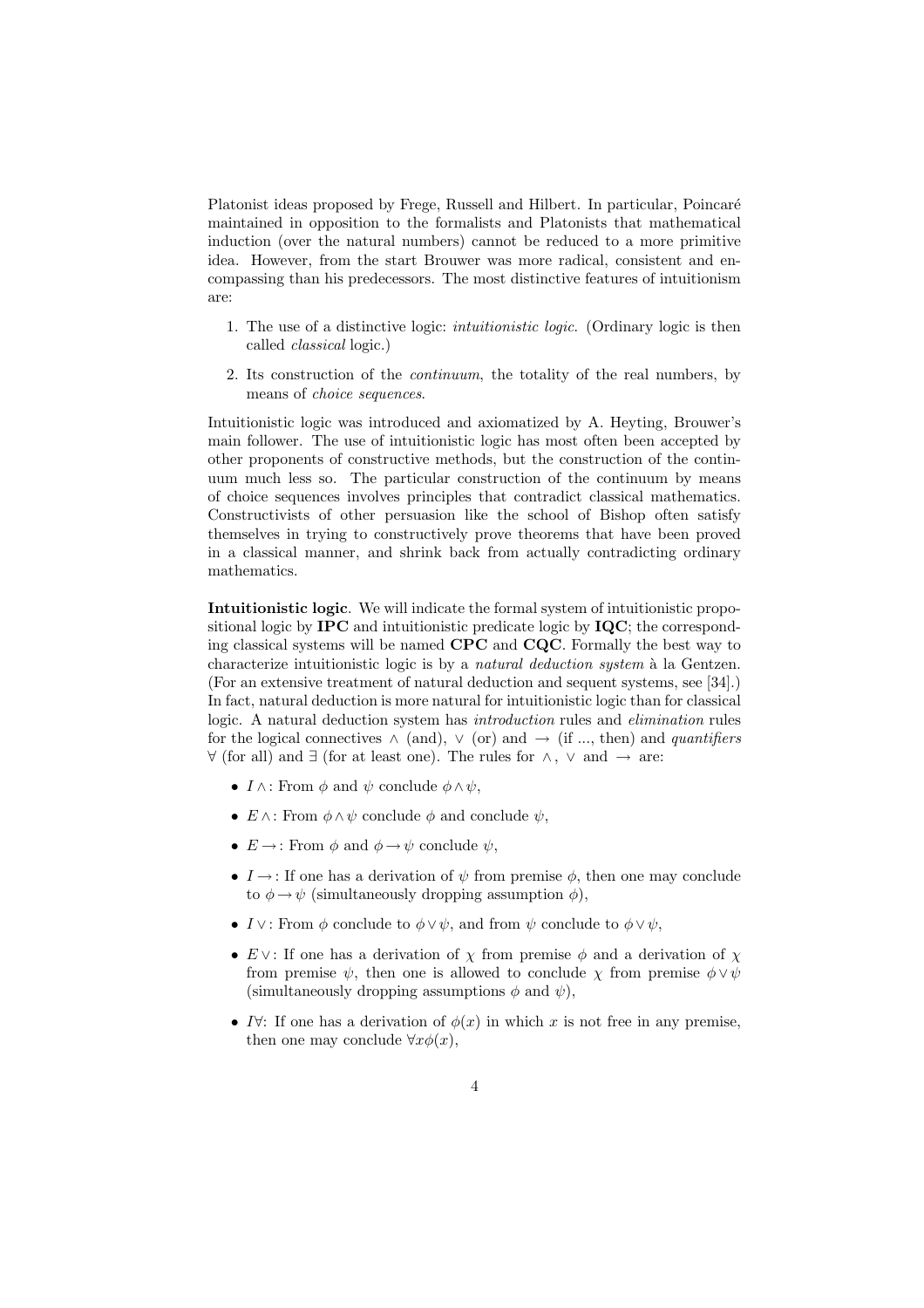Platonist ideas proposed by Frege, Russell and Hilbert. In particular, Poincaré maintained in opposition to the formalists and Platonists that mathematical induction (over the natural numbers) cannot be reduced to a more primitive idea. However, from the start Brouwer was more radical, consistent and encompassing than his predecessors. The most distinctive features of intuitionism are:

1. The use of a distinctive logic: *intuitionistic logic*. (Ordinary logic is then called *classical* logic.)
2. Its construction of the *continuum*, the totality of the real numbers, by means of *choice sequences*.

Intuitionistic logic was introduced and axiomatized by A. Heyting, Brouwer's main follower. The use of intuitionistic logic has most often been accepted by other proponents of constructive methods, but the construction of the continuum much less so. The particular construction of the continuum by means of choice sequences involves principles that contradict classical mathematics. Constructivists of other persuasion like the school of Bishop often satisfy themselves in trying to constructively prove theorems that have been proved in a classical manner, and shrink back from actually contradicting ordinary mathematics.

**Intuitionistic logic**. We will indicate the formal system of intuitionistic propositional logic by **IPC** and intuitionistic predicate logic by **IQC**; the corresponding classical systems will be named **CPC** and **CQC**. Formally the best way to characterize intuitionistic logic is by a *natural deduction system* à la Gentzen. (For an extensive treatment of natural deduction and sequent systems, see [34].) In fact, natural deduction is more natural for intuitionistic logic than for classical logic. A natural deduction system has *introduction* rules and *elimination* rules for the logical connectives $\wedge$ (and), $\vee$ (or) and $\rightarrow$ (if ..., then) and *quantifiers* $\forall$ (for all) and $\exists$ (for at least one). The rules for $\wedge$, $\vee$ and $\rightarrow$ are:

- $I\wedge$: From $\phi$ and $\psi$ conclude $\phi \wedge \psi$,
- $E\wedge$: From $\phi \wedge \psi$ conclude $\phi$ and conclude $\psi$,
- $E\rightarrow$: From $\phi$ and $\phi \rightarrow \psi$ conclude $\psi$,
- $I\rightarrow$: If one has a derivation of $\psi$ from premise $\phi$, then one may conclude to $\phi \rightarrow \psi$ (simultaneously dropping assumption $\phi$),
- $I\vee$: From $\phi$ conclude to $\phi \vee \psi$, and from $\psi$ conclude to $\phi \vee \psi$,
- $E\vee$: If one has a derivation of $\chi$ from premise $\phi$ and a derivation of $\chi$ from premise $\psi$, then one is allowed to conclude $\chi$ from premise $\phi \vee \psi$ (simultaneously dropping assumptions $\phi$ and $\psi$),
- $I\forall$: If one has a derivation of $\phi(x)$ in which $x$ is not free in any premise, then one may conclude $\forall x \phi(x)$,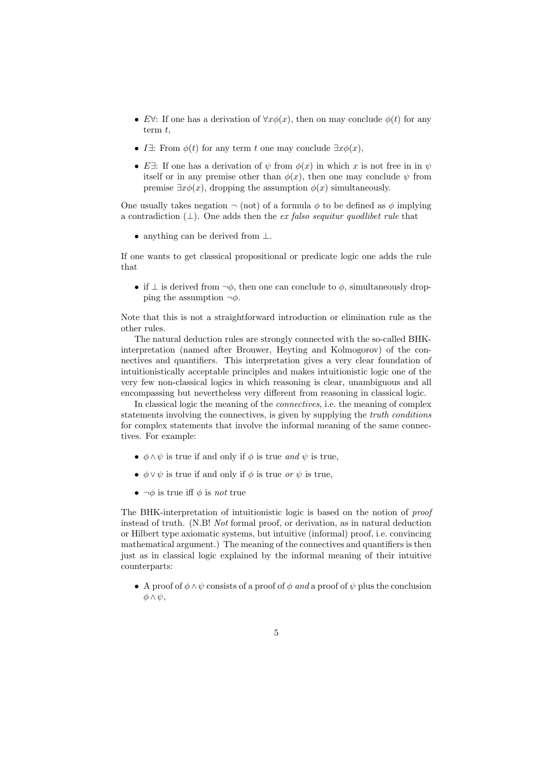- $E\forall$: If one has a derivation of $\forall x\phi(x)$, then on may conclude $\phi(t)$ for any term $t$,
- $I\exists$: From $\phi(t)$ for any term $t$ one may conclude $\exists x\phi(x)$,
- $E\exists$: If one has a derivation of $\psi$ from $\phi(x)$ in which $x$ is not free in in $\psi$ itself or in any premise other than $\phi(x)$, then one may conclude $\psi$ from premise $\exists x\phi(x)$, dropping the assumption $\phi(x)$ simultaneously.

One usually takes negation $\neg$ (not) of a formula $\phi$ to be defined as $\phi$ implying a contradiction ($\bot$). One adds then the *ex falso sequitur quodlibet rule* that

- anything can be derived from $\bot$.

If one wants to get classical propositional or predicate logic one adds the rule that

- if $\bot$ is derived from $\neg\phi$, then one can conclude to $\phi$, simultaneously dropping the assumption $\neg\phi$.

Note that this is not a straightforward introduction or elimination rule as the other rules.

The natural deduction rules are strongly connected with the so-called BHK-interpretation (named after Brouwer, Heyting and Kolmogorov) of the connectives and quantifiers. This interpretation gives a very clear foundation of intuitionistically acceptable principles and makes intuitionistic logic one of the very few non-classical logics in which reasoning is clear, unambiguous and all encompassing but nevertheless very different from reasoning in classical logic.

In classical logic the meaning of the *connectives*, i.e. the meaning of complex statements involving the connectives, is given by supplying the *truth conditions* for complex statements that involve the informal meaning of the same connectives. For example:

- $\phi \wedge \psi$ is true if and only if $\phi$ is true *and* $\psi$ is true,
- $\phi \vee \psi$ is true if and only if $\phi$ is true *or* $\psi$ is true,
- $\neg\phi$ is true iff $\phi$ is *not* true

The BHK-interpretation of intuitionistic logic is based on the notion of *proof* instead of truth. (N.B! *Not* formal proof, or derivation, as in natural deduction or Hilbert type axiomatic systems, but intuitive (informal) proof, i.e. convincing mathematical argument.) The meaning of the connectives and quantifiers is then just as in classical logic explained by the informal meaning of their intuitive counterparts:

- A proof of $\phi \wedge \psi$ consists of a proof of $\phi$ *and* a proof of $\psi$ plus the conclusion $\phi \wedge \psi$,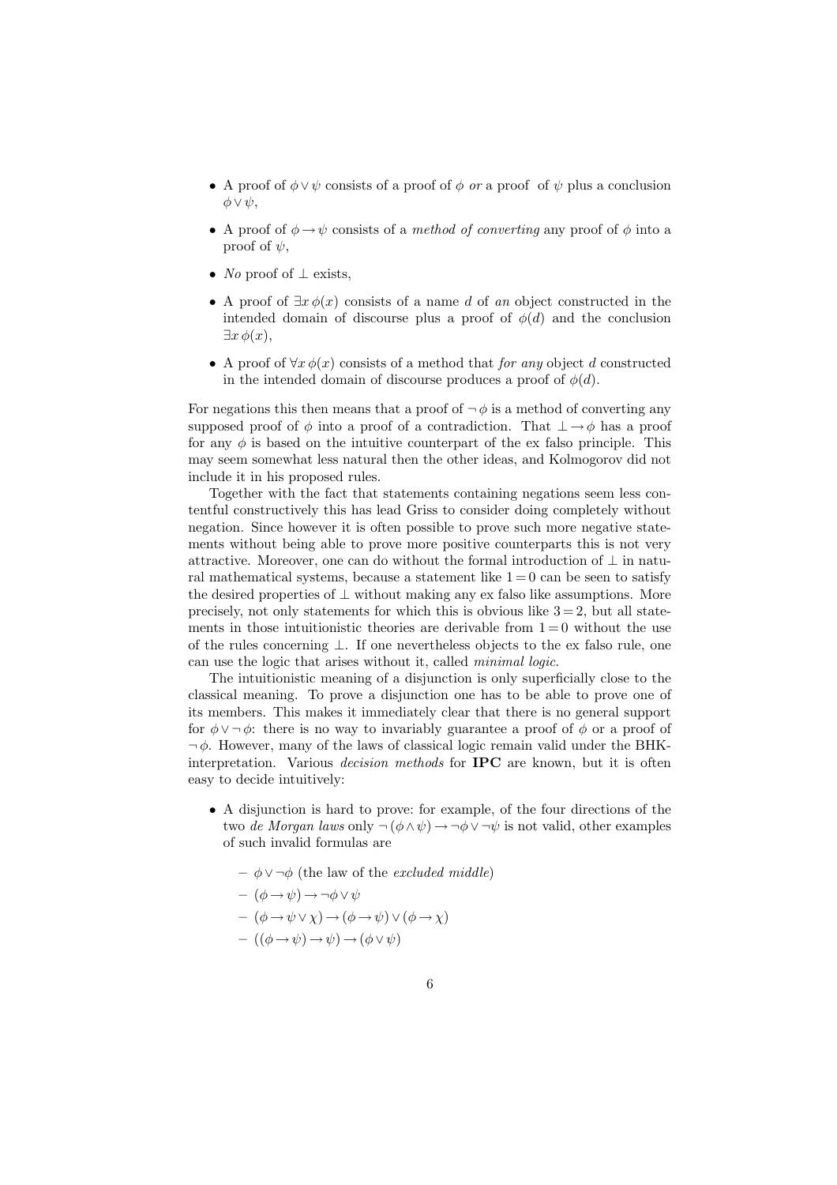- A proof of $\phi \vee \psi$ consists of a proof of $\phi$ *or* a proof of $\psi$ plus a conclusion $\phi \vee \psi$,
- A proof of $\phi \rightarrow \psi$ consists of a *method of converting* any proof of $\phi$ into a proof of $\psi$,
- *No* proof of $\perp$ exists,
- A proof of $\exists x\, \phi(x)$ consists of a name $d$ of *an* object constructed in the intended domain of discourse plus a proof of $\phi(d)$ and the conclusion $\exists x\, \phi(x)$,
- A proof of $\forall x\, \phi(x)$ consists of a method that *for any* object $d$ constructed in the intended domain of discourse produces a proof of $\phi(d)$.

For negations this then means that a proof of $\neg\, \phi$ is a method of converting any supposed proof of $\phi$ into a proof of a contradiction. That $\perp \rightarrow \phi$ has a proof for any $\phi$ is based on the intuitive counterpart of the ex falso principle. This may seem somewhat less natural then the other ideas, and Kolmogorov did not include it in his proposed rules.

Together with the fact that statements containing negations seem less contentful constructively this has lead Griss to consider doing completely without negation. Since however it is often possible to prove such more negative statements without being able to prove more positive counterparts this is not very attractive. Moreover, one can do without the formal introduction of $\perp$ in natural mathematical systems, because a statement like $1 = 0$ can be seen to satisfy the desired properties of $\perp$ without making any ex falso like assumptions. More precisely, not only statements for which this is obvious like $3 = 2$, but all statements in those intuitionistic theories are derivable from $1 = 0$ without the use of the rules concerning $\perp$. If one nevertheless objects to the ex falso rule, one can use the logic that arises without it, called *minimal logic*.

The intuitionistic meaning of a disjunction is only superficially close to the classical meaning. To prove a disjunction one has to be able to prove one of its members. This makes it immediately clear that there is no general support for $\phi \vee \neg\, \phi$: there is no way to invariably guarantee a proof of $\phi$ or a proof of $\neg\, \phi$. However, many of the laws of classical logic remain valid under the BHK-interpretation. Various *decision methods* for **IPC** are known, but it is often easy to decide intuitively:

- A disjunction is hard to prove: for example, of the four directions of the two *de Morgan laws* only $\neg\,(\phi \wedge \psi) \rightarrow \neg\phi \vee \neg\psi$ is not valid, other examples of such invalid formulas are
  - $\phi \vee \neg\phi$ (the law of the *excluded middle*)
  - $(\phi \rightarrow \psi) \rightarrow \neg\phi \vee \psi$
  - $(\phi \rightarrow \psi \vee \chi) \rightarrow (\phi \rightarrow \psi) \vee (\phi \rightarrow \chi)$
  - $((\phi \rightarrow \psi) \rightarrow \psi) \rightarrow (\phi \vee \psi)$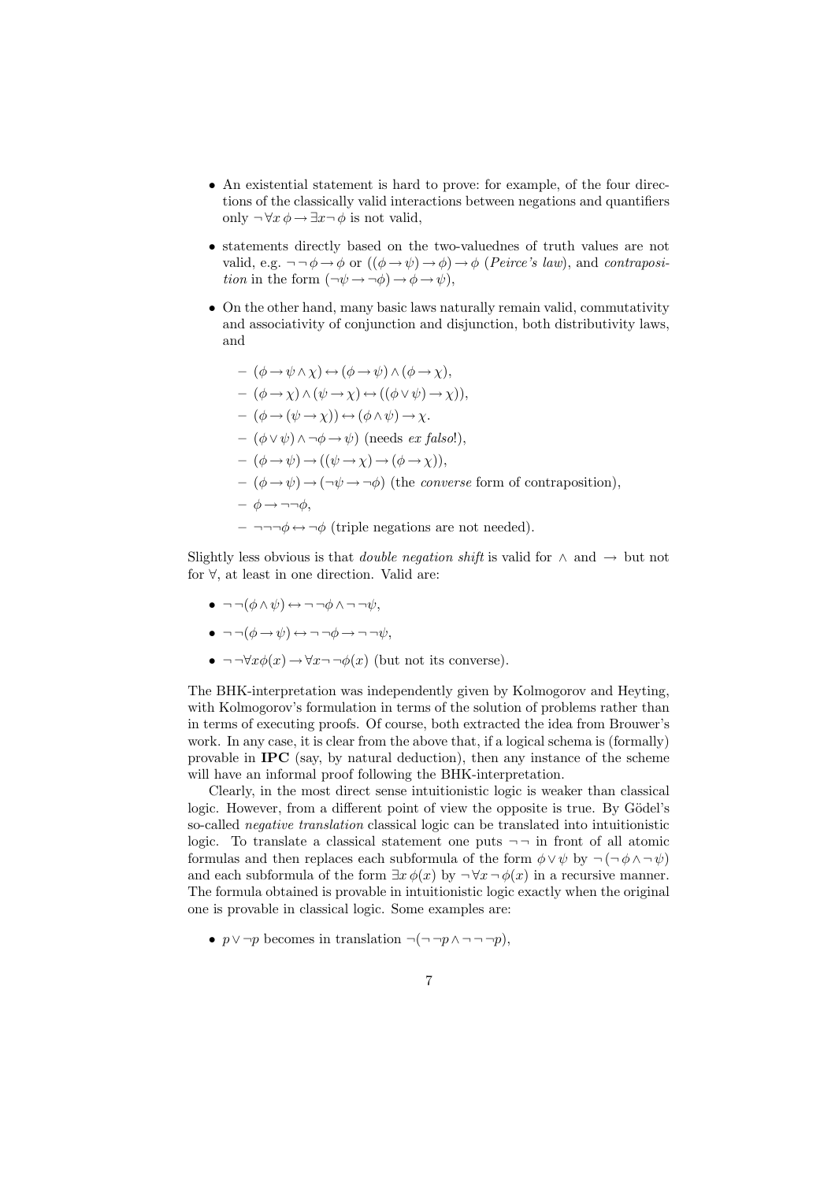- An existential statement is hard to prove: for example, of the four directions of the classically valid interactions between negations and quantifiers only $\neg \forall x\, \phi \rightarrow \exists x \neg\, \phi$ is not valid,
- statements directly based on the two-valuednes of truth values are not valid, e.g. $\neg\neg\, \phi \rightarrow \phi$ or $((\phi \rightarrow \psi) \rightarrow \phi) \rightarrow \phi$ (*Peirce's law*), and *contraposition* in the form $(\neg\psi \rightarrow \neg\phi) \rightarrow \phi \rightarrow \psi$),
- On the other hand, many basic laws naturally remain valid, commutativity and associativity of conjunction and disjunction, both distributivity laws, and
  - $(\phi \rightarrow \psi \wedge \chi) \leftrightarrow (\phi \rightarrow \psi) \wedge (\phi \rightarrow \chi)$,
  - $(\phi \rightarrow \chi) \wedge (\psi \rightarrow \chi) \leftrightarrow ((\phi \vee \psi) \rightarrow \chi))$,
  - $(\phi \rightarrow (\psi \rightarrow \chi)) \leftrightarrow (\phi \wedge \psi) \rightarrow \chi$.
  - $(\phi \vee \psi) \wedge \neg\phi \rightarrow \psi)$ (needs *ex falso*!),
  - $(\phi \rightarrow \psi) \rightarrow ((\psi \rightarrow \chi) \rightarrow (\phi \rightarrow \chi))$,
  - $(\phi \rightarrow \psi) \rightarrow (\neg\psi \rightarrow \neg\phi)$ (the *converse* form of contraposition),
  - $\phi \rightarrow \neg\neg\phi$,
  - $\neg\neg\neg\phi \leftrightarrow \neg\phi$ (triple negations are not needed).

Slightly less obvious is that *double negation shift* is valid for $\wedge$ and $\rightarrow$ but not for $\forall$, at least in one direction. Valid are:

- $\neg\neg(\phi \wedge \psi) \leftrightarrow \neg\neg\phi \wedge \neg\neg\psi$,
- $\neg\neg(\phi \rightarrow \psi) \leftrightarrow \neg\neg\phi \rightarrow \neg\neg\psi$,
- $\neg\neg\forall x \phi(x) \rightarrow \forall x \neg\neg\phi(x)$ (but not its converse).

The BHK-interpretation was independently given by Kolmogorov and Heyting, with Kolmogorov's formulation in terms of the solution of problems rather than in terms of executing proofs. Of course, both extracted the idea from Brouwer's work. In any case, it is clear from the above that, if a logical schema is (formally) provable in **IPC** (say, by natural deduction), then any instance of the scheme will have an informal proof following the BHK-interpretation.

Clearly, in the most direct sense intuitionistic logic is weaker than classical logic. However, from a different point of view the opposite is true. By Gödel's so-called *negative translation* classical logic can be translated into intuitionistic logic. To translate a classical statement one puts $\neg\neg$ in front of all atomic formulas and then replaces each subformula of the form $\phi \vee \psi$ by $\neg(\neg\,\phi \wedge \neg\,\psi)$ and each subformula of the form $\exists x\, \phi(x)$ by $\neg\forall x \neg\, \phi(x)$ in a recursive manner. The formula obtained is provable in intuitionistic logic exactly when the original one is provable in classical logic. Some examples are:

- $p \vee \neg p$ becomes in translation $\neg(\neg\neg p \wedge \neg\neg\neg p)$,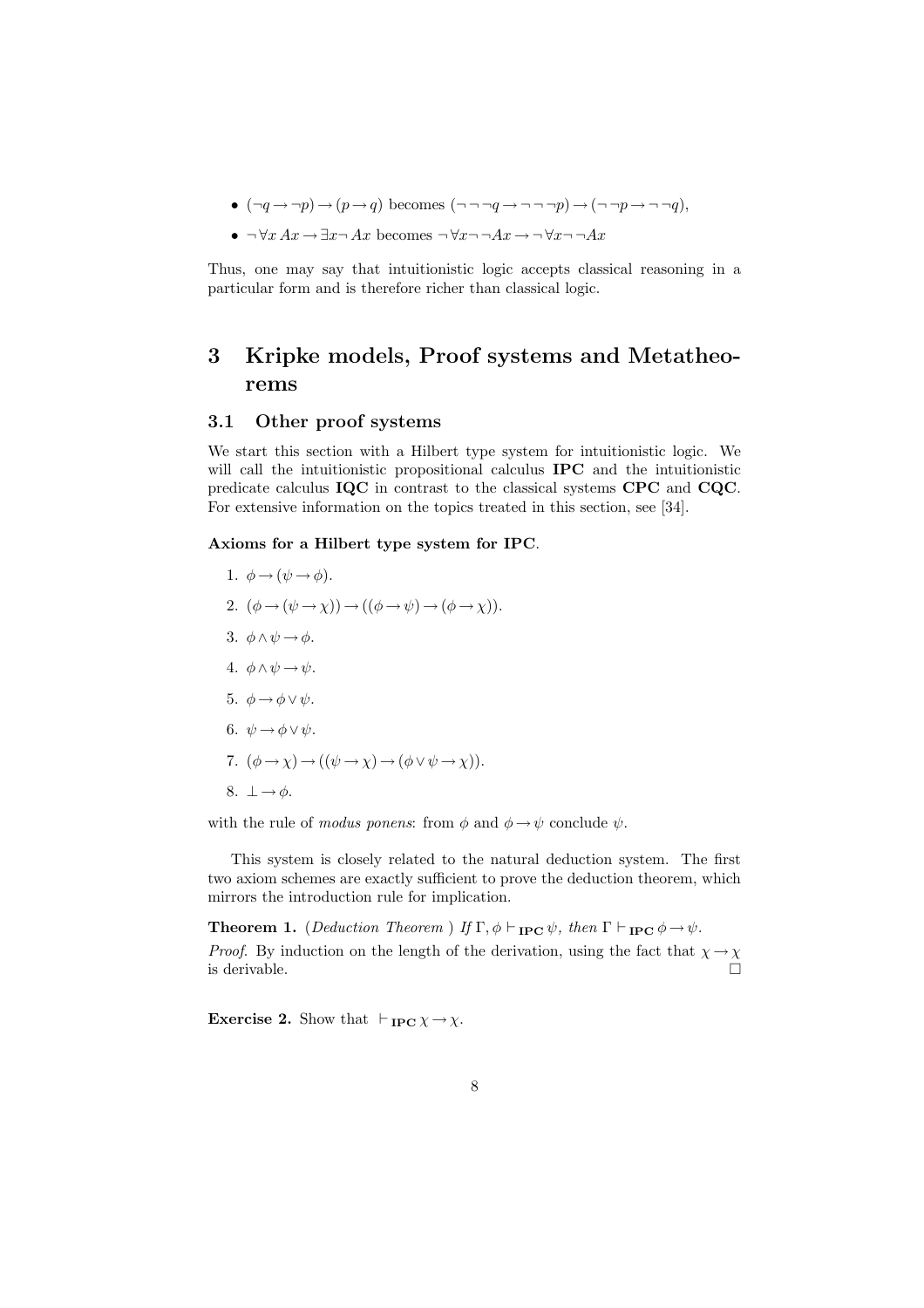- $(\neg q \to \neg p) \to (p \to q)$ becomes $(\neg\neg\neg q \to \neg\neg\neg p) \to (\neg\neg p \to \neg\neg q)$,
- $\neg \forall x\, Ax \to \exists x \neg\, Ax$ becomes $\neg \forall x \neg\neg Ax \to \neg \forall x \neg\neg Ax$

Thus, one may say that intuitionistic logic accepts classical reasoning in a particular form and is therefore richer than classical logic.

# 3 Kripke models, Proof systems and Metatheorems

## 3.1 Other proof systems

We start this section with a Hilbert type system for intuitionistic logic. We will call the intuitionistic propositional calculus **IPC** and the intuitionistic predicate calculus **IQC** in contrast to the classical systems **CPC** and **CQC**. For extensive information on the topics treated in this section, see [34].

**Axioms for a Hilbert type system for IPC**.

1. $\phi \to (\psi \to \phi)$.
2. $(\phi \to (\psi \to \chi)) \to ((\phi \to \psi) \to (\phi \to \chi))$.
3. $\phi \wedge \psi \to \phi$.
4. $\phi \wedge \psi \to \psi$.
5. $\phi \to \phi \vee \psi$.
6. $\psi \to \phi \vee \psi$.
7. $(\phi \to \chi) \to ((\psi \to \chi) \to (\phi \vee \psi \to \chi))$.
8. $\bot \to \phi$.

with the rule of *modus ponens*: from $\phi$ and $\phi \to \psi$ conclude $\psi$.

This system is closely related to the natural deduction system. The first two axiom schemes are exactly sufficient to prove the deduction theorem, which mirrors the introduction rule for implication.

**Theorem 1.** (*Deduction Theorem* ) *If* $\Gamma, \phi \vdash_{\mathbf{IPC}} \psi$, *then* $\Gamma \vdash_{\mathbf{IPC}} \phi \to \psi$.

*Proof.* By induction on the length of the derivation, using the fact that $\chi \to \chi$ is derivable. □

**Exercise 2.** Show that $\vdash_{\mathbf{IPC}} \chi \to \chi$.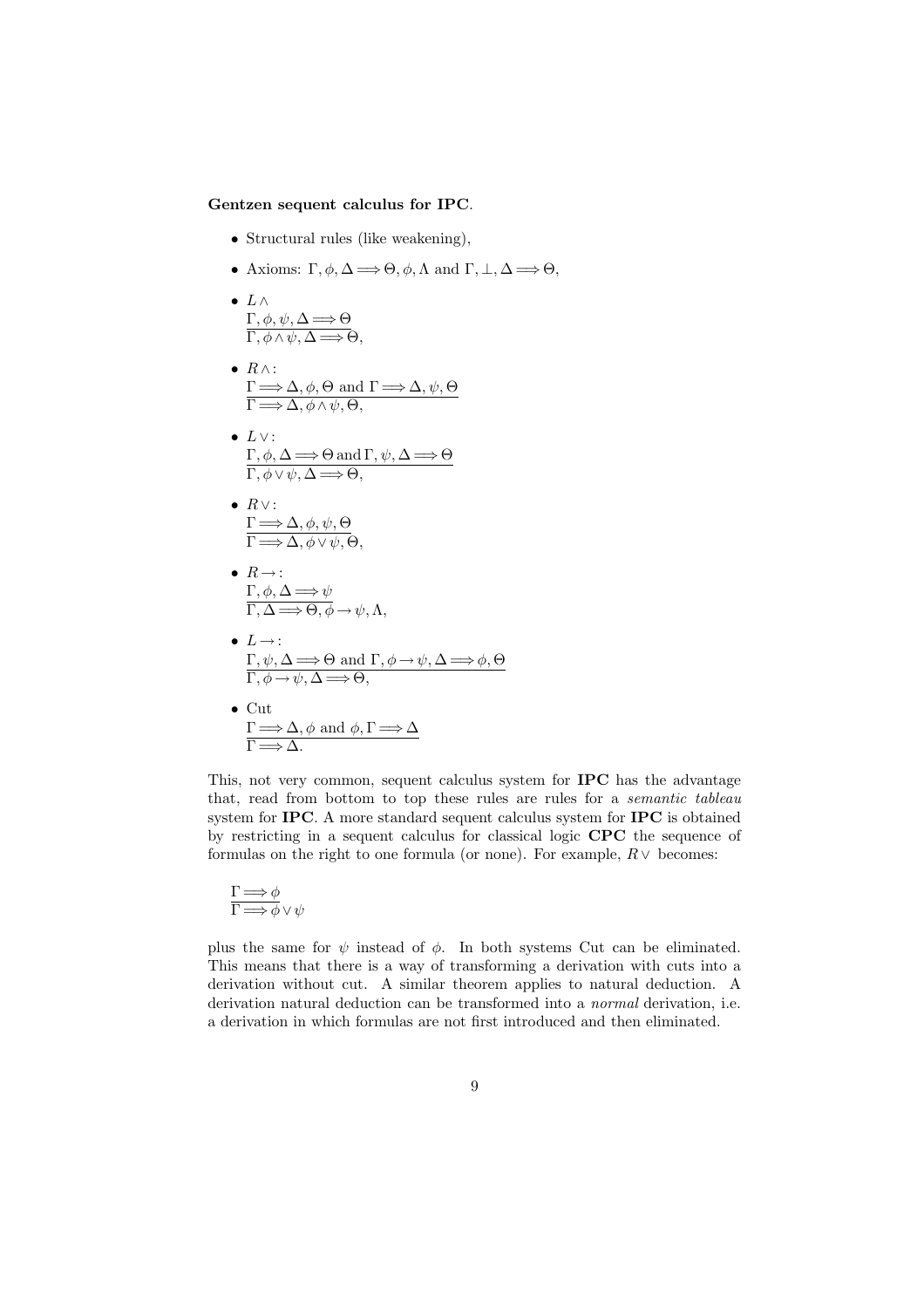**Gentzen sequent calculus for IPC**.

- Structural rules (like weakening),
- Axioms: $\Gamma, \phi, \Delta \Longrightarrow \Theta, \phi, \Lambda$ and $\Gamma, \bot, \Delta \Longrightarrow \Theta$,
- $L\wedge$
  $$\frac{\Gamma, \phi, \psi, \Delta \Longrightarrow \Theta}{\Gamma, \phi \wedge \psi, \Delta \Longrightarrow \Theta},$$
- $R\wedge$:
  $$\frac{\Gamma \Longrightarrow \Delta, \phi, \Theta \text{ and } \Gamma \Longrightarrow \Delta, \psi, \Theta}{\Gamma \Longrightarrow \Delta, \phi \wedge \psi, \Theta},$$
- $L\vee$:
  $$\frac{\Gamma, \phi, \Delta \Longrightarrow \Theta \,\text{and}\, \Gamma, \psi, \Delta \Longrightarrow \Theta}{\Gamma, \phi \vee \psi, \Delta \Longrightarrow \Theta},$$
- $R\vee$:
  $$\frac{\Gamma \Longrightarrow \Delta, \phi, \psi, \Theta}{\Gamma \Longrightarrow \Delta, \phi \vee \psi, \Theta},$$
- $R\rightarrow$:
  $$\frac{\Gamma, \phi, \Delta \Longrightarrow \psi}{\Gamma, \Delta \Longrightarrow \Theta, \phi \rightarrow \psi, \Lambda},$$
- $L\rightarrow$:
  $$\frac{\Gamma, \psi, \Delta \Longrightarrow \Theta \text{ and } \Gamma, \phi \rightarrow \psi, \Delta \Longrightarrow \phi, \Theta}{\Gamma, \phi \rightarrow \psi, \Delta \Longrightarrow \Theta},$$
- Cut
  $$\frac{\Gamma \Longrightarrow \Delta, \phi \text{ and } \phi, \Gamma \Longrightarrow \Delta}{\Gamma \Longrightarrow \Delta.}$$

This, not very common, sequent calculus system for **IPC** has the advantage that, read from bottom to top these rules are rules for a *semantic tableau* system for **IPC**. A more standard sequent calculus system for **IPC** is obtained by restricting in a sequent calculus for classical logic **CPC** the sequence of formulas on the right to one formula (or none). For example, $R\vee$ becomes:

$$\frac{\Gamma \Longrightarrow \phi}{\Gamma \Longrightarrow \phi \vee \psi}$$

plus the same for $\psi$ instead of $\phi$. In both systems Cut can be eliminated. This means that there is a way of transforming a derivation with cuts into a derivation without cut. A similar theorem applies to natural deduction. A derivation natural deduction can be transformed into a *normal* derivation, i.e. a derivation in which formulas are not first introduced and then eliminated.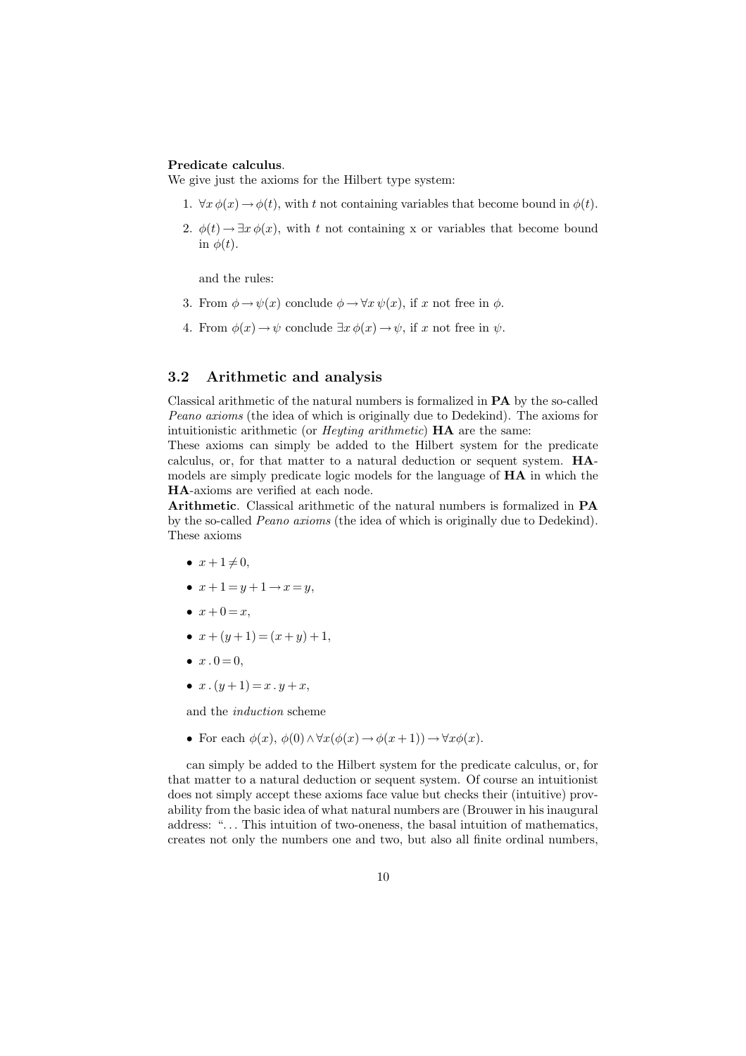**Predicate calculus**.
We give just the axioms for the Hilbert type system:

1. $\forall x\, \phi(x) \to \phi(t)$, with $t$ not containing variables that become bound in $\phi(t)$.
2. $\phi(t) \to \exists x\, \phi(x)$, with $t$ not containing x or variables that become bound in $\phi(t)$.

   and the rules:

3. From $\phi \to \psi(x)$ conclude $\phi \to \forall x\, \psi(x)$, if $x$ not free in $\phi$.
4. From $\phi(x) \to \psi$ conclude $\exists x\, \phi(x) \to \psi$, if $x$ not free in $\psi$.

## 3.2 Arithmetic and analysis

Classical arithmetic of the natural numbers is formalized in **PA** by the so-called *Peano axioms* (the idea of which is originally due to Dedekind). The axioms for intuitionistic arithmetic (or *Heyting arithmetic*) **HA** are the same:
These axioms can simply be added to the Hilbert system for the predicate calculus, or, for that matter to a natural deduction or sequent system. **HA**-models are simply predicate logic models for the language of **HA** in which the **HA**-axioms are verified at each node.
**Arithmetic**. Classical arithmetic of the natural numbers is formalized in **PA** by the so-called *Peano axioms* (the idea of which is originally due to Dedekind). These axioms

- $x + 1 \neq 0$,
- $x + 1 = y + 1 \to x = y$,
- $x + 0 = x$,
- $x + (y + 1) = (x + y) + 1$,
- $x \,.\, 0 = 0$,
- $x \,.\, (y + 1) = x \,.\, y + x$,

  and the *induction* scheme

- For each $\phi(x)$, $\phi(0) \wedge \forall x(\phi(x) \to \phi(x + 1)) \to \forall x \phi(x)$.

can simply be added to the Hilbert system for the predicate calculus, or, for that matter to a natural deduction or sequent system. Of course an intuitionist does not simply accept these axioms face value but checks their (intuitive) provability from the basic idea of what natural numbers are (Brouwer in his inaugural address: "... This intuition of two-oneness, the basal intuition of mathematics, creates not only the numbers one and two, but also all finite ordinal numbers,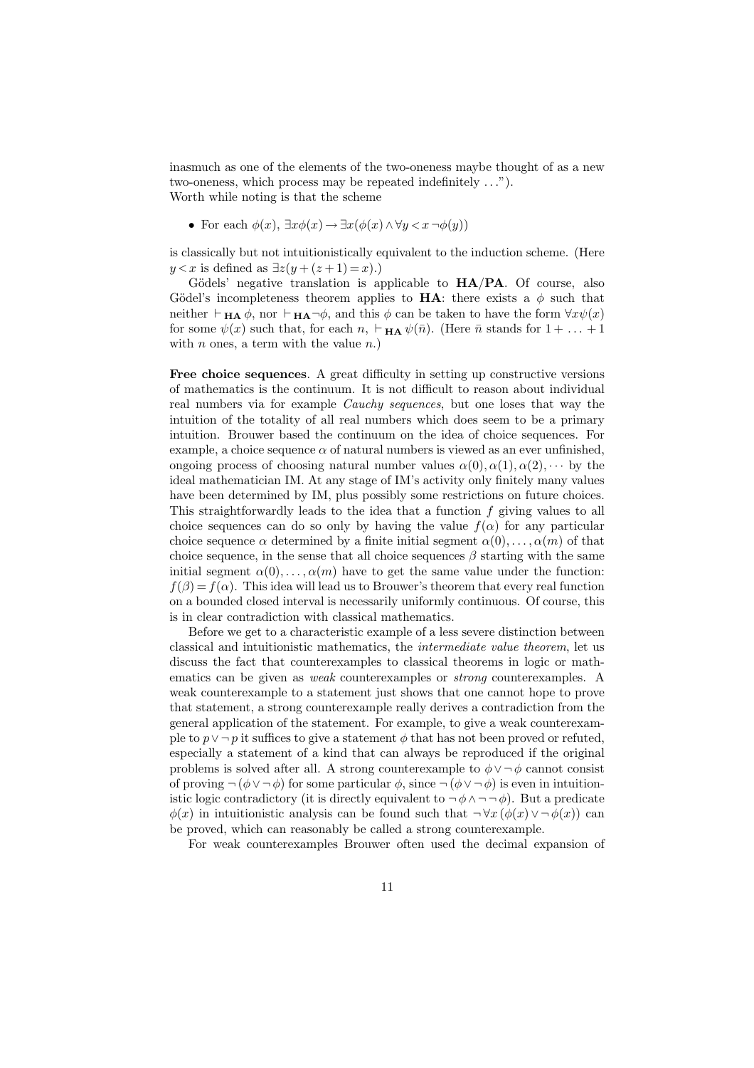inasmuch as one of the elements of the two-oneness maybe thought of as a new two-oneness, which process may be repeated indefinitely ...").
Worth while noting is that the scheme

- For each $\phi(x)$, $\exists x\phi(x) \rightarrow \exists x(\phi(x) \wedge \forall y < x \neg\phi(y))$

is classically but not intuitionistically equivalent to the induction scheme. (Here $y < x$ is defined as $\exists z(y + (z + 1) = x)$.)

Gödels' negative translation is applicable to **HA/PA**. Of course, also Gödel's incompleteness theorem applies to **HA**: there exists a $\phi$ such that neither $\vdash_{\mathbf{HA}} \phi$, nor $\vdash_{\mathbf{HA}} \neg\phi$, and this $\phi$ can be taken to have the form $\forall x\psi(x)$ for some $\psi(x)$ such that, for each $n$, $\vdash_{\mathbf{HA}} \psi(\bar{n})$. (Here $\bar{n}$ stands for $1 + \ldots + 1$ with $n$ ones, a term with the value $n$.)

**Free choice sequences**. A great difficulty in setting up constructive versions of mathematics is the continuum. It is not difficult to reason about individual real numbers via for example *Cauchy sequences*, but one loses that way the intuition of the totality of all real numbers which does seem to be a primary intuition. Brouwer based the continuum on the idea of choice sequences. For example, a choice sequence $\alpha$ of natural numbers is viewed as an ever unfinished, ongoing process of choosing natural number values $\alpha(0), \alpha(1), \alpha(2), \cdots$ by the ideal mathematician IM. At any stage of IM's activity only finitely many values have been determined by IM, plus possibly some restrictions on future choices. This straightforwardly leads to the idea that a function $f$ giving values to all choice sequences can do so only by having the value $f(\alpha)$ for any particular choice sequence $\alpha$ determined by a finite initial segment $\alpha(0), \ldots, \alpha(m)$ of that choice sequence, in the sense that all choice sequences $\beta$ starting with the same initial segment $\alpha(0), \ldots, \alpha(m)$ have to get the same value under the function: $f(\beta) = f(\alpha)$. This idea will lead us to Brouwer's theorem that every real function on a bounded closed interval is necessarily uniformly continuous. Of course, this is in clear contradiction with classical mathematics.

Before we get to a characteristic example of a less severe distinction between classical and intuitionistic mathematics, the *intermediate value theorem*, let us discuss the fact that counterexamples to classical theorems in logic or mathematics can be given as *weak* counterexamples or *strong* counterexamples. A weak counterexample to a statement just shows that one cannot hope to prove that statement, a strong counterexample really derives a contradiction from the general application of the statement. For example, to give a weak counterexample to $p \vee \neg p$ it suffices to give a statement $\phi$ that has not been proved or refuted, especially a statement of a kind that can always be reproduced if the original problems is solved after all. A strong counterexample to $\phi \vee \neg\phi$ cannot consist of proving $\neg(\phi \vee \neg\phi)$ for some particular $\phi$, since $\neg(\phi \vee \neg\phi)$ is even in intuitionistic logic contradictory (it is directly equivalent to $\neg\phi \wedge \neg\neg\phi$). But a predicate $\phi(x)$ in intuitionistic analysis can be found such that $\neg\forall x(\phi(x) \vee \neg\phi(x))$ can be proved, which can reasonably be called a strong counterexample.

For weak counterexamples Brouwer often used the decimal expansion of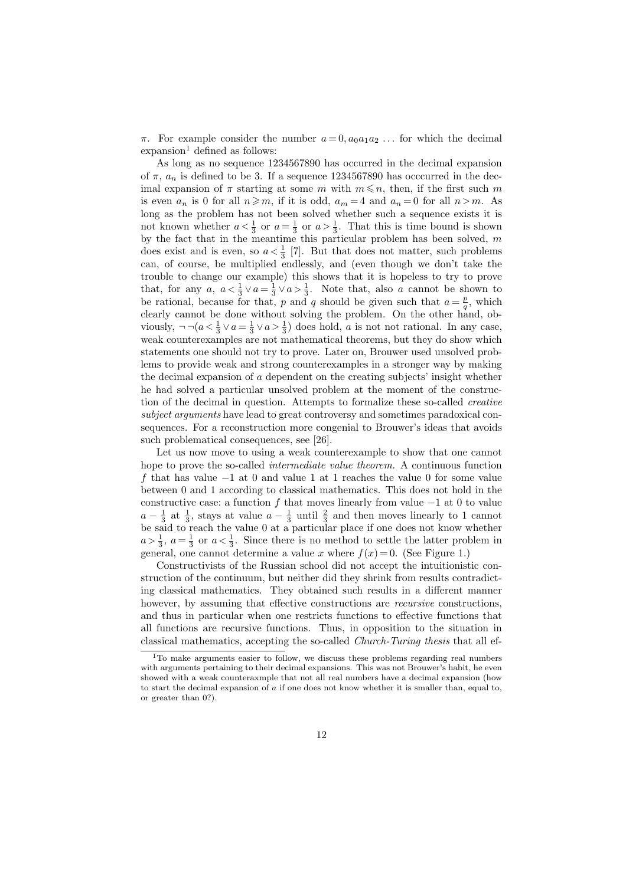$\pi$. For example consider the number $a = 0, a_0 a_1 a_2 \ldots$ for which the decimal expansion[1] defined as follows:

As long as no sequence 1234567890 has occurred in the decimal expansion of $\pi$, $a_n$ is defined to be 3. If a sequence 1234567890 has occcurred in the decimal expansion of $\pi$ starting at some $m$ with $m \leqslant n$, then, if the first such $m$ is even $a_n$ is 0 for all $n \geqslant m$, if it is odd, $a_m = 4$ and $a_n = 0$ for all $n > m$. As long as the problem has not been solved whether such a sequence exists it is not known whether $a < \frac{1}{3}$ or $a = \frac{1}{3}$ or $a > \frac{1}{3}$. That this is time bound is shown by the fact that in the meantime this particular problem has been solved, $m$ does exist and is even, so $a < \frac{1}{3}$ [7]. But that does not matter, such problems can, of course, be multiplied endlessly, and (even though we don't take the trouble to change our example) this shows that it is hopeless to try to prove that, for any $a$, $a < \frac{1}{3} \vee a = \frac{1}{3} \vee a > \frac{1}{3}$. Note that, also $a$ cannot be shown to be rational, because for that, $p$ and $q$ should be given such that $a = \frac{p}{q}$, which clearly cannot be done without solving the problem. On the other hand, obviously, $\neg\neg(a < \frac{1}{3} \vee a = \frac{1}{3} \vee a > \frac{1}{3})$ does hold, $a$ is not not rational. In any case, weak counterexamples are not mathematical theorems, but they do show which statements one should not try to prove. Later on, Brouwer used unsolved problems to provide weak and strong counterexamples in a stronger way by making the decimal expansion of $a$ dependent on the creating subjects' insight whether he had solved a particular unsolved problem at the moment of the construction of the decimal in question. Attempts to formalize these so-called *creative subject arguments* have lead to great controversy and sometimes paradoxical consequences. For a reconstruction more congenial to Brouwer's ideas that avoids such problematical consequences, see [26].

Let us now move to using a weak counterexample to show that one cannot hope to prove the so-called *intermediate value theorem*. A continuous function $f$ that has value $-1$ at 0 and value 1 at 1 reaches the value 0 for some value between 0 and 1 according to classical mathematics. This does not hold in the constructive case: a function $f$ that moves linearly from value $-1$ at 0 to value $a - \frac{1}{3}$ at $\frac{1}{3}$, stays at value $a - \frac{1}{3}$ until $\frac{2}{3}$ and then moves linearly to 1 cannot be said to reach the value 0 at a particular place if one does not know whether $a > \frac{1}{3}$, $a = \frac{1}{3}$ or $a < \frac{1}{3}$. Since there is no method to settle the latter problem in general, one cannot determine a value $x$ where $f(x) = 0$. (See Figure 1.)

Constructivists of the Russian school did not accept the intuitionistic construction of the continuum, but neither did they shrink from results contradicting classical mathematics. They obtained such results in a different manner however, by assuming that effective constructions are *recursive* constructions, and thus in particular when one restricts functions to effective functions that all functions are recursive functions. Thus, in opposition to the situation in classical mathematics, accepting the so-called *Church-Turing thesis* that all ef-

---

[1] To make arguments easier to follow, we discuss these problems regarding real numbers with arguments pertaining to their decimal expansions. This was not Brouwer's habit, he even showed with a weak counteraxmple that not all real numbers have a decimal expansion (how to start the decimal expansion of $a$ if one does not know whether it is smaller than, equal to, or greater than 0?).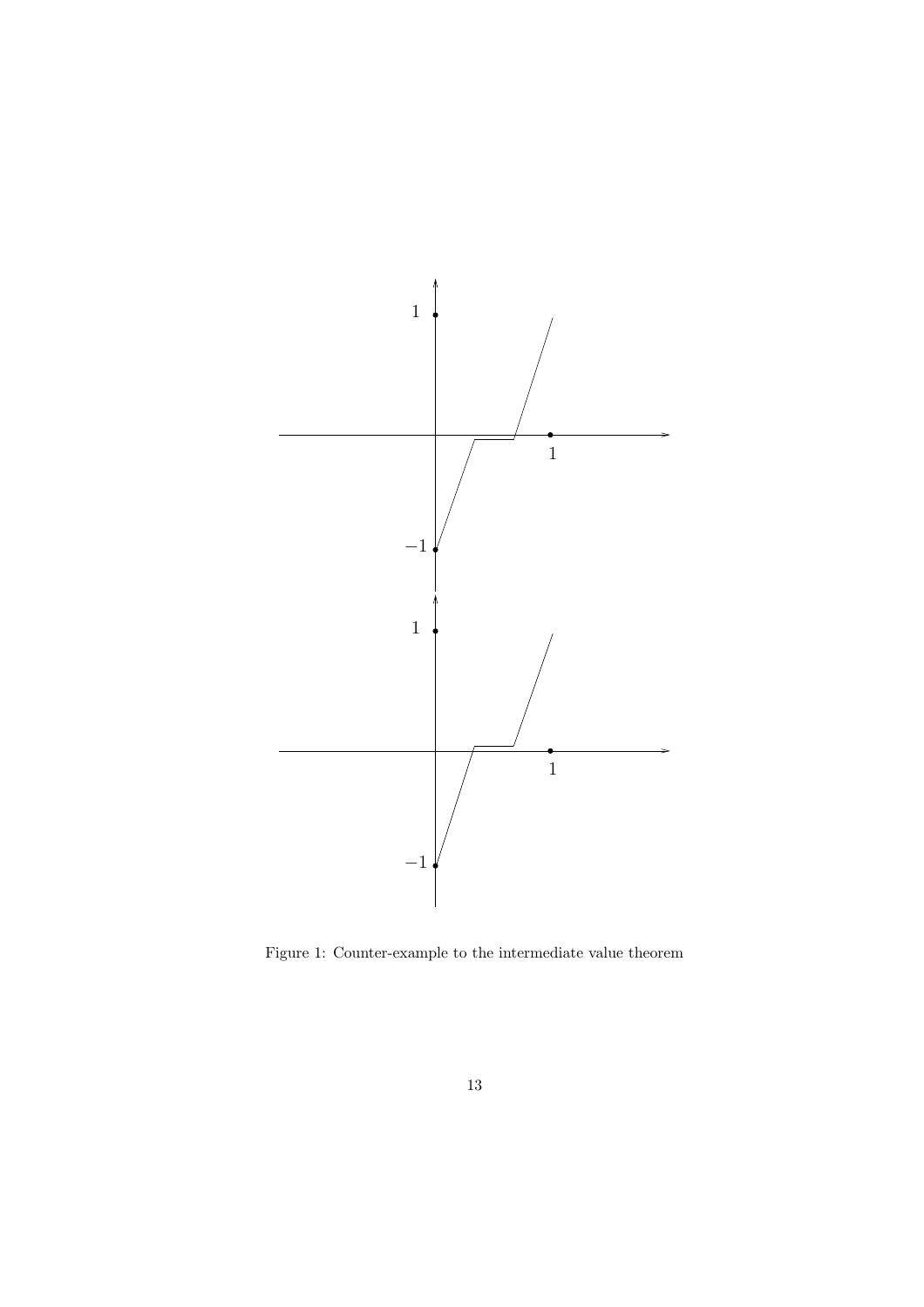Figure 1: Counter-example to the intermediate value theorem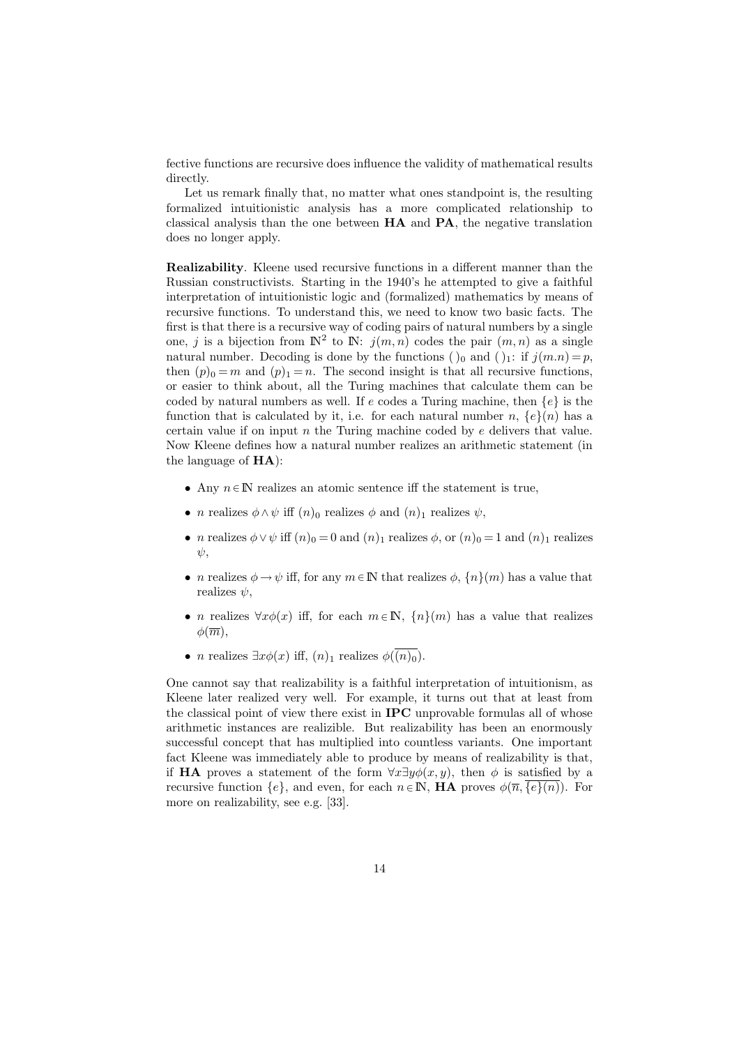fective functions are recursive does influence the validity of mathematical results directly.

Let us remark finally that, no matter what ones standpoint is, the resulting formalized intuitionistic analysis has a more complicated relationship to classical analysis than the one between **HA** and **PA**, the negative translation does no longer apply.

**Realizability**. Kleene used recursive functions in a different manner than the Russian constructivists. Starting in the 1940's he attempted to give a faithful interpretation of intuitionistic logic and (formalized) mathematics by means of recursive functions. To understand this, we need to know two basic facts. The first is that there is a recursive way of coding pairs of natural numbers by a single one, $j$ is a bijection from $\mathbb{N}^2$ to $\mathbb{N}$: $j(m,n)$ codes the pair $(m,n)$ as a single natural number. Decoding is done by the functions $(\,)_0$ and $(\,)_1$: if $j(m.n) = p$, then $(p)_0 = m$ and $(p)_1 = n$. The second insight is that all recursive functions, or easier to think about, all the Turing machines that calculate them can be coded by natural numbers as well. If $e$ codes a Turing machine, then $\{e\}$ is the function that is calculated by it, i.e. for each natural number $n$, $\{e\}(n)$ has a certain value if on input $n$ the Turing machine coded by $e$ delivers that value. Now Kleene defines how a natural number realizes an arithmetic statement (in the language of **HA**):

- Any $n \in \mathbb{N}$ realizes an atomic sentence iff the statement is true,
- $n$ realizes $\phi \wedge \psi$ iff $(n)_0$ realizes $\phi$ and $(n)_1$ realizes $\psi$,
- $n$ realizes $\phi \vee \psi$ iff $(n)_0 = 0$ and $(n)_1$ realizes $\phi$, or $(n)_0 = 1$ and $(n)_1$ realizes $\psi$,
- $n$ realizes $\phi \rightarrow \psi$ iff, for any $m \in \mathbb{N}$ that realizes $\phi$, $\{n\}(m)$ has a value that realizes $\psi$,
- $n$ realizes $\forall x \phi(x)$ iff, for each $m \in \mathbb{N}$, $\{n\}(m)$ has a value that realizes $\phi(\overline{m})$,
- $n$ realizes $\exists x \phi(x)$ iff, $(n)_1$ realizes $\phi(\overline{(n)_0})$.

One cannot say that realizability is a faithful interpretation of intuitionism, as Kleene later realized very well. For example, it turns out that at least from the classical point of view there exist in **IPC** unprovable formulas all of whose arithmetic instances are realizible. But realizability has been an enormously successful concept that has multiplied into countless variants. One important fact Kleene was immediately able to produce by means of realizability is that, if **HA** proves a statement of the form $\forall x \exists y \phi(x,y)$, then $\phi$ is satisfied by a recursive function $\{e\}$, and even, for each $n \in \mathbb{N}$, **HA** proves $\phi(\overline{n}, \overline{\{e\}(n)})$. For more on realizability, see e.g. [33].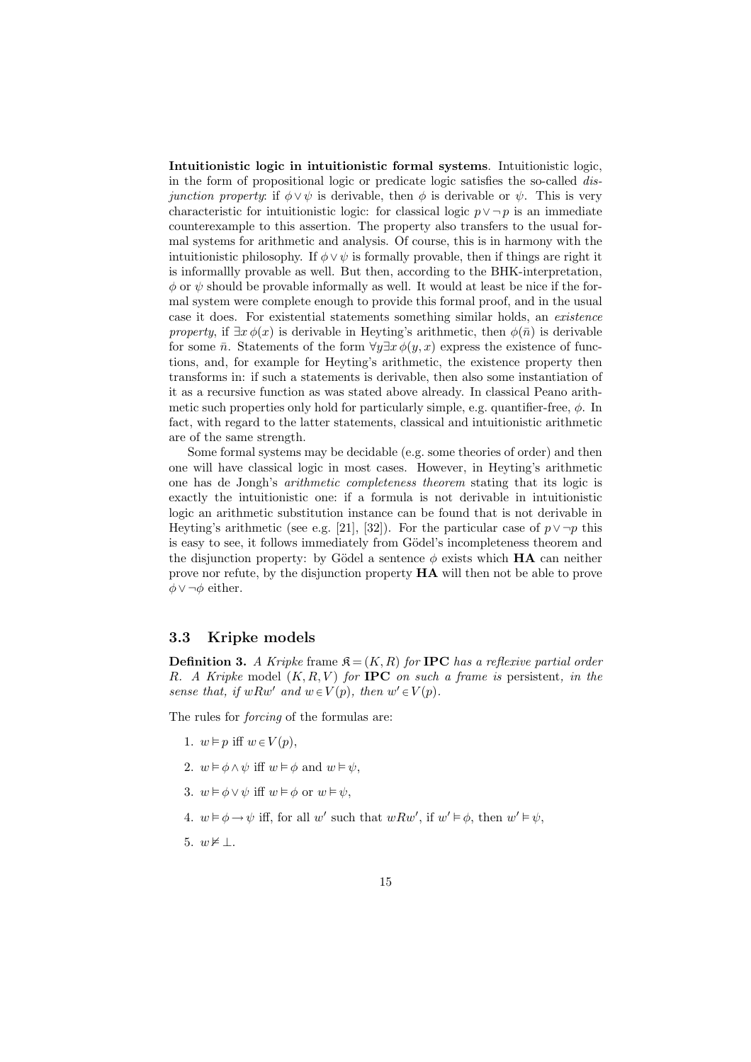**Intuitionistic logic in intuitionistic formal systems**. Intuitionistic logic, in the form of propositional logic or predicate logic satisfies the so-called *disjunction property*: if $\phi \vee \psi$ is derivable, then $\phi$ is derivable or $\psi$. This is very characteristic for intuitionistic logic: for classical logic $p \vee \neg p$ is an immediate counterexample to this assertion. The property also transfers to the usual formal systems for arithmetic and analysis. Of course, this is in harmony with the intuitionistic philosophy. If $\phi \vee \psi$ is formally provable, then if things are right it is informallly provable as well. But then, according to the BHK-interpretation, $\phi$ or $\psi$ should be provable informally as well. It would at least be nice if the formal system were complete enough to provide this formal proof, and in the usual case it does. For existential statements something similar holds, an *existence property*, if $\exists x\, \phi(x)$ is derivable in Heyting's arithmetic, then $\phi(\bar{n})$ is derivable for some $\bar{n}$. Statements of the form $\forall y \exists x\, \phi(y, x)$ express the existence of functions, and, for example for Heyting's arithmetic, the existence property then transforms in: if such a statements is derivable, then also some instantiation of it as a recursive function as was stated above already. In classical Peano arithmetic such properties only hold for particularly simple, e.g. quantifier-free, $\phi$. In fact, with regard to the latter statements, classical and intuitionistic arithmetic are of the same strength.

Some formal systems may be decidable (e.g. some theories of order) and then one will have classical logic in most cases. However, in Heyting's arithmetic one has de Jongh's *arithmetic completeness theorem* stating that its logic is exactly the intuitionistic one: if a formula is not derivable in intuitionistic logic an arithmetic substitution instance can be found that is not derivable in Heyting's arithmetic (see e.g. [21], [32]). For the particular case of $p \vee \neg p$ this is easy to see, it follows immediately from Gödel's incompleteness theorem and the disjunction property: by Gödel a sentence $\phi$ exists which **HA** can neither prove nor refute, by the disjunction property **HA** will then not be able to prove $\phi \vee \neg \phi$ either.

### 3.3 Kripke models

**Definition 3.** *A Kripke frame $\mathfrak{K} = (K, R)$ for **IPC** has a reflexive partial order $R$. A Kripke model $(K, R, V)$ for **IPC** on such a frame is persistent, in the sense that, if $wRw'$ and $w \in V(p)$, then $w' \in V(p)$.*

The rules for *forcing* of the formulas are:

1. $w \vDash p$ iff $w \in V(p)$,
2. $w \vDash \phi \wedge \psi$ iff $w \vDash \phi$ and $w \vDash \psi$,
3. $w \vDash \phi \vee \psi$ iff $w \vDash \phi$ or $w \vDash \psi$,
4. $w \vDash \phi \to \psi$ iff, for all $w'$ such that $wRw'$, if $w' \vDash \phi$, then $w' \vDash \psi$,
5. $w \nvDash \bot$.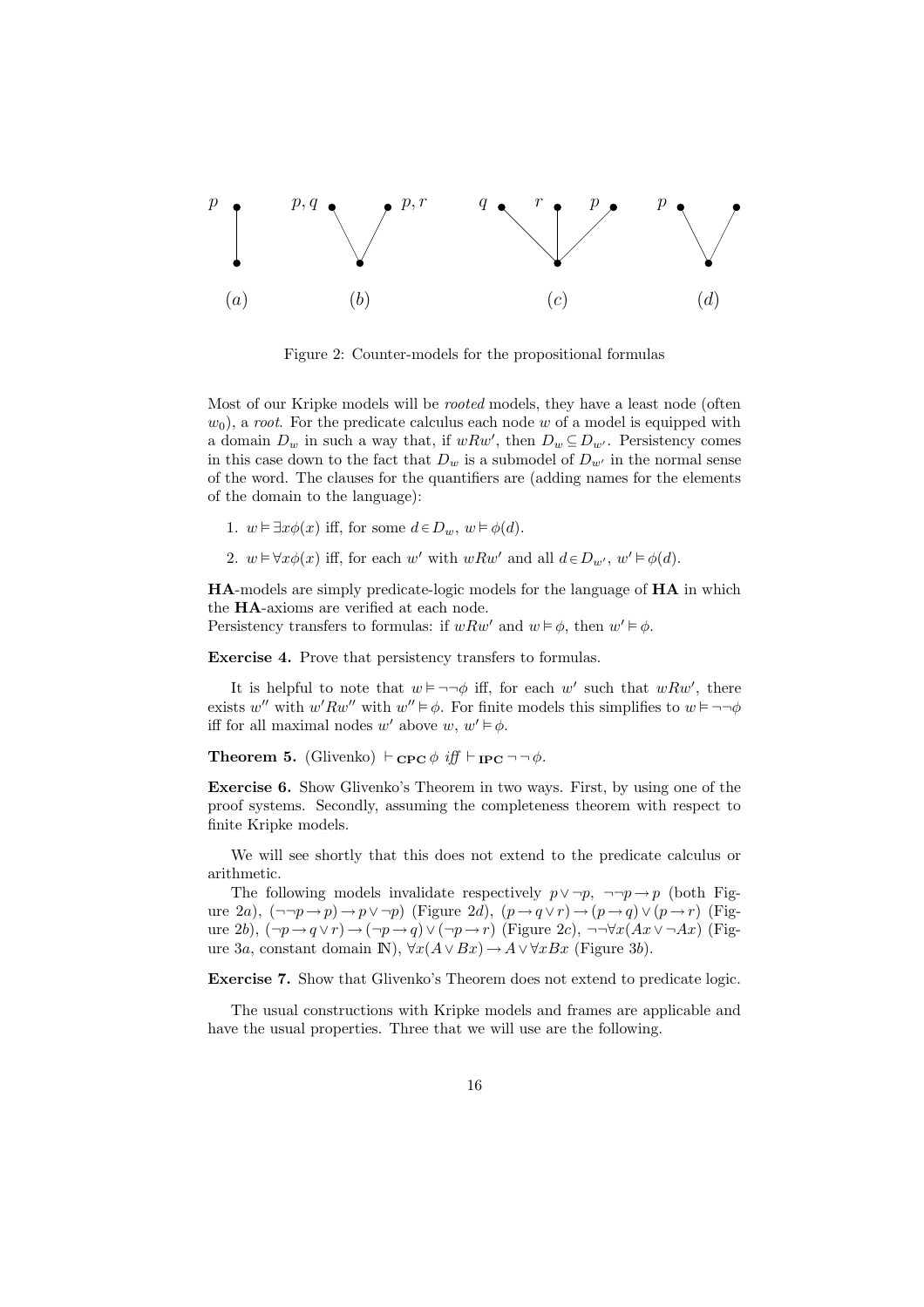Figure 2: Counter-models for the propositional formulas

Most of our Kripke models will be *rooted* models, they have a least node (often $w_0$), a *root*. For the predicate calculus each node $w$ of a model is equipped with a domain $D_w$ in such a way that, if $wRw'$, then $D_w \subseteq D_{w'}$. Persistency comes in this case down to the fact that $D_w$ is a submodel of $D_{w'}$ in the normal sense of the word. The clauses for the quantifiers are (adding names for the elements of the domain to the language):

1. $w \vDash \exists x\phi(x)$ iff, for some $d \in D_w$, $w \vDash \phi(d)$.
2. $w \vDash \forall x\phi(x)$ iff, for each $w'$ with $wRw'$ and all $d \in D_{w'}$, $w' \vDash \phi(d)$.

**HA**-models are simply predicate-logic models for the language of **HA** in which the **HA**-axioms are verified at each node.
Persistency transfers to formulas: if $wRw'$ and $w \vDash \phi$, then $w' \vDash \phi$.

**Exercise 4.** Prove that persistency transfers to formulas.

It is helpful to note that $w \vDash \neg\neg\phi$ iff, for each $w'$ such that $wRw'$, there exists $w''$ with $w'Rw''$ with $w'' \vDash \phi$. For finite models this simplifies to $w \vDash \neg\neg\phi$ iff for all maximal nodes $w'$ above $w$, $w' \vDash \phi$.

**Theorem 5.** (Glivenko) $\vdash_{\mathbf{CPC}} \phi$ *iff* $\vdash_{\mathbf{IPC}} \neg\neg\phi$.

**Exercise 6.** Show Glivenko's Theorem in two ways. First, by using one of the proof systems. Secondly, assuming the completeness theorem with respect to finite Kripke models.

We will see shortly that this does not extend to the predicate calculus or arithmetic.

The following models invalidate respectively $p \vee \neg p$, $\neg\neg p \to p$ (both Figure 2$a$), $(\neg\neg p \to p) \to p \vee \neg p)$ (Figure 2$d$), $(p \to q \vee r) \to (p \to q) \vee (p \to r)$ (Figure 2$b$), $(\neg p \to q \vee r) \to (\neg p \to q) \vee (\neg p \to r)$ (Figure 2$c$), $\neg\neg\forall x(Ax \vee \neg Ax)$ (Figure 3$a$, constant domain $\mathbb{N}$), $\forall x(A \vee Bx) \to A \vee \forall x Bx$ (Figure 3$b$).

**Exercise 7.** Show that Glivenko's Theorem does not extend to predicate logic.

The usual constructions with Kripke models and frames are applicable and have the usual properties. Three that we will use are the following.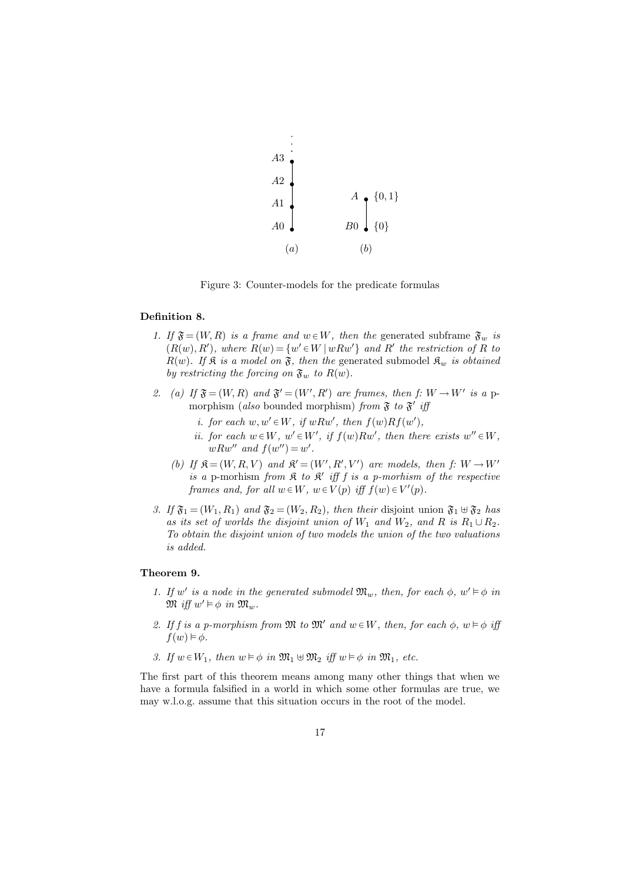Figure 3: Counter-models for the predicate formulas

**Definition 8.**

1. *If $\mathfrak{F} = (W, R)$ is a frame and $w \in W$, then the* generated subframe *$\mathfrak{F}_w$ is $(R(w), R')$, where $R(w) = \{w' \in W \mid wRw'\}$ and $R'$ the restriction of $R$ to $R(w)$. If $\mathfrak{K}$ is a model on $\mathfrak{F}$, then the* generated submodel *$\mathfrak{K}_w$ is obtained by restricting the forcing on $\mathfrak{F}_w$ to $R(w)$.*

2. (a) *If $\mathfrak{F} = (W, R)$ and $\mathfrak{F}' = (W', R')$ are frames, then $f$: $W \to W'$ is a* p-morphism (*also* bounded morphism) *from $\mathfrak{F}$ to $\mathfrak{F}'$ iff*
   
   i. *for each $w, w' \in W$, if $wRw'$, then $f(w)Rf(w')$,*
   
   ii. *for each $w \in W$, $w' \in W'$, if $f(w)Rw'$, then there exists $w'' \in W$, $wRw''$ and $f(w'') = w'$.*
   
   (b) *If $\mathfrak{K} = (W, R, V)$ and $\mathfrak{K}' = (W', R', V')$ are models, then $f$: $W \to W'$ is a* p-morhism *from $\mathfrak{K}$ to $\mathfrak{K}'$ iff $f$ is a p-morhism of the respective frames and, for all $w \in W$, $w \in V(p)$ iff $f(w) \in V'(p)$.*

3. *If $\mathfrak{F}_1 = (W_1, R_1)$ and $\mathfrak{F}_2 = (W_2, R_2)$, then their* disjoint union *$\mathfrak{F}_1 \uplus \mathfrak{F}_2$ has as its set of worlds the disjoint union of $W_1$ and $W_2$, and $R$ is $R_1 \cup R_2$. To obtain the disjoint union of two models the union of the two valuations is added.*

**Theorem 9.**

1. *If $w'$ is a node in the generated submodel $\mathfrak{M}_w$, then, for each $\phi$, $w' \models \phi$ in $\mathfrak{M}$ iff $w' \models \phi$ in $\mathfrak{M}_w$.*

2. *If $f$ is a p-morphism from $\mathfrak{M}$ to $\mathfrak{M}'$ and $w \in W$, then, for each $\phi$, $w \models \phi$ iff $f(w) \models \phi$.*

3. *If $w \in W_1$, then $w \models \phi$ in $\mathfrak{M}_1 \uplus \mathfrak{M}_2$ iff $w \models \phi$ in $\mathfrak{M}_1$, etc.*

The first part of this theorem means among many other things that when we have a formula falsified in a world in which some other formulas are true, we may w.l.o.g. assume that this situation occurs in the root of the model.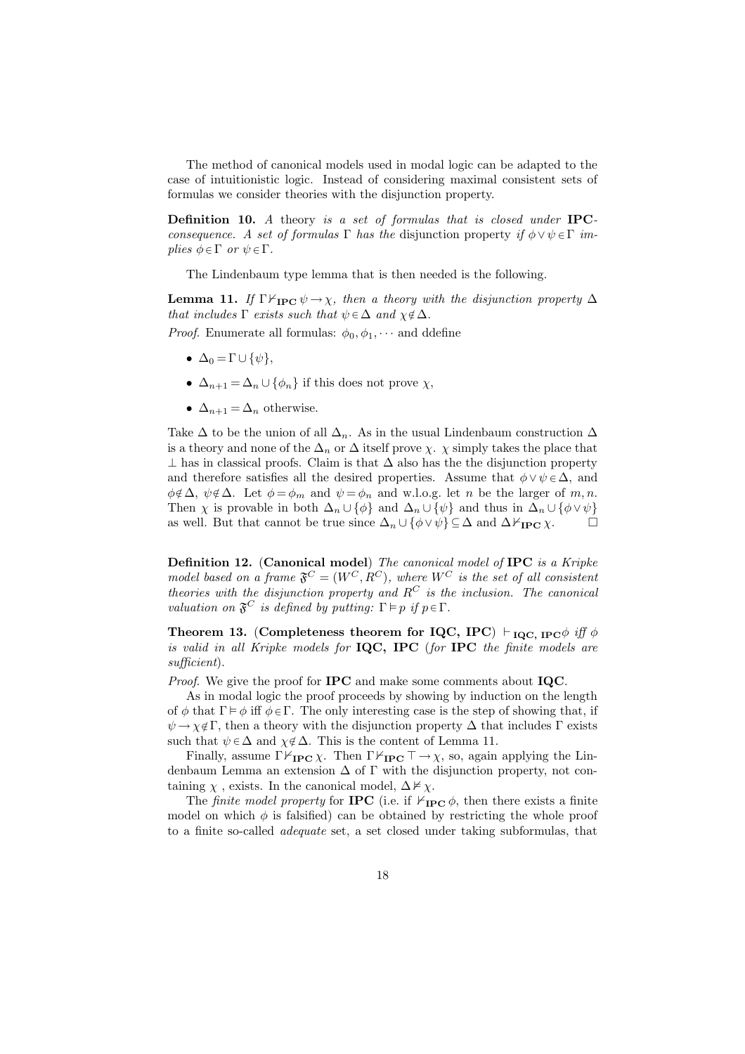The method of canonical models used in modal logic can be adapted to the case of intuitionistic logic. Instead of considering maximal consistent sets of formulas we consider theories with the disjunction property.

**Definition 10.** *A* theory *is a set of formulas that is closed under* **IPC***-consequence. A set of formulas* $\Gamma$ *has the* disjunction property *if* $\phi \vee \psi \in \Gamma$ *implies* $\phi \in \Gamma$ *or* $\psi \in \Gamma$.

The Lindenbaum type lemma that is then needed is the following.

**Lemma 11.** *If* $\Gamma \nvdash_{\mathbf{IPC}} \psi \to \chi$, *then a theory with the disjunction property* $\Delta$ *that includes* $\Gamma$ *exists such that* $\psi \in \Delta$ *and* $\chi \notin \Delta$.

*Proof.* Enumerate all formulas: $\phi_0, \phi_1, \cdots$ and ddefine

- $\Delta_0 = \Gamma \cup \{\psi\}$,
- $\Delta_{n+1} = \Delta_n \cup \{\phi_n\}$ if this does not prove $\chi$,
- $\Delta_{n+1} = \Delta_n$ otherwise.

Take $\Delta$ to be the union of all $\Delta_n$. As in the usual Lindenbaum construction $\Delta$ is a theory and none of the $\Delta_n$ or $\Delta$ itself prove $\chi$. $\chi$ simply takes the place that $\perp$ has in classical proofs. Claim is that $\Delta$ also has the the disjunction property and therefore satisfies all the desired properties. Assume that $\phi \vee \psi \in \Delta$, and $\phi \notin \Delta$, $\psi \notin \Delta$. Let $\phi = \phi_m$ and $\psi = \phi_n$ and w.l.o.g. let $n$ be the larger of $m, n$. Then $\chi$ is provable in both $\Delta_n \cup \{\phi\}$ and $\Delta_n \cup \{\psi\}$ and thus in $\Delta_n \cup \{\phi \vee \psi\}$ as well. But that cannot be true since $\Delta_n \cup \{\phi \vee \psi\} \subseteq \Delta$ and $\Delta \nvdash_{\mathbf{IPC}} \chi$. $\Box$

**Definition 12.** (**Canonical model**) *The canonical model of* **IPC** *is a Kripke model based on a frame* $\mathfrak{F}^C = (W^C, R^C)$, *where* $W^C$ *is the set of all consistent theories with the disjunction property and* $R^C$ *is the inclusion. The canonical valuation on* $\mathfrak{F}^C$ *is defined by putting:* $\Gamma \vDash p$ *if* $p \in \Gamma$.

**Theorem 13.** (**Completeness theorem for IQC, IPC**) $\vdash_{\mathbf{IQC,\ IPC}} \phi$ *iff* $\phi$ *is valid in all Kripke models for* **IQC, IPC** (*for* **IPC** *the finite models are sufficient*).

*Proof.* We give the proof for **IPC** and make some comments about **IQC**.

As in modal logic the proof proceeds by showing by induction on the length of $\phi$ that $\Gamma \vDash \phi$ iff $\phi \in \Gamma$. The only interesting case is the step of showing that, if $\psi \to \chi \notin \Gamma$, then a theory with the disjunction property $\Delta$ that includes $\Gamma$ exists such that $\psi \in \Delta$ and $\chi \notin \Delta$. This is the content of Lemma 11.

Finally, assume $\Gamma \nvdash_{\mathbf{IPC}} \chi$. Then $\Gamma \nvdash_{\mathbf{IPC}} \top \to \chi$, so, again applying the Lindenbaum Lemma an extension $\Delta$ of $\Gamma$ with the disjunction property, not containing $\chi$ , exists. In the canonical model, $\Delta \nvDash \chi$.

The *finite model property* for **IPC** (i.e. if $\nvdash_{\mathbf{IPC}} \phi$, then there exists a finite model on which $\phi$ is falsified) can be obtained by restricting the whole proof to a finite so-called *adequate* set, a set closed under taking subformulas, that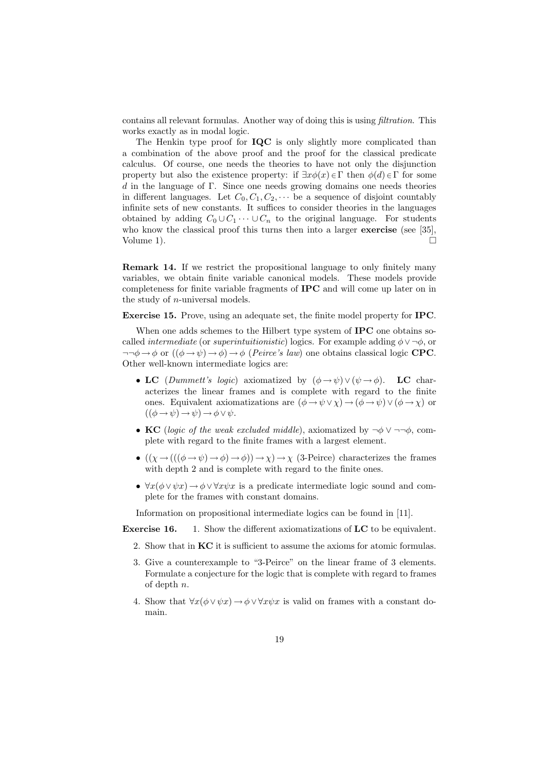contains all relevant formulas. Another way of doing this is using *filtration*. This works exactly as in modal logic.

The Henkin type proof for **IQC** is only slightly more complicated than a combination of the above proof and the proof for the classical predicate calculus. Of course, one needs the theories to have not only the disjunction property but also the existence property: if $\exists x\phi(x) \in \Gamma$ then $\phi(d) \in \Gamma$ for some $d$ in the language of $\Gamma$. Since one needs growing domains one needs theories in different languages. Let $C_0, C_1, C_2, \cdots$ be a sequence of disjoint countably infinite sets of new constants. It suffices to consider theories in the languages obtained by adding $C_0 \cup C_1 \cdots \cup C_n$ to the original language. For students who know the classical proof this turns then into a larger **exercise** (see [35], Volume 1). $\square$

**Remark 14.** If we restrict the propositional language to only finitely many variables, we obtain finite variable canonical models. These models provide completeness for finite variable fragments of **IPC** and will come up later on in the study of $n$-universal models.

**Exercise 15.** Prove, using an adequate set, the finite model property for **IPC**.

When one adds schemes to the Hilbert type system of **IPC** one obtains so-called *intermediate* (or *superintuitionistic*) logics. For example adding $\phi \vee \neg\phi$, or $\neg\neg\phi \to \phi$ or $((\phi \to \psi) \to \phi) \to \phi$ (*Peirce's law*) one obtains classical logic **CPC**. Other well-known intermediate logics are:

- **LC** (*Dummett's logic*) axiomatized by $(\phi \to \psi) \vee (\psi \to \phi)$. **LC** characterizes the linear frames and is complete with regard to the finite ones. Equivalent axiomatizations are $(\phi \to \psi \vee \chi) \to (\phi \to \psi) \vee (\phi \to \chi)$ or $((\phi \to \psi) \to \psi) \to \phi \vee \psi$.
- **KC** (*logic of the weak excluded middle*), axiomatized by $\neg\phi \vee \neg\neg\phi$, complete with regard to the finite frames with a largest element.
- $((\chi \to (((\phi \to \psi) \to \phi) \to \phi)) \to \chi) \to \chi$ (3-Peirce) characterizes the frames with depth 2 and is complete with regard to the finite ones.
- $\forall x(\phi \vee \psi x) \to \phi \vee \forall x\psi x$ is a predicate intermediate logic sound and complete for the frames with constant domains.

Information on propositional intermediate logics can be found in [11].

**Exercise 16.**

1. Show the different axiomatizations of **LC** to be equivalent.
2. Show that in **KC** it is sufficient to assume the axioms for atomic formulas.
3. Give a counterexample to "3-Peirce" on the linear frame of 3 elements. Formulate a conjecture for the logic that is complete with regard to frames of depth $n$.
4. Show that $\forall x(\phi \vee \psi x) \to \phi \vee \forall x\psi x$ is valid on frames with a constant domain.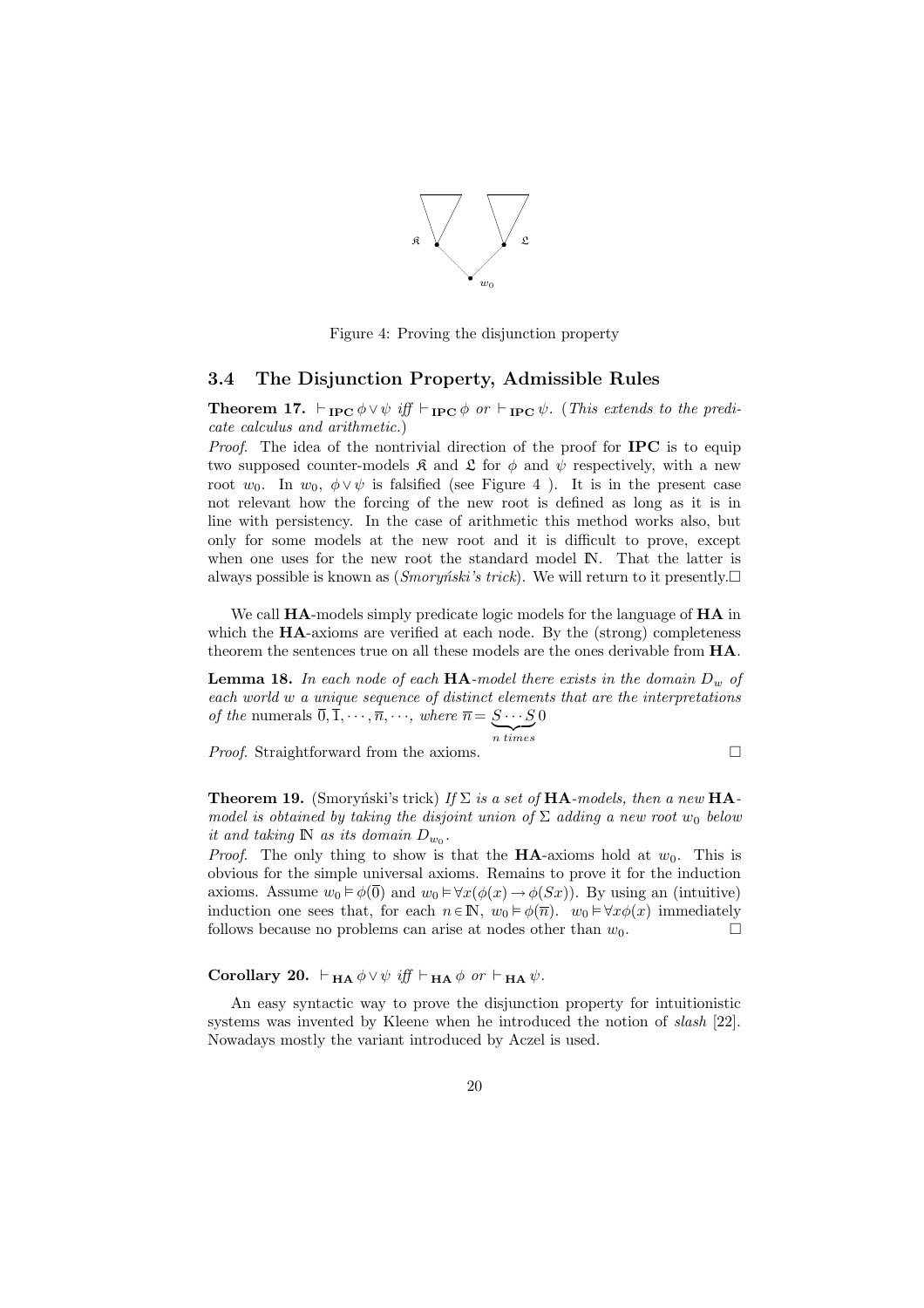Figure 4: Proving the disjunction property

### 3.4 The Disjunction Property, Admissible Rules

**Theorem 17.** $\vdash_{\mathbf{IPC}} \phi \vee \psi$ *iff* $\vdash_{\mathbf{IPC}} \phi$ *or* $\vdash_{\mathbf{IPC}} \psi$. (*This extends to the predicate calculus and arithmetic.*)

*Proof.* The idea of the nontrivial direction of the proof for **IPC** is to equip two supposed counter-models $\mathfrak{K}$ and $\mathfrak{L}$ for $\phi$ and $\psi$ respectively, with a new root $w_0$. In $w_0$, $\phi \vee \psi$ is falsified (see Figure 4 ). It is in the present case not relevant how the forcing of the new root is defined as long as it is in line with persistency. In the case of arithmetic this method works also, but only for some models at the new root and it is difficult to prove, except when one uses for the new root the standard model $\mathbb{N}$. That the latter is always possible is known as (*Smoryński's trick*). We will return to it presently.$\square$

We call **HA**-models simply predicate logic models for the language of **HA** in which the **HA**-axioms are verified at each node. By the (strong) completeness theorem the sentences true on all these models are the ones derivable from **HA**.

**Lemma 18.** *In each node of each* **HA**-*model there exists in the domain* $D_w$ *of each world* $w$ *a unique sequence of distinct elements that are the interpretations of the* numerals $\overline{0}, \overline{1}, \cdots, \overline{n}, \cdots$, *where* $\overline{n} = \underbrace{S \cdots S}_{n\ times} 0$

*Proof.* Straightforward from the axioms. $\square$

**Theorem 19.** (Smoryński's trick) *If* $\Sigma$ *is a set of* **HA**-*models, then a new* **HA**-*model is obtained by taking the disjoint union of* $\Sigma$ *adding a new root* $w_0$ *below it and taking* $\mathbb{N}$ *as its domain* $D_{w_0}$.

*Proof.* The only thing to show is that the **HA**-axioms hold at $w_0$. This is obvious for the simple universal axioms. Remains to prove it for the induction axioms. Assume $w_0 \vDash \phi(\overline{0})$ and $w_0 \vDash \forall x(\phi(x) \to \phi(Sx))$. By using an (intuitive) induction one sees that, for each $n \in \mathbb{N}$, $w_0 \vDash \phi(\overline{n})$. $w_0 \vDash \forall x \phi(x)$ immediately follows because no problems can arise at nodes other than $w_0$. $\square$

**Corollary 20.** $\vdash_{\mathbf{HA}} \phi \vee \psi$ *iff* $\vdash_{\mathbf{HA}} \phi$ *or* $\vdash_{\mathbf{HA}} \psi$.

An easy syntactic way to prove the disjunction property for intuitionistic systems was invented by Kleene when he introduced the notion of *slash* [22]. Nowadays mostly the variant introduced by Aczel is used.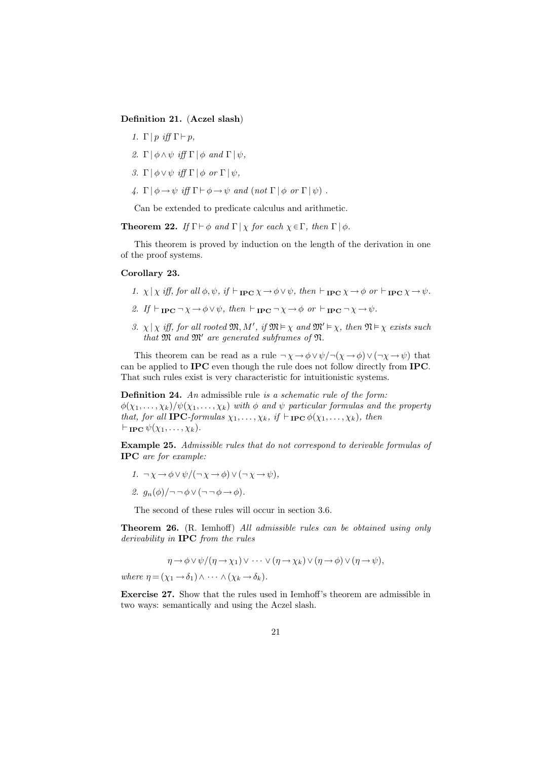**Definition 21.** (**Aczel slash**)

1. $\Gamma \mid p$ *iff* $\Gamma \vdash p$,
2. $\Gamma \mid \phi \wedge \psi$ *iff* $\Gamma \mid \phi$ *and* $\Gamma \mid \psi$,
3. $\Gamma \mid \phi \vee \psi$ *iff* $\Gamma \mid \phi$ *or* $\Gamma \mid \psi$,
4. $\Gamma \mid \phi \to \psi$ *iff* $\Gamma \vdash \phi \to \psi$ *and* (*not* $\Gamma \mid \phi$ *or* $\Gamma \mid \psi$) .

Can be extended to predicate calculus and arithmetic.

**Theorem 22.** *If* $\Gamma \vdash \phi$ *and* $\Gamma \mid \chi$ *for each* $\chi \in \Gamma$*, then* $\Gamma \mid \phi$.

This theorem is proved by induction on the length of the derivation in one of the proof systems.

**Corollary 23.**

1. $\chi \mid \chi$ *iff, for all* $\phi, \psi$*, if* $\vdash_{\mathbf{IPC}} \chi \to \phi \vee \psi$*, then* $\vdash_{\mathbf{IPC}} \chi \to \phi$ *or* $\vdash_{\mathbf{IPC}} \chi \to \psi$.
2. *If* $\vdash_{\mathbf{IPC}} \neg \chi \to \phi \vee \psi$*, then* $\vdash_{\mathbf{IPC}} \neg \chi \to \phi$ *or* $\vdash_{\mathbf{IPC}} \neg \chi \to \psi$.
3. $\chi \mid \chi$ *iff, for all rooted* $\mathfrak{M}, M'$*, if* $\mathfrak{M} \vDash \chi$ *and* $\mathfrak{M}' \vDash \chi$*, then* $\mathfrak{N} \vDash \chi$ *exists such that* $\mathfrak{M}$ *and* $\mathfrak{M}'$ *are generated subframes of* $\mathfrak{N}$.

This theorem can be read as a rule $\neg \chi \to \phi \vee \psi / \neg(\chi \to \phi) \vee (\neg \chi \to \psi)$ that can be applied to **IPC** even though the rule does not follow directly from **IPC**. That such rules exist is very characteristic for intuitionistic systems.

**Definition 24.** *An* admissible rule *is a schematic rule of the form:* $\phi(\chi_1, \ldots, \chi_k) / \psi(\chi_1, \ldots, \chi_k)$ *with* $\phi$ *and* $\psi$ *particular formulas and the property that, for all* **IPC***-formulas* $\chi_1, \ldots, \chi_k$*, if* $\vdash_{\mathbf{IPC}} \phi(\chi_1, \ldots, \chi_k)$*, then* $\vdash_{\mathbf{IPC}} \psi(\chi_1, \ldots, \chi_k)$.

**Example 25.** *Admissible rules that do not correspond to derivable formulas of* **IPC** *are for example:*

1. $\neg \chi \to \phi \vee \psi / (\neg \chi \to \phi) \vee (\neg \chi \to \psi)$,
2. $g_n(\phi) / \neg \neg \phi \vee (\neg \neg \phi \to \phi)$.

The second of these rules will occur in section 3.6.

**Theorem 26.** (R. Iemhoff) *All admissible rules can be obtained using only derivability in* **IPC** *from the rules*

$$\eta \to \phi \vee \psi / (\eta \to \chi_1) \vee \cdots \vee (\eta \to \chi_k) \vee (\eta \to \phi) \vee (\eta \to \psi),$$

*where* $\eta = (\chi_1 \to \delta_1) \wedge \cdots \wedge (\chi_k \to \delta_k)$.

**Exercise 27.** Show that the rules used in Iemhoff's theorem are admissible in two ways: semantically and using the Aczel slash.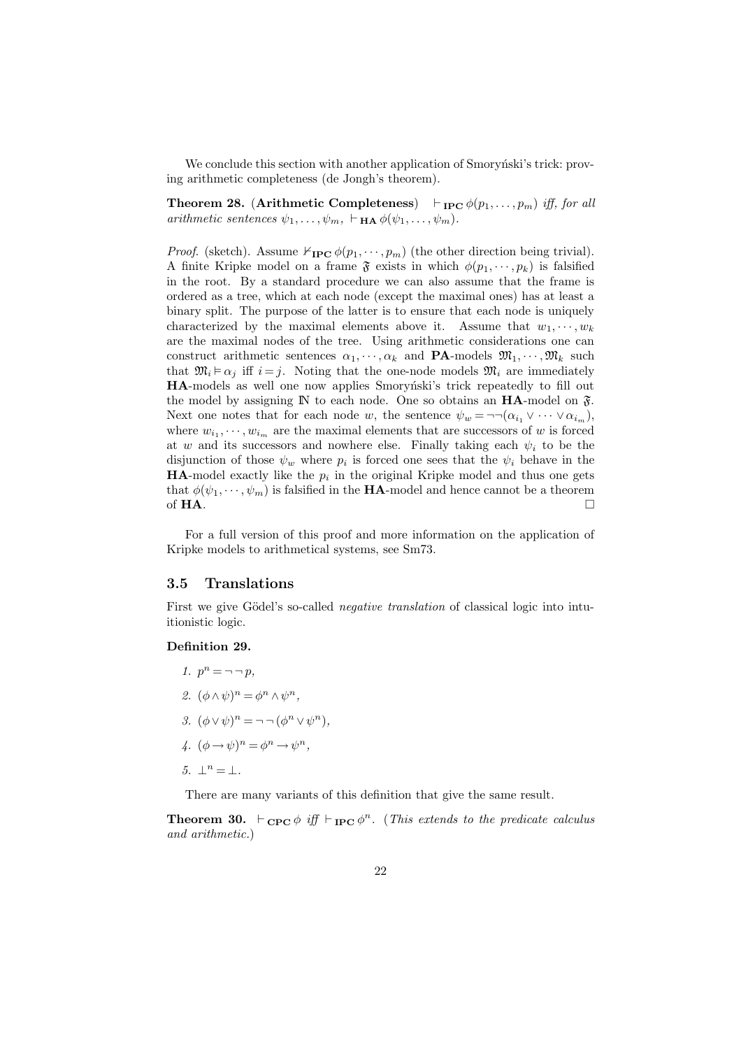We conclude this section with another application of Smoryński's trick: proving arithmetic completeness (de Jongh's theorem).

**Theorem 28.** (**Arithmetic Completeness**) *$\vdash_{\mathbf{IPC}} \phi(p_1, \ldots, p_m)$ iff, for all arithmetic sentences $\psi_1, \ldots, \psi_m$, $\vdash_{\mathbf{HA}} \phi(\psi_1, \ldots, \psi_m)$.*

*Proof.* (sketch). Assume $\nvdash_{\mathbf{IPC}} \phi(p_1, \cdots, p_m)$ (the other direction being trivial). A finite Kripke model on a frame $\mathfrak{F}$ exists in which $\phi(p_1, \cdots, p_k)$ is falsified in the root. By a standard procedure we can also assume that the frame is ordered as a tree, which at each node (except the maximal ones) has at least a binary split. The purpose of the latter is to ensure that each node is uniquely characterized by the maximal elements above it. Assume that $w_1, \cdots, w_k$ are the maximal nodes of the tree. Using arithmetic considerations one can construct arithmetic sentences $\alpha_1, \cdots, \alpha_k$ and **PA**-models $\mathfrak{M}_1, \cdots, \mathfrak{M}_k$ such that $\mathfrak{M}_i \vDash \alpha_j$ iff $i = j$. Noting that the one-node models $\mathfrak{M}_i$ are immediately **HA**-models as well one now applies Smoryński's trick repeatedly to fill out the model by assigning $\mathbb{N}$ to each node. One so obtains an **HA**-model on $\mathfrak{F}$. Next one notes that for each node $w$, the sentence $\psi_w = \neg\neg(\alpha_{i_1} \vee \cdots \vee \alpha_{i_m})$, where $w_{i_1}, \cdots, w_{i_m}$ are the maximal elements that are successors of $w$ is forced at $w$ and its successors and nowhere else. Finally taking each $\psi_i$ to be the disjunction of those $\psi_w$ where $p_i$ is forced one sees that the $\psi_i$ behave in the **HA**-model exactly like the $p_i$ in the original Kripke model and thus one gets that $\phi(\psi_1, \cdots, \psi_m)$ is falsified in the **HA**-model and hence cannot be a theorem of **HA**. □

For a full version of this proof and more information on the application of Kripke models to arithmetical systems, see Sm73.

### 3.5 Translations

First we give Gödel's so-called *negative translation* of classical logic into intuitionistic logic.

**Definition 29.**

1. $p^n = \neg\neg p$,
2. $(\phi \wedge \psi)^n = \phi^n \wedge \psi^n$,
3. $(\phi \vee \psi)^n = \neg\neg(\phi^n \vee \psi^n)$,
4. $(\phi \rightarrow \psi)^n = \phi^n \rightarrow \psi^n$,
5. $\bot^n = \bot$.

There are many variants of this definition that give the same result.

**Theorem 30.** *$\vdash_{\mathbf{CPC}} \phi$ iff $\vdash_{\mathbf{IPC}} \phi^n$. (This extends to the predicate calculus and arithmetic.)*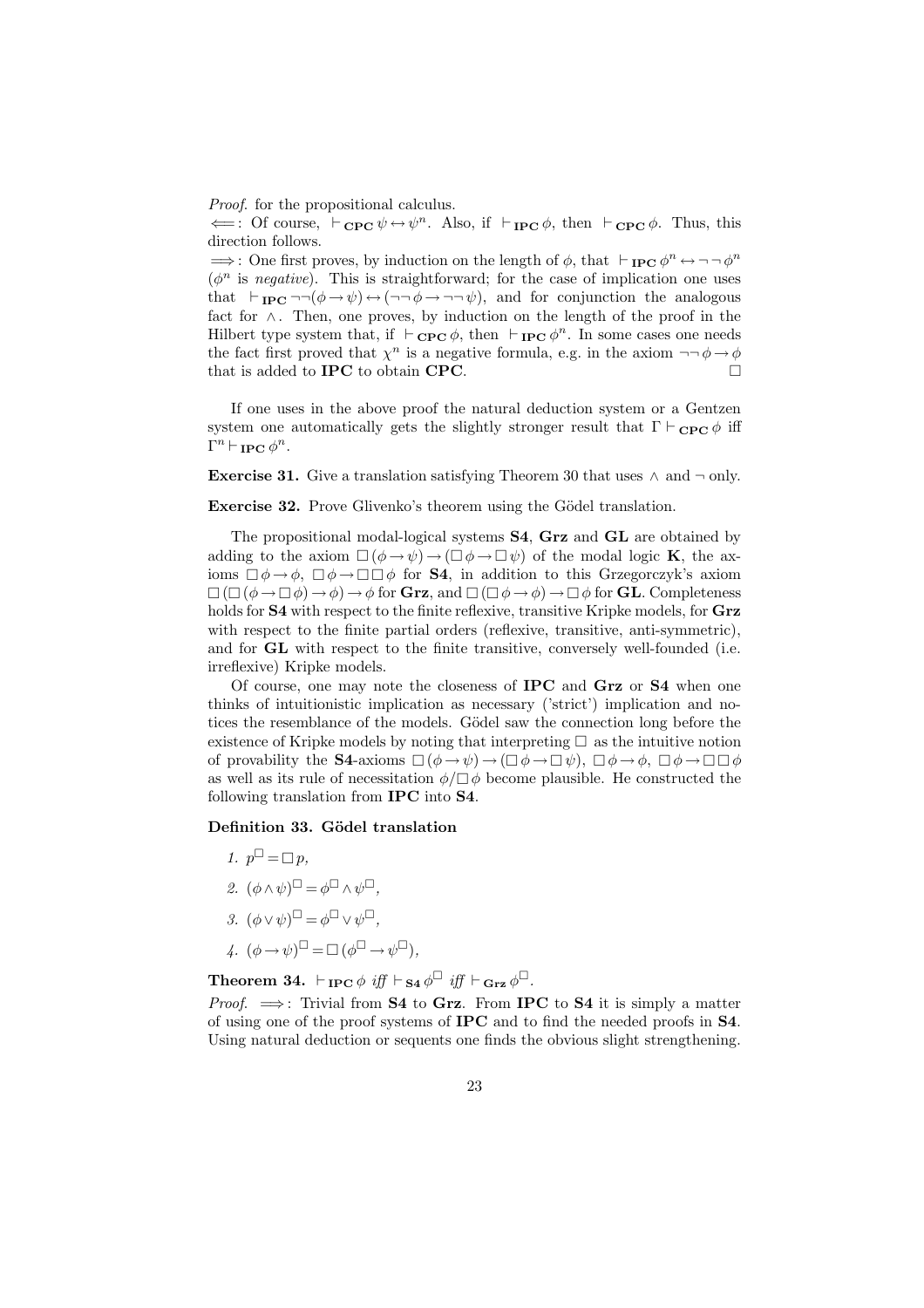*Proof.* for the propositional calculus.

$\Longleftarrow$: Of course, $\vdash_{\mathbf{CPC}} \psi \leftrightarrow \psi^n$. Also, if $\vdash_{\mathbf{IPC}} \phi$, then $\vdash_{\mathbf{CPC}} \phi$. Thus, this direction follows.

$\Longrightarrow$: One first proves, by induction on the length of $\phi$, that $\vdash_{\mathbf{IPC}} \phi^n \leftrightarrow \neg\neg\phi^n$ ($\phi^n$ is *negative*). This is straightforward; for the case of implication one uses that $\vdash_{\mathbf{IPC}} \neg\neg(\phi \rightarrow \psi) \leftrightarrow (\neg\neg\phi \rightarrow \neg\neg\psi)$, and for conjunction the analogous fact for $\wedge$. Then, one proves, by induction on the length of the proof in the Hilbert type system that, if $\vdash_{\mathbf{CPC}} \phi$, then $\vdash_{\mathbf{IPC}} \phi^n$. In some cases one needs the fact first proved that $\chi^n$ is a negative formula, e.g. in the axiom $\neg\neg\phi \rightarrow \phi$ that is added to **IPC** to obtain **CPC**. $\square$

If one uses in the above proof the natural deduction system or a Gentzen system one automatically gets the slightly stronger result that $\Gamma \vdash_{\mathbf{CPC}} \phi$ iff $\Gamma^n \vdash_{\mathbf{IPC}} \phi^n$.

**Exercise 31.** Give a translation satisfying Theorem 30 that uses $\wedge$ and $\neg$ only.

**Exercise 32.** Prove Glivenko's theorem using the Gödel translation.

The propositional modal-logical systems **S4**, **Grz** and **GL** are obtained by adding to the axiom $\Box(\phi \rightarrow \psi) \rightarrow (\Box\phi \rightarrow \Box\psi)$ of the modal logic **K**, the axioms $\Box\phi \rightarrow \phi$, $\Box\phi \rightarrow \Box\Box\phi$ for **S4**, in addition to this Grzegorczyk's axiom $\Box(\Box(\phi \rightarrow \Box\phi) \rightarrow \phi) \rightarrow \phi$ for **Grz**, and $\Box(\Box\phi \rightarrow \phi) \rightarrow \Box\phi$ for **GL**. Completeness holds for **S4** with respect to the finite reflexive, transitive Kripke models, for **Grz** with respect to the finite partial orders (reflexive, transitive, anti-symmetric), and for **GL** with respect to the finite transitive, conversely well-founded (i.e. irreflexive) Kripke models.

Of course, one may note the closeness of **IPC** and **Grz** or **S4** when one thinks of intuitionistic implication as necessary ('strict') implication and notices the resemblance of the models. Gödel saw the connection long before the existence of Kripke models by noting that interpreting $\Box$ as the intuitive notion of provability the **S4**-axioms $\Box(\phi \rightarrow \psi) \rightarrow (\Box\phi \rightarrow \Box\psi)$, $\Box\phi \rightarrow \phi$, $\Box\phi \rightarrow \Box\Box\phi$ as well as its rule of necessitation $\phi / \Box\phi$ become plausible. He constructed the following translation from **IPC** into **S4**.

**Definition 33. Gödel translation**

1. $p^{\Box} = \Box p$,
2. $(\phi \wedge \psi)^{\Box} = \phi^{\Box} \wedge \psi^{\Box}$,
3. $(\phi \vee \psi)^{\Box} = \phi^{\Box} \vee \psi^{\Box}$,
4. $(\phi \rightarrow \psi)^{\Box} = \Box(\phi^{\Box} \rightarrow \psi^{\Box})$,

**Theorem 34.** $\vdash_{\mathbf{IPC}} \phi$ *iff* $\vdash_{\mathbf{S4}} \phi^{\Box}$ *iff* $\vdash_{\mathbf{Grz}} \phi^{\Box}$.

*Proof.* $\Longrightarrow$: Trivial from **S4** to **Grz**. From **IPC** to **S4** it is simply a matter of using one of the proof systems of **IPC** and to find the needed proofs in **S4**. Using natural deduction or sequents one finds the obvious slight strengthening.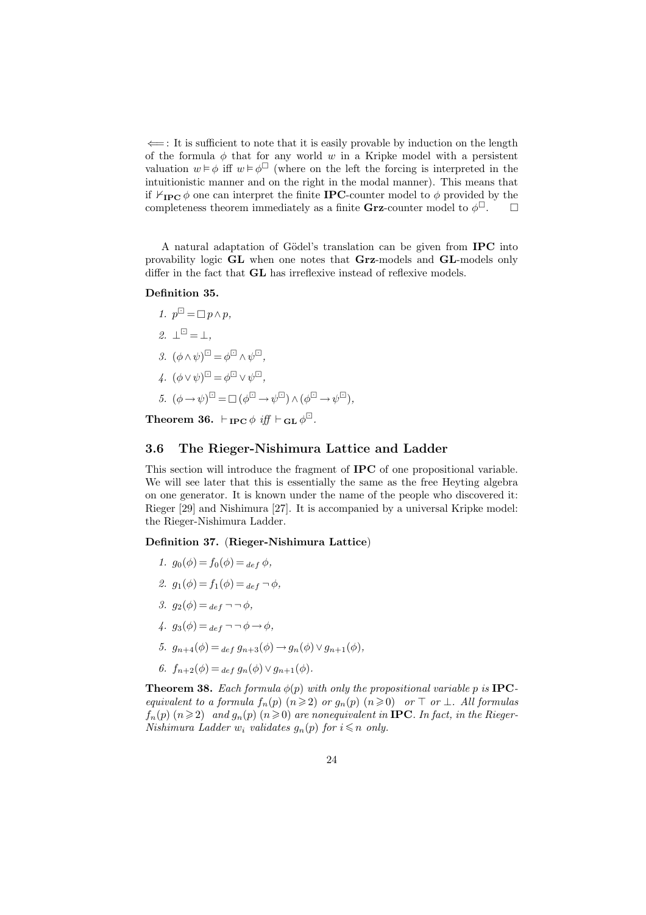$\Longleftarrow$: It is sufficient to note that it is easily provable by induction on the length of the formula $\phi$ that for any world $w$ in a Kripke model with a persistent valuation $w \vDash \phi$ iff $w \vDash \phi^{\Box}$ (where on the left the forcing is interpreted in the intuitionistic manner and on the right in the modal manner). This means that if $\nvdash_{\mathbf{IPC}} \phi$ one can interpret the finite **IPC**-counter model to $\phi$ provided by the completeness theorem immediately as a finite **Grz**-counter model to $\phi^{\Box}$. $\Box$

A natural adaptation of Gödel's translation can be given from **IPC** into provability logic **GL** when one notes that **Grz**-models and **GL**-models only differ in the fact that **GL** has irreflexive instead of reflexive models.

**Definition 35.**

1. $p^{\boxdot} = \Box p \wedge p$,
2. $\bot^{\boxdot} = \bot$,
3. $(\phi \wedge \psi)^{\boxdot} = \phi^{\boxdot} \wedge \psi^{\boxdot}$,
4. $(\phi \vee \psi)^{\boxdot} = \phi^{\boxdot} \vee \psi^{\boxdot}$,
5. $(\phi \to \psi)^{\boxdot} = \Box(\phi^{\boxdot} \to \psi^{\boxdot}) \wedge (\phi^{\boxdot} \to \psi^{\boxdot})$,

**Theorem 36.** $\vdash_{\mathbf{IPC}} \phi$ *iff* $\vdash_{\mathbf{GL}} \phi^{\boxdot}$.

## 3.6 The Rieger-Nishimura Lattice and Ladder

This section will introduce the fragment of **IPC** of one propositional variable. We will see later that this is essentially the same as the free Heyting algebra on one generator. It is known under the name of the people who discovered it: Rieger [29] and Nishimura [27]. It is accompanied by a universal Kripke model: the Rieger-Nishimura Ladder.

**Definition 37.** (**Rieger-Nishimura Lattice**)

1. $g_0(\phi) = f_0(\phi) =_{def} \phi$,
2. $g_1(\phi) = f_1(\phi) =_{def} \neg \phi$,
3. $g_2(\phi) =_{def} \neg\neg \phi$,
4. $g_3(\phi) =_{def} \neg\neg\phi \to \phi$,
5. $g_{n+4}(\phi) =_{def} g_{n+3}(\phi) \to g_n(\phi) \vee g_{n+1}(\phi)$,
6. $f_{n+2}(\phi) =_{def} g_n(\phi) \vee g_{n+1}(\phi)$.

**Theorem 38.** *Each formula $\phi(p)$ with only the propositional variable $p$ is **IPC**-equivalent to a formula $f_n(p)$ $(n \geqslant 2)$ or $g_n(p)$ $(n \geqslant 0)$ or $\top$ or $\bot$. All formulas $f_n(p)$ $(n \geqslant 2)$ and $g_n(p)$ $(n \geqslant 0)$ are nonequivalent in **IPC**. In fact, in the Rieger-Nishimura Ladder $w_i$ validates $g_n(p)$ for $i \leqslant n$ only.*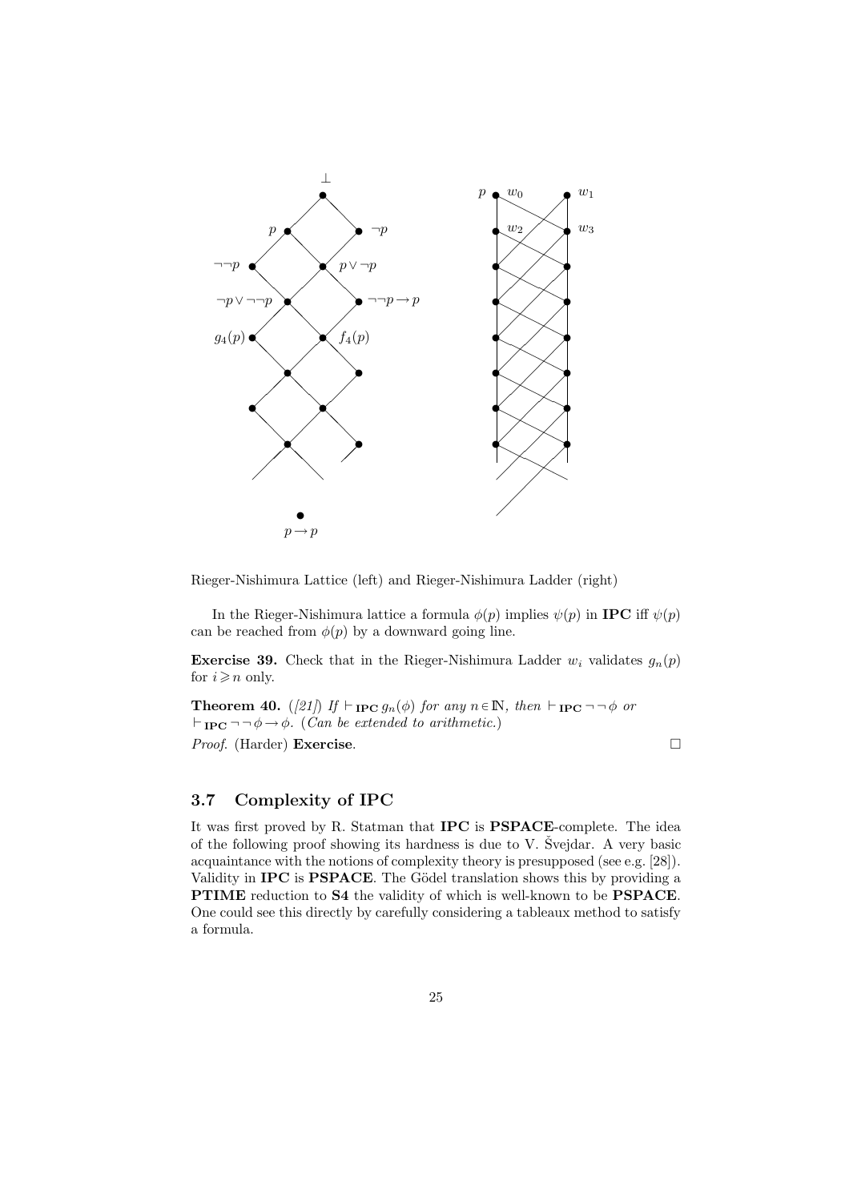Rieger-Nishimura Lattice (left) and Rieger-Nishimura Ladder (right)

In the Rieger-Nishimura lattice a formula $\phi(p)$ implies $\psi(p)$ in **IPC** iff $\psi(p)$ can be reached from $\phi(p)$ by a downward going line.

**Exercise 39.** Check that in the Rieger-Nishimura Ladder $w_i$ validates $g_n(p)$ for $i \geqslant n$ only.

**Theorem 40.** *([21]) If* $\vdash_{\mathbf{IPC}} g_n(\phi)$ *for any* $n \in \mathbb{N}$*, then* $\vdash_{\mathbf{IPC}} \neg\neg\phi$ *or* $\vdash_{\mathbf{IPC}} \neg\neg\phi \rightarrow \phi$*. (Can be extended to arithmetic.)*

*Proof.* (Harder) **Exercise**. □

### 3.7 Complexity of IPC

It was first proved by R. Statman that **IPC** is **PSPACE**-complete. The idea of the following proof showing its hardness is due to V. Švejdar. A very basic acquaintance with the notions of complexity theory is presupposed (see e.g. [28]). Validity in **IPC** is **PSPACE**. The Gödel translation shows this by providing a **PTIME** reduction to **S4** the validity of which is well-known to be **PSPACE**. One could see this directly by carefully considering a tableaux method to satisfy a formula.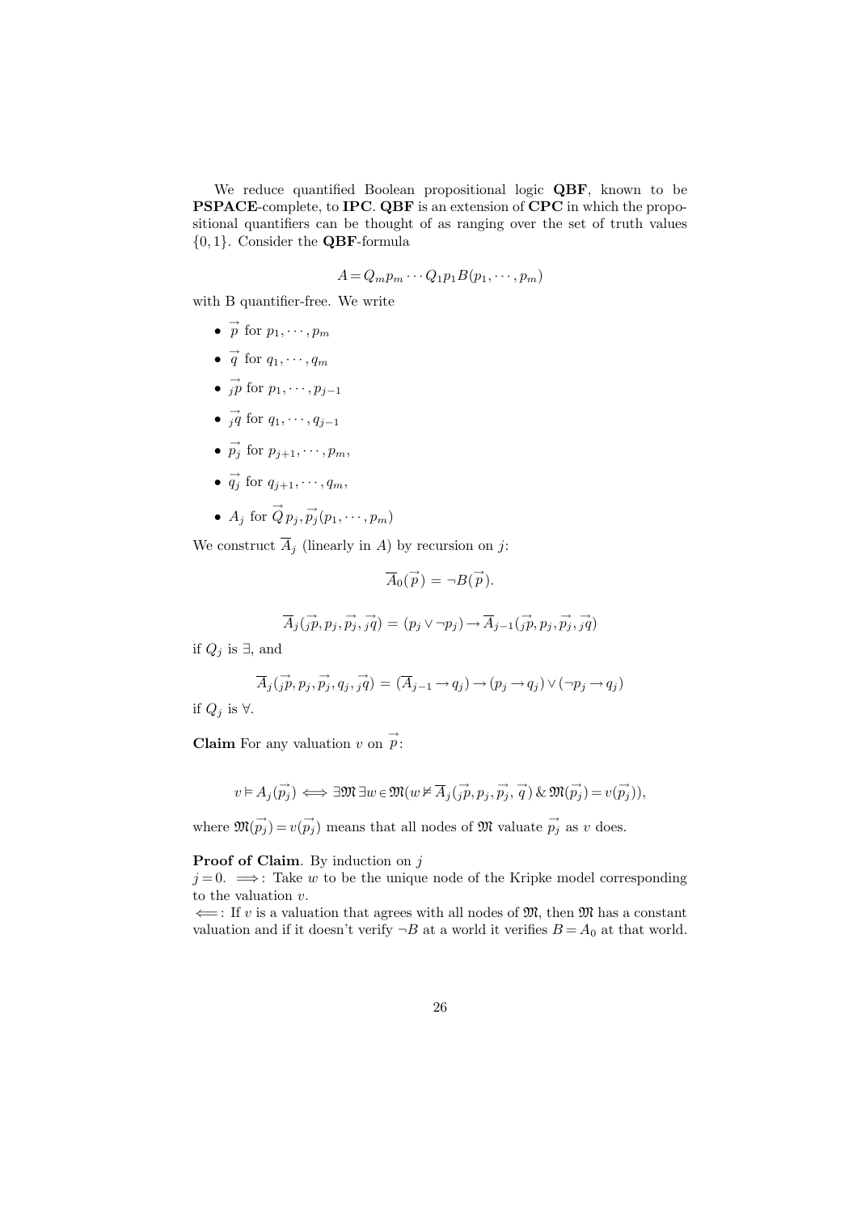We reduce quantified Boolean propositional logic **QBF**, known to be **PSPACE**-complete, to **IPC**. **QBF** is an extension of **CPC** in which the propositional quantifiers can be thought of as ranging over the set of truth values $\{0,1\}$. Consider the **QBF**-formula

$$A = Q_m p_m \cdots Q_1 p_1 B(p_1, \cdots, p_m)$$

with B quantifier-free. We write

- $\vec{p}$ for $p_1, \cdots, p_m$
- $\vec{q}$ for $q_1, \cdots, q_m$
- $_j\vec{p}$ for $p_1, \cdots, p_{j-1}$
- $_j\vec{q}$ for $q_1, \cdots, q_{j-1}$
- $\vec{p_j}$ for $p_{j+1}, \cdots, p_m$,
- $\vec{q_j}$ for $q_{j+1}, \cdots, q_m$,
- $A_j$ for $\vec{Q}\, p_j, \vec{p_j}(p_1, \cdots, p_m)$

We construct $\overline{A}_j$ (linearly in $A$) by recursion on $j$:

$$\overline{A}_0(\vec{p}) = \neg B(\vec{p}).$$

$$\overline{A}_j(_j\vec{p}, p_j, \vec{p_j}, _j\vec{q}) = (p_j \vee \neg p_j) \rightarrow \overline{A}_{j-1}(_j\vec{p}, p_j, \vec{p_j}, _j\vec{q})$$

if $Q_j$ is $\exists$, and

$$\overline{A}_j(_j\vec{p}, p_j, \vec{p_j}, q_j, _j\vec{q}) = (\overline{A}_{j-1} \rightarrow q_j) \rightarrow (p_j \rightarrow q_j) \vee (\neg p_j \rightarrow q_j)$$

if $Q_j$ is $\forall$.

**Claim** For any valuation $v$ on $\vec{p}$:

$$v \vDash A_j(\vec{p_j}) \iff \exists \mathfrak{M}\, \exists w \in \mathfrak{M}(w \nvDash \overline{A}_j(_j\vec{p}, p_j, \vec{p_j}, \vec{q}\,) \,\&\, \mathfrak{M}(\vec{p_j}) = v(\vec{p_j})),$$

where $\mathfrak{M}(\vec{p_j}) = v(\vec{p_j})$ means that all nodes of $\mathfrak{M}$ valuate $\vec{p_j}$ as $v$ does.

**Proof of Claim**. By induction on $j$

$j = 0$. $\Longrightarrow$: Take $w$ to be the unique node of the Kripke model corresponding to the valuation $v$.

$\Longleftarrow$: If $v$ is a valuation that agrees with all nodes of $\mathfrak{M}$, then $\mathfrak{M}$ has a constant valuation and if it doesn't verify $\neg B$ at a world it verifies $B = A_0$ at that world.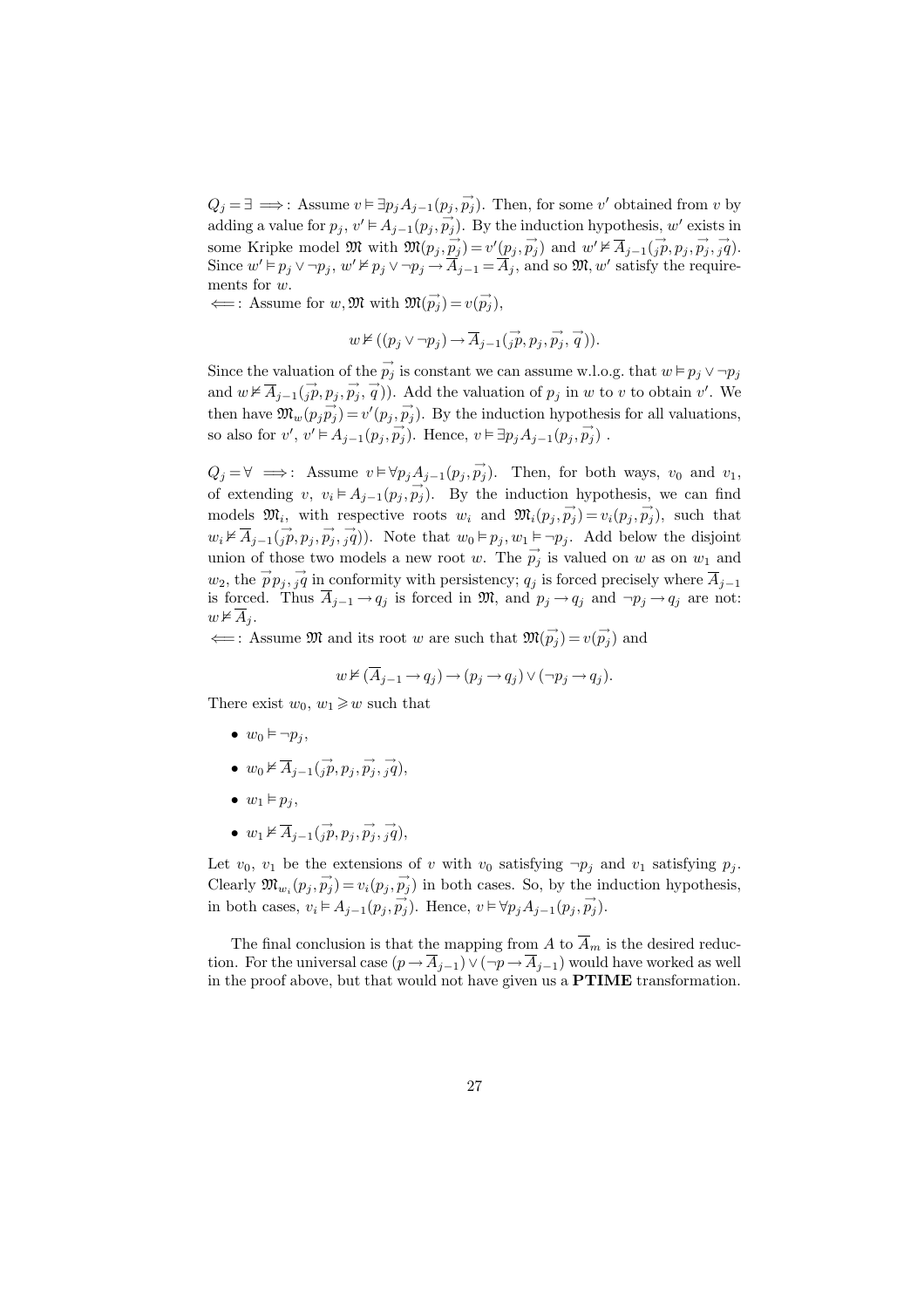$Q_j = \exists \implies$: Assume $v \vDash \exists p_j A_{j-1}(p_j, \vec{p_j})$. Then, for some $v'$ obtained from $v$ by adding a value for $p_j$, $v' \vDash A_{j-1}(p_j, \vec{p_j})$. By the induction hypothesis, $w'$ exists in some Kripke model $\mathfrak{M}$ with $\mathfrak{M}(p_j, \vec{p_j}) = v'(p_j, \vec{p_j})$ and $w' \nvDash \overline{A}_{j-1}(\vec{{}_jp}, p_j, \vec{p_j}, \vec{{}_jq})$. Since $w' \vDash p_j \vee \neg p_j$, $w' \nvDash p_j \vee \neg p_j \to \overline{A}_{j-1} = \overline{A}_j$, and so $\mathfrak{M}, w'$ satisfy the requirements for $w$.

$\Longleftarrow$: Assume for $w, \mathfrak{M}$ with $\mathfrak{M}(\vec{p_j}) = v(\vec{p_j})$,

$$w \nvDash ((p_j \vee \neg p_j) \to \overline{A}_{j-1}(\vec{{}_jp}, p_j, \vec{p_j}, \vec{q})).$$

Since the valuation of the $\vec{p_j}$ is constant we can assume w.l.o.g. that $w \vDash p_j \vee \neg p_j$ and $w \nvDash \overline{A}_{j-1}(\vec{{}_jp}, p_j, \vec{p_j}, \vec{q}))$. Add the valuation of $p_j$ in $w$ to $v$ to obtain $v'$. We then have $\mathfrak{M}_w(p_j \vec{p_j}) = v'(p_j, \vec{p_j})$. By the induction hypothesis for all valuations, so also for $v'$, $v' \vDash A_{j-1}(p_j, \vec{p_j})$. Hence, $v \vDash \exists p_j A_{j-1}(p_j, \vec{p_j})$ .

$Q_j = \forall \implies$: Assume $v \vDash \forall p_j A_{j-1}(p_j, \vec{p_j})$. Then, for both ways, $v_0$ and $v_1$, of extending $v$, $v_i \vDash A_{j-1}(p_j, \vec{p_j})$. By the induction hypothesis, we can find models $\mathfrak{M}_i$, with respective roots $w_i$ and $\mathfrak{M}_i(p_j, \vec{p_j}) = v_i(p_j, \vec{p_j})$, such that $w_i \nvDash \overline{A}_{j-1}(\vec{{}_jp}, p_j, \vec{p_j}, \vec{{}_jq}))$. Note that $w_0 \vDash p_j, w_1 \vDash \neg p_j$. Add below the disjoint union of those two models a new root $w$. The $\vec{p_j}$ is valued on $w$ as on $w_1$ and $w_2$, the $\vec{p}p_j, \vec{{}_jq}$ in conformity with persistency; $q_j$ is forced precisely where $\overline{A}_{j-1}$ is forced. Thus $\overline{A}_{j-1} \to q_j$ is forced in $\mathfrak{M}$, and $p_j \to q_j$ and $\neg p_j \to q_j$ are not: $w \nvDash \overline{A}_j$.

$\Longleftarrow$: Assume $\mathfrak{M}$ and its root $w$ are such that $\mathfrak{M}(\vec{p_j}) = v(\vec{p_j})$ and

$$w \nvDash (\overline{A}_{j-1} \to q_j) \to (p_j \to q_j) \vee (\neg p_j \to q_j).$$

There exist $w_0$, $w_1 \geqslant w$ such that

- $w_0 \vDash \neg p_j$,
- $w_0 \nvDash \overline{A}_{j-1}(\vec{{}_jp}, p_j, \vec{p_j}, \vec{{}_jq})$,
- $w_1 \vDash p_j$,
- $w_1 \nvDash \overline{A}_{j-1}(\vec{{}_jp}, p_j, \vec{p_j}, \vec{{}_jq})$,

Let $v_0$, $v_1$ be the extensions of $v$ with $v_0$ satisfying $\neg p_j$ and $v_1$ satisfying $p_j$. Clearly $\mathfrak{M}_{w_i}(p_j, \vec{p_j}) = v_i(p_j, \vec{p_j})$ in both cases. So, by the induction hypothesis, in both cases, $v_i \vDash A_{j-1}(p_j, \vec{p_j})$. Hence, $v \vDash \forall p_j A_{j-1}(p_j, \vec{p_j})$.

The final conclusion is that the mapping from $A$ to $\overline{A}_m$ is the desired reduction. For the universal case $(p \to \overline{A}_{j-1}) \vee (\neg p \to \overline{A}_{j-1})$ would have worked as well in the proof above, but that would not have given us a **PTIME** transformation.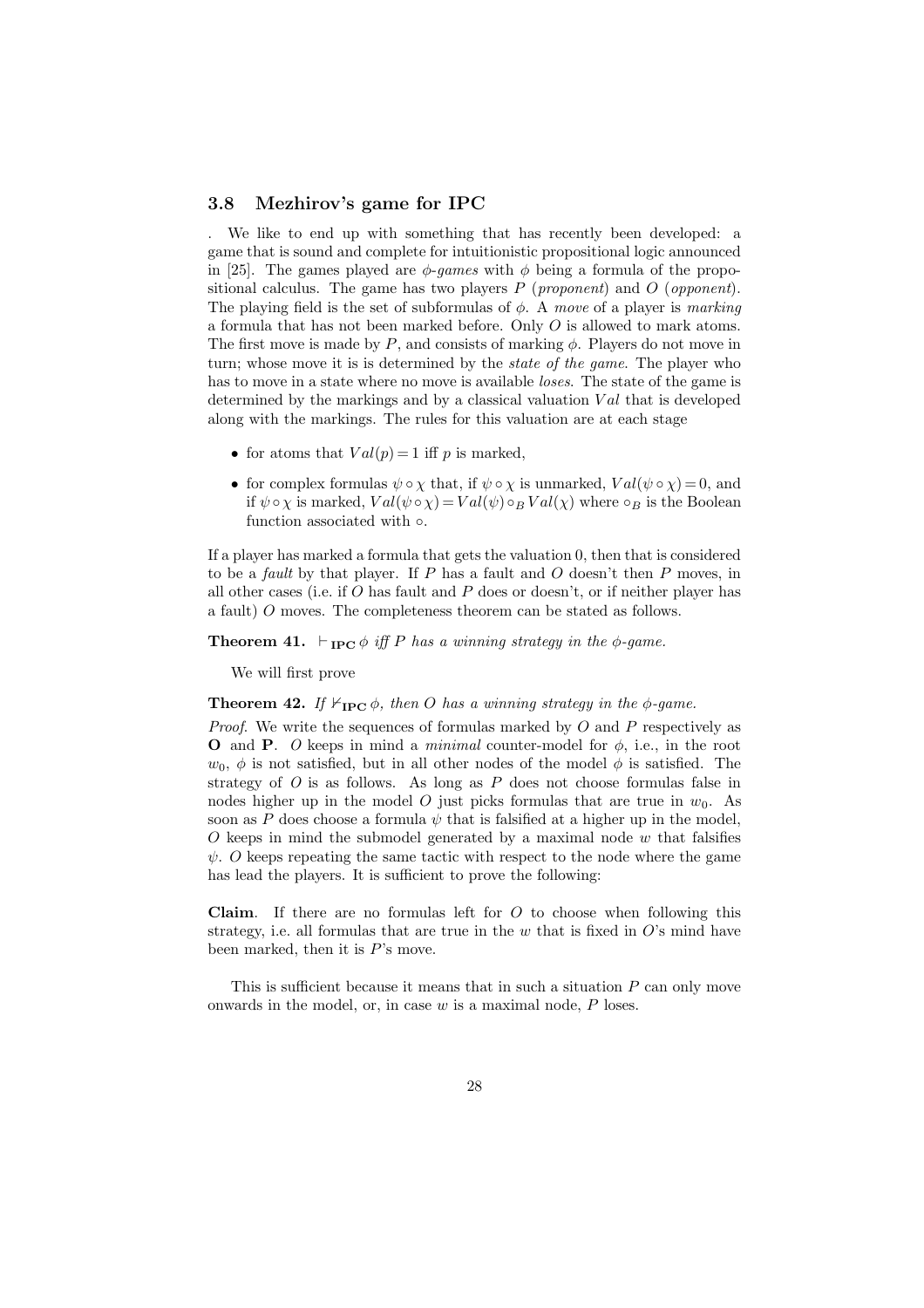### 3.8 Mezhirov's game for IPC

. We like to end up with something that has recently been developed: a game that is sound and complete for intuitionistic propositional logic announced in [25]. The games played are *$\phi$-games* with $\phi$ being a formula of the propositional calculus. The game has two players $P$ (*proponent*) and $O$ (*opponent*). The playing field is the set of subformulas of $\phi$. A *move* of a player is *marking* a formula that has not been marked before. Only $O$ is allowed to mark atoms. The first move is made by $P$, and consists of marking $\phi$. Players do not move in turn; whose move it is is determined by the *state of the game*. The player who has to move in a state where no move is available *loses*. The state of the game is determined by the markings and by a classical valuation $Val$ that is developed along with the markings. The rules for this valuation are at each stage

- for atoms that $Val(p) = 1$ iff $p$ is marked,
- for complex formulas $\psi \circ \chi$ that, if $\psi \circ \chi$ is unmarked, $Val(\psi \circ \chi) = 0$, and if $\psi \circ \chi$ is marked, $Val(\psi \circ \chi) = Val(\psi) \circ_B Val(\chi)$ where $\circ_B$ is the Boolean function associated with $\circ$.

If a player has marked a formula that gets the valuation 0, then that is considered to be a *fault* by that player. If $P$ has a fault and $O$ doesn't then $P$ moves, in all other cases (i.e. if $O$ has fault and $P$ does or doesn't, or if neither player has a fault) $O$ moves. The completeness theorem can be stated as follows.

**Theorem 41.** *$\vdash_{\mathbf{IPC}} \phi$ iff $P$ has a winning strategy in the $\phi$-game.*

We will first prove

**Theorem 42.** *If $\nvdash_{\mathbf{IPC}} \phi$, then $O$ has a winning strategy in the $\phi$-game.*

*Proof.* We write the sequences of formulas marked by $O$ and $P$ respectively as $\mathbf{O}$ and $\mathbf{P}$. $O$ keeps in mind a *minimal* counter-model for $\phi$, i.e., in the root $w_0$, $\phi$ is not satisfied, but in all other nodes of the model $\phi$ is satisfied. The strategy of $O$ is as follows. As long as $P$ does not choose formulas false in nodes higher up in the model $O$ just picks formulas that are true in $w_0$. As soon as $P$ does choose a formula $\psi$ that is falsified at a higher up in the model, $O$ keeps in mind the submodel generated by a maximal node $w$ that falsifies $\psi$. $O$ keeps repeating the same tactic with respect to the node where the game has lead the players. It is sufficient to prove the following:

**Claim**. If there are no formulas left for $O$ to choose when following this strategy, i.e. all formulas that are true in the $w$ that is fixed in $O$'s mind have been marked, then it is $P$'s move.

This is sufficient because it means that in such a situation $P$ can only move onwards in the model, or, in case $w$ is a maximal node, $P$ loses.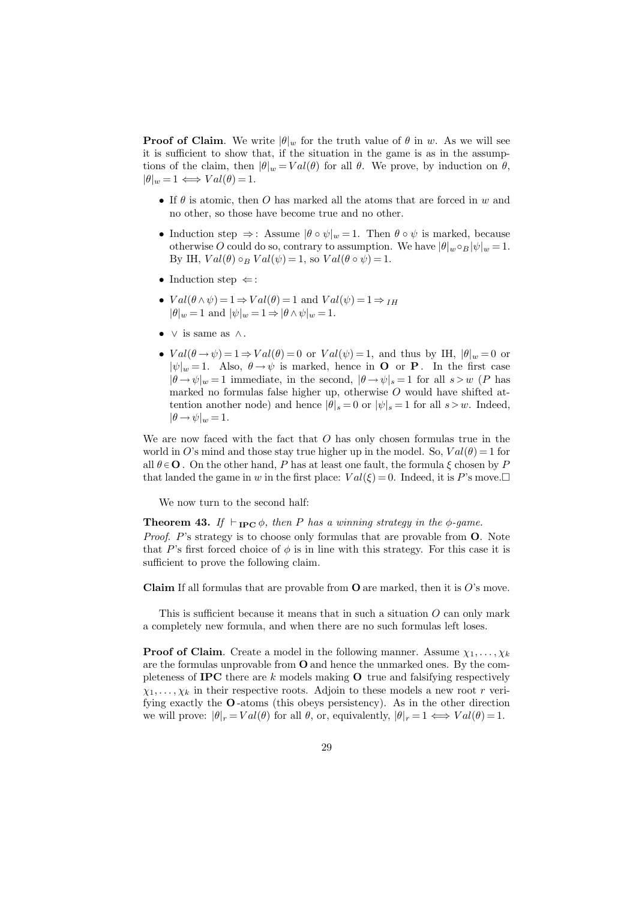**Proof of Claim**. We write $|\theta|_w$ for the truth value of $\theta$ in $w$. As we will see it is sufficient to show that, if the situation in the game is as in the assumptions of the claim, then $|\theta|_w = Val(\theta)$ for all $\theta$. We prove, by induction on $\theta$, $|\theta|_w = 1 \iff Val(\theta) = 1$.

- If $\theta$ is atomic, then $O$ has marked all the atoms that are forced in $w$ and no other, so those have become true and no other.
- Induction step $\Rightarrow$: Assume $|\theta \circ \psi|_w = 1$. Then $\theta \circ \psi$ is marked, because otherwise $O$ could do so, contrary to assumption. We have $|\theta|_w \circ_B |\psi|_w = 1$. By IH, $Val(\theta) \circ_B Val(\psi) = 1$, so $Val(\theta \circ \psi) = 1$.
- Induction step $\Leftarrow$:
- $Val(\theta \wedge \psi) = 1 \Rightarrow Val(\theta) = 1$ and $Val(\psi) = 1 \Rightarrow_{IH}$ $|\theta|_w = 1$ and $|\psi|_w = 1 \Rightarrow |\theta \wedge \psi|_w = 1$.
- $\vee$ is same as $\wedge$.
- $Val(\theta \to \psi) = 1 \Rightarrow Val(\theta) = 0$ or $Val(\psi) = 1$, and thus by IH, $|\theta|_w = 0$ or $|\psi|_w = 1$. Also, $\theta \to \psi$ is marked, hence in **O** or **P**. In the first case $|\theta \to \psi|_w = 1$ immediate, in the second, $|\theta \to \psi|_s = 1$ for all $s > w$ ($P$ has marked no formulas false higher up, otherwise $O$ would have shifted attention another node) and hence $|\theta|_s = 0$ or $|\psi|_s = 1$ for all $s > w$. Indeed, $|\theta \to \psi|_w = 1$.

We are now faced with the fact that $O$ has only chosen formulas true in the world in $O$'s mind and those stay true higher up in the model. So, $Val(\theta) = 1$ for all $\theta \in$ **O**. On the other hand, $P$ has at least one fault, the formula $\xi$ chosen by $P$ that landed the game in $w$ in the first place: $Val(\xi) = 0$. Indeed, it is $P$'s move.$\square$

We now turn to the second half:

**Theorem 43.** *If $\vdash_{\mathbf{IPC}} \phi$, then $P$ has a winning strategy in the $\phi$-game.*

*Proof.* $P$'s strategy is to choose only formulas that are provable from **O**. Note that $P$'s first forced choice of $\phi$ is in line with this strategy. For this case it is sufficient to prove the following claim.

**Claim** If all formulas that are provable from **O** are marked, then it is $O$'s move.

This is sufficient because it means that in such a situation $O$ can only mark a completely new formula, and when there are no such formulas left loses.

**Proof of Claim**. Create a model in the following manner. Assume $\chi_1, \ldots, \chi_k$ are the formulas unprovable from **O** and hence the unmarked ones. By the completeness of **IPC** there are $k$ models making **O** true and falsifying respectively $\chi_1, \ldots, \chi_k$ in their respective roots. Adjoin to these models a new root $r$ verifying exactly the **O**-atoms (this obeys persistency). As in the other direction we will prove: $|\theta|_r = Val(\theta)$ for all $\theta$, or, equivalently, $|\theta|_r = 1 \iff Val(\theta) = 1$.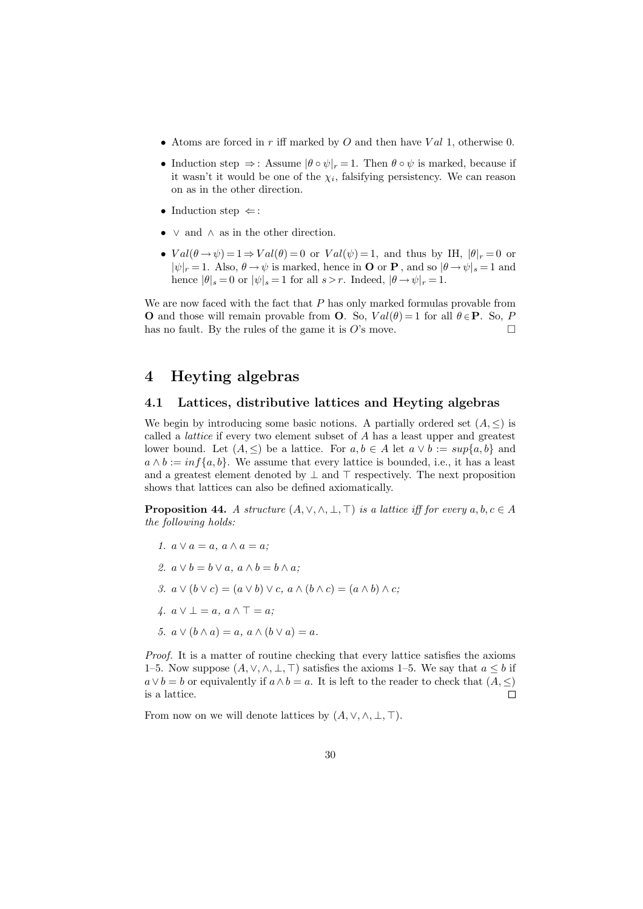- Atoms are forced in $r$ iff marked by $O$ and then have $Val$ 1, otherwise 0.
- Induction step $\Rightarrow$: Assume $|\theta \circ \psi|_r = 1$. Then $\theta \circ \psi$ is marked, because if it wasn't it would be one of the $\chi_i$, falsifying persistency. We can reason on as in the other direction.
- Induction step $\Leftarrow$:
- $\vee$ and $\wedge$ as in the other direction.
- $Val(\theta \to \psi) = 1 \Rightarrow Val(\theta) = 0$ or $Val(\psi) = 1$, and thus by IH, $|\theta|_r = 0$ or $|\psi|_r = 1$. Also, $\theta \to \psi$ is marked, hence in **O** or **P** , and so $|\theta \to \psi|_s = 1$ and hence $|\theta|_s = 0$ or $|\psi|_s = 1$ for all $s > r$. Indeed, $|\theta \to \psi|_r = 1$.

We are now faced with the fact that $P$ has only marked formulas provable from **O** and those will remain provable from **O**. So, $Val(\theta) = 1$ for all $\theta \in$ **P**. So, $P$ has no fault. By the rules of the game it is $O$'s move. □

# 4 Heyting algebras

## 4.1 Lattices, distributive lattices and Heyting algebras

We begin by introducing some basic notions. A partially ordered set $(A, \leq)$ is called a *lattice* if every two element subset of $A$ has a least upper and greatest lower bound. Let $(A, \leq)$ be a lattice. For $a, b \in A$ let $a \vee b := sup\{a, b\}$ and $a \wedge b := inf\{a, b\}$. We assume that every lattice is bounded, i.e., it has a least and a greatest element denoted by $\bot$ and $\top$ respectively. The next proposition shows that lattices can also be defined axiomatically.

**Proposition 44.** *A structure $(A, \vee, \wedge, \bot, \top)$ is a lattice iff for every $a, b, c \in A$ the following holds:*

1. $a \vee a = a$, $a \wedge a = a$;
2. $a \vee b = b \vee a$, $a \wedge b = b \wedge a$;
3. $a \vee (b \vee c) = (a \vee b) \vee c$, $a \wedge (b \wedge c) = (a \wedge b) \wedge c$;
4. $a \vee \bot = a$, $a \wedge \top = a$;
5. $a \vee (b \wedge a) = a$, $a \wedge (b \vee a) = a$.

*Proof.* It is a matter of routine checking that every lattice satisfies the axioms 1–5. Now suppose $(A, \vee, \wedge, \bot, \top)$ satisfies the axioms 1–5. We say that $a \leq b$ if $a \vee b = b$ or equivalently if $a \wedge b = a$. It is left to the reader to check that $(A, \leq)$ is a lattice. □

From now on we will denote lattices by $(A, \vee, \wedge, \bot, \top)$.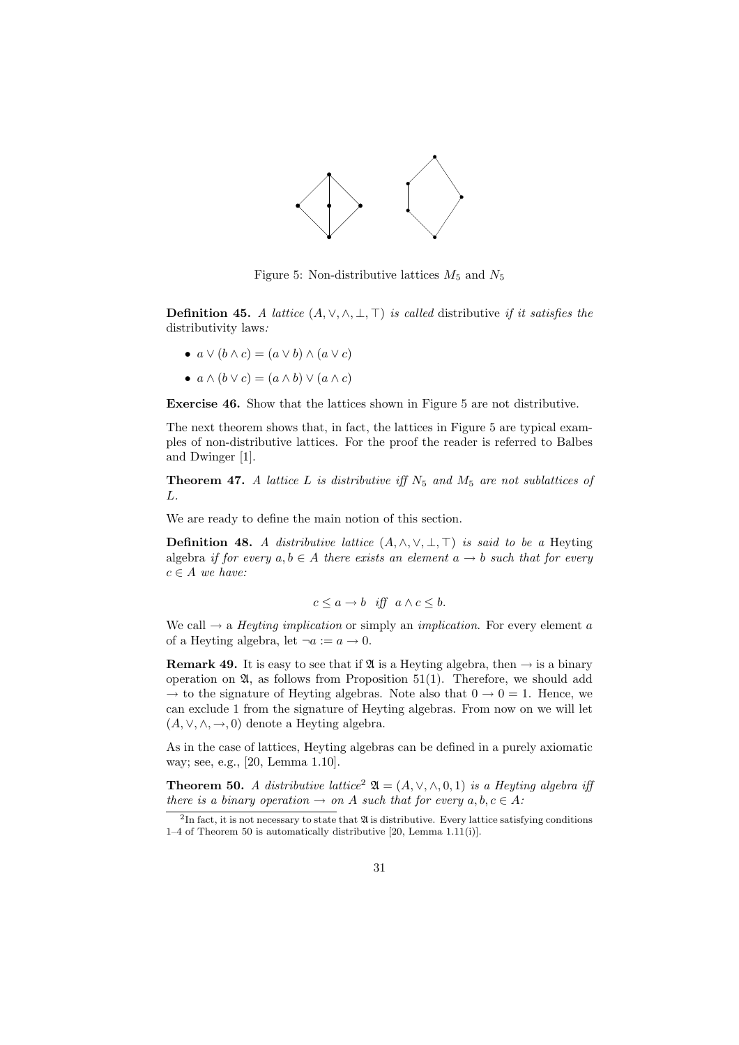Figure 5: Non-distributive lattices $M_5$ and $N_5$

**Definition 45.** *A lattice* $(A, \vee, \wedge, \bot, \top)$ *is called* distributive *if it satisfies the* distributivity laws*:*

- $a \vee (b \wedge c) = (a \vee b) \wedge (a \vee c)$
- $a \wedge (b \vee c) = (a \wedge b) \vee (a \wedge c)$

**Exercise 46.** Show that the lattices shown in Figure 5 are not distributive.

The next theorem shows that, in fact, the lattices in Figure 5 are typical examples of non-distributive lattices. For the proof the reader is referred to Balbes and Dwinger [1].

**Theorem 47.** *A lattice* $L$ *is distributive iff* $N_5$ *and* $M_5$ *are not sublattices of* $L$*.*

We are ready to define the main notion of this section.

**Definition 48.** *A distributive lattice* $(A, \wedge, \vee, \bot, \top)$ *is said to be a* Heyting algebra *if for every* $a, b \in A$ *there exists an element* $a \to b$ *such that for every* $c \in A$ *we have:*

$$c \leq a \to b \quad \textit{iff} \quad a \wedge c \leq b.$$

We call $\to$ a *Heyting implication* or simply an *implication*. For every element $a$ of a Heyting algebra, let $\neg a := a \to 0$.

**Remark 49.** It is easy to see that if $\mathfrak{A}$ is a Heyting algebra, then $\to$ is a binary operation on $\mathfrak{A}$, as follows from Proposition 51(1). Therefore, we should add $\to$ to the signature of Heyting algebras. Note also that $0 \to 0 = 1$. Hence, we can exclude 1 from the signature of Heyting algebras. From now on we will let $(A, \vee, \wedge, \to, 0)$ denote a Heyting algebra.

As in the case of lattices, Heyting algebras can be defined in a purely axiomatic way; see, e.g., [20, Lemma 1.10].

**Theorem 50.** *A distributive lattice*[2] $\mathfrak{A} = (A, \vee, \wedge, 0, 1)$ *is a Heyting algebra iff there is a binary operation* $\to$ *on* $A$ *such that for every* $a, b, c \in A$*:*

[2] In fact, it is not necessary to state that $\mathfrak{A}$ is distributive. Every lattice satisfying conditions 1–4 of Theorem 50 is automatically distributive [20, Lemma 1.11(i)].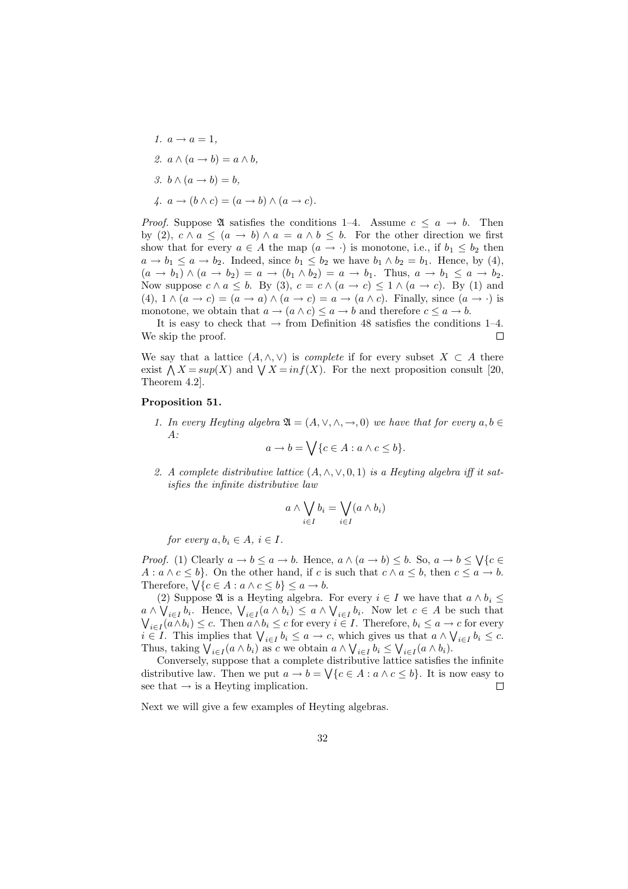1. $a \to a = 1$,
2. $a \wedge (a \to b) = a \wedge b$,
3. $b \wedge (a \to b) = b$,
4. $a \to (b \wedge c) = (a \to b) \wedge (a \to c)$.

*Proof.* Suppose $\mathfrak{A}$ satisfies the conditions 1–4. Assume $c \leq a \to b$. Then by (2), $c \wedge a \leq (a \to b) \wedge a = a \wedge b \leq b$. For the other direction we first show that for every $a \in A$ the map $(a \to \cdot)$ is monotone, i.e., if $b_1 \leq b_2$ then $a \to b_1 \leq a \to b_2$. Indeed, since $b_1 \leq b_2$ we have $b_1 \wedge b_2 = b_1$. Hence, by (4), $(a \to b_1) \wedge (a \to b_2) = a \to (b_1 \wedge b_2) = a \to b_1$. Thus, $a \to b_1 \leq a \to b_2$. Now suppose $c \wedge a \leq b$. By (3), $c = c \wedge (a \to c) \leq 1 \wedge (a \to c)$. By (1) and (4), $1 \wedge (a \to c) = (a \to a) \wedge (a \to c) = a \to (a \wedge c)$. Finally, since $(a \to \cdot)$ is monotone, we obtain that $a \to (a \wedge c) \leq a \to b$ and therefore $c \leq a \to b$.

It is easy to check that $\to$ from Definition 48 satisfies the conditions 1–4. We skip the proof. □

We say that a lattice $(A, \wedge, \vee)$ is *complete* if for every subset $X \subset A$ there exist $\bigwedge X = sup(X)$ and $\bigvee X = inf(X)$. For the next proposition consult [20, Theorem 4.2].

**Proposition 51.**

1. *In every Heyting algebra $\mathfrak{A} = (A, \vee, \wedge, \to, 0)$ we have that for every $a, b \in A$:*
$$a \to b = \bigvee\{c \in A : a \wedge c \leq b\}.$$
2. *A complete distributive lattice $(A, \wedge, \vee, 0, 1)$ is a Heyting algebra iff it satisfies the infinite distributive law*
$$a \wedge \bigvee_{i \in I} b_i = \bigvee_{i \in I}(a \wedge b_i)$$
*for every $a, b_i \in A$, $i \in I$.*

*Proof.* (1) Clearly $a \to b \leq a \to b$. Hence, $a \wedge (a \to b) \leq b$. So, $a \to b \leq \bigvee\{c \in A : a \wedge c \leq b\}$. On the other hand, if $c$ is such that $c \wedge a \leq b$, then $c \leq a \to b$. Therefore, $\bigvee\{c \in A : a \wedge c \leq b\} \leq a \to b$.

(2) Suppose $\mathfrak{A}$ is a Heyting algebra. For every $i \in I$ we have that $a \wedge b_i \leq a \wedge \bigvee_{i \in I} b_i$. Hence, $\bigvee_{i \in I}(a \wedge b_i) \leq a \wedge \bigvee_{i \in I} b_i$. Now let $c \in A$ be such that $\bigvee_{i \in I}(a \wedge b_i) \leq c$. Then $a \wedge b_i \leq c$ for every $i \in I$. Therefore, $b_i \leq a \to c$ for every $i \in I$. This implies that $\bigvee_{i \in I} b_i \leq a \to c$, which gives us that $a \wedge \bigvee_{i \in I} b_i \leq c$. Thus, taking $\bigvee_{i \in I}(a \wedge b_i)$ as $c$ we obtain $a \wedge \bigvee_{i \in I} b_i \leq \bigvee_{i \in I}(a \wedge b_i)$.

Conversely, suppose that a complete distributive lattice satisfies the infinite distributive law. Then we put $a \to b = \bigvee\{c \in A : a \wedge c \leq b\}$. It is now easy to see that $\to$ is a Heyting implication. □

Next we will give a few examples of Heyting algebras.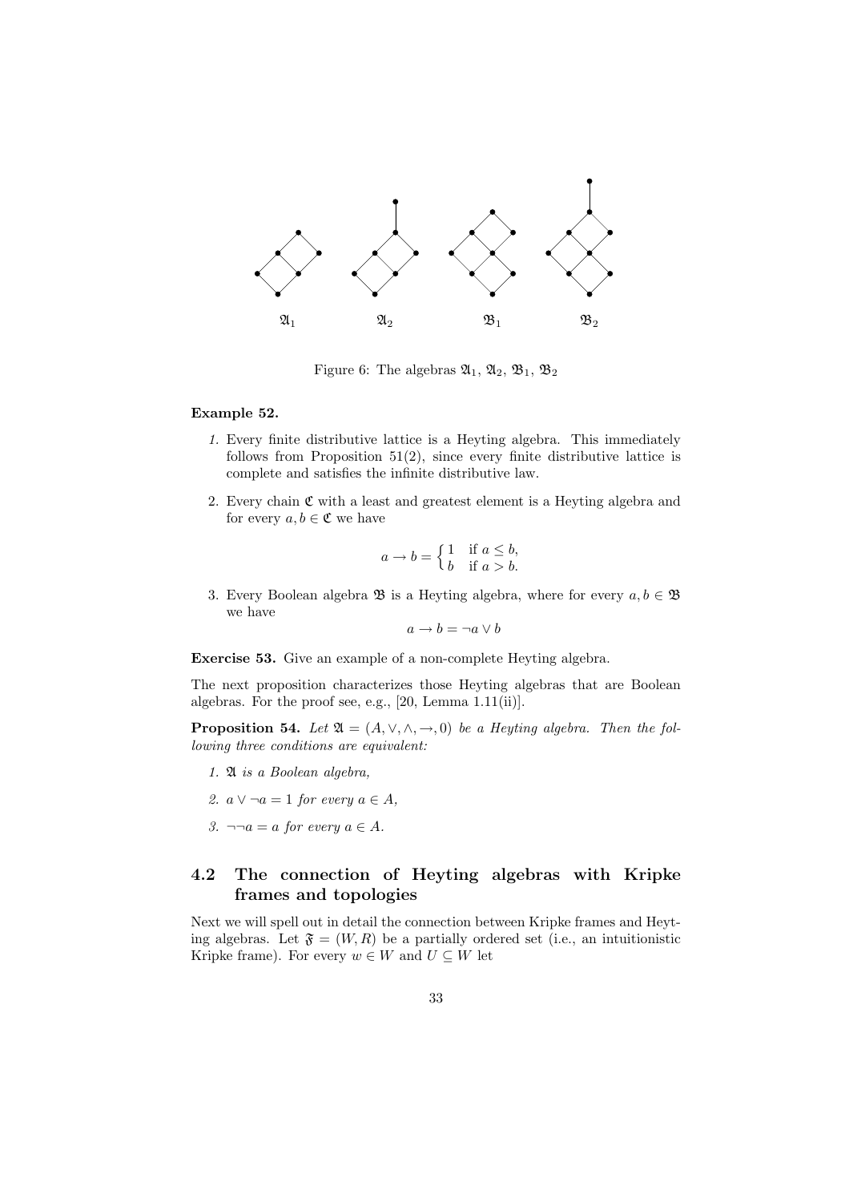Figure 6: The algebras $\mathfrak{A}_1$, $\mathfrak{A}_2$, $\mathfrak{B}_1$, $\mathfrak{B}_2$

**Example 52.**

1. Every finite distributive lattice is a Heyting algebra. This immediately follows from Proposition 51(2), since every finite distributive lattice is complete and satisfies the infinite distributive law.

2. Every chain $\mathfrak{C}$ with a least and greatest element is a Heyting algebra and for every $a, b \in \mathfrak{C}$ we have

$$a \to b = \begin{cases} 1 & \text{if } a \leq b, \\ b & \text{if } a > b. \end{cases}$$

3. Every Boolean algebra $\mathfrak{B}$ is a Heyting algebra, where for every $a, b \in \mathfrak{B}$ we have

$$a \to b = \neg a \vee b$$

**Exercise 53.** Give an example of a non-complete Heyting algebra.

The next proposition characterizes those Heyting algebras that are Boolean algebras. For the proof see, e.g., [20, Lemma 1.11(ii)].

**Proposition 54.** *Let $\mathfrak{A} = (A, \vee, \wedge, \to, 0)$ be a Heyting algebra. Then the following three conditions are equivalent:*

1. *$\mathfrak{A}$ is a Boolean algebra,*

2. *$a \vee \neg a = 1$ for every $a \in A$,*

3. *$\neg\neg a = a$ for every $a \in A$.*

## 4.2 The connection of Heyting algebras with Kripke frames and topologies

Next we will spell out in detail the connection between Kripke frames and Heyting algebras. Let $\mathfrak{F} = (W, R)$ be a partially ordered set (i.e., an intuitionistic Kripke frame). For every $w \in W$ and $U \subseteq W$ let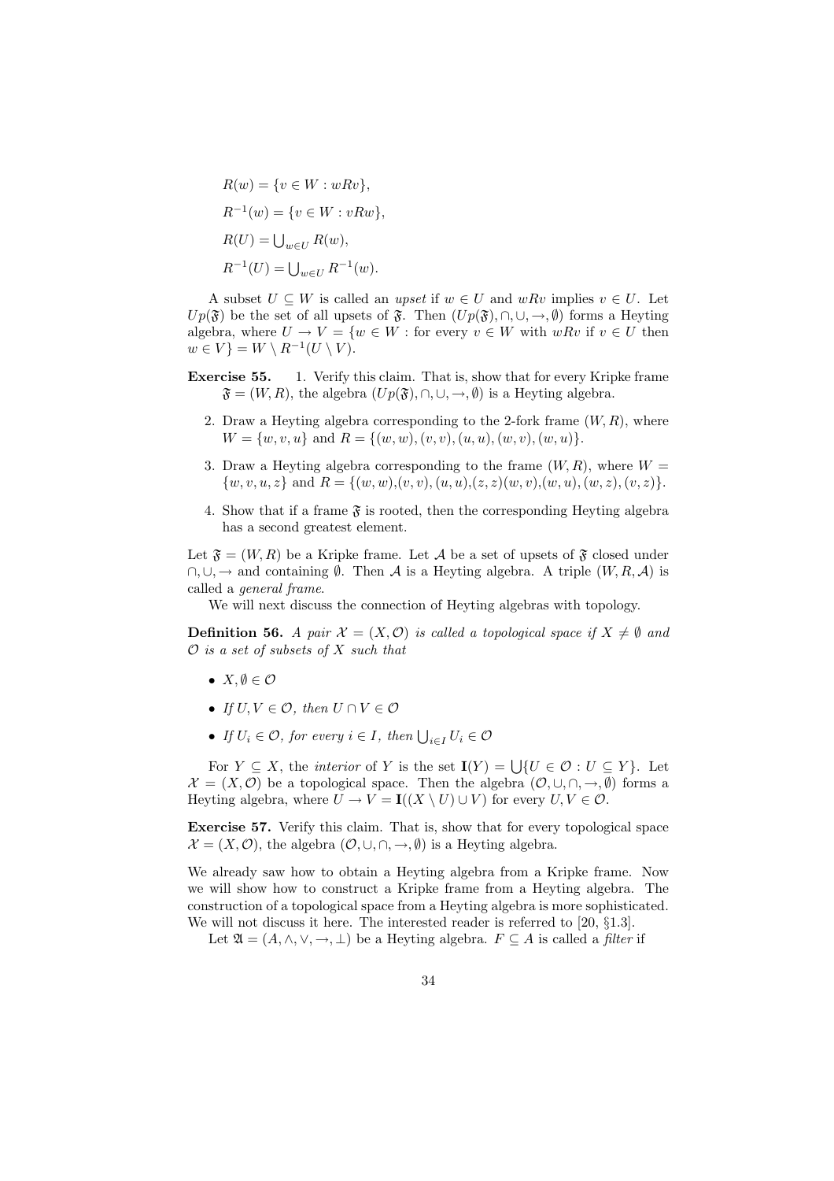$R(w) = \{v \in W : wRv\}$,

$R^{-1}(w) = \{v \in W : vRw\}$,

$R(U) = \bigcup_{w \in U} R(w)$,

$R^{-1}(U) = \bigcup_{w \in U} R^{-1}(w)$.

A subset $U \subseteq W$ is called an *upset* if $w \in U$ and $wRv$ implies $v \in U$. Let $Up(\mathfrak{F})$ be the set of all upsets of $\mathfrak{F}$. Then $(Up(\mathfrak{F}), \cap, \cup, \to, \emptyset)$ forms a Heyting algebra, where $U \to V = \{w \in W :$ for every $v \in W$ with $wRv$ if $v \in U$ then $w \in V\} = W \setminus R^{-1}(U \setminus V)$.

**Exercise 55.**

1. Verify this claim. That is, show that for every Kripke frame $\mathfrak{F} = (W, R)$, the algebra $(Up(\mathfrak{F}), \cap, \cup, \to, \emptyset)$ is a Heyting algebra.
2. Draw a Heyting algebra corresponding to the 2-fork frame $(W, R)$, where $W = \{w, v, u\}$ and $R = \{(w, w), (v, v), (u, u), (w, v), (w, u)\}$.
3. Draw a Heyting algebra corresponding to the frame $(W, R)$, where $W = \{w, v, u, z\}$ and $R = \{(w, w), (v, v), (u, u), (z, z)(w, v), (w, u), (w, z), (v, z)\}$.
4. Show that if a frame $\mathfrak{F}$ is rooted, then the corresponding Heyting algebra has a second greatest element.

Let $\mathfrak{F} = (W, R)$ be a Kripke frame. Let $\mathcal{A}$ be a set of upsets of $\mathfrak{F}$ closed under $\cap, \cup, \to$ and containing $\emptyset$. Then $\mathcal{A}$ is a Heyting algebra. A triple $(W, R, \mathcal{A})$ is called a *general frame*.

We will next discuss the connection of Heyting algebras with topology.

**Definition 56.** *A pair $\mathcal{X} = (X, \mathcal{O})$ is called a topological space if $X \neq \emptyset$ and $\mathcal{O}$ is a set of subsets of $X$ such that*

- $X, \emptyset \in \mathcal{O}$
- *If $U, V \in \mathcal{O}$, then $U \cap V \in \mathcal{O}$*
- *If $U_i \in \mathcal{O}$, for every $i \in I$, then $\bigcup_{i \in I} U_i \in \mathcal{O}$*

For $Y \subseteq X$, the *interior* of $Y$ is the set $\mathbf{I}(Y) = \bigcup\{U \in \mathcal{O} : U \subseteq Y\}$. Let $\mathcal{X} = (X, \mathcal{O})$ be a topological space. Then the algebra $(\mathcal{O}, \cup, \cap, \to, \emptyset)$ forms a Heyting algebra, where $U \to V = \mathbf{I}((X \setminus U) \cup V)$ for every $U, V \in \mathcal{O}$.

**Exercise 57.** Verify this claim. That is, show that for every topological space $\mathcal{X} = (X, \mathcal{O})$, the algebra $(\mathcal{O}, \cup, \cap, \to, \emptyset)$ is a Heyting algebra.

We already saw how to obtain a Heyting algebra from a Kripke frame. Now we will show how to construct a Kripke frame from a Heyting algebra. The construction of a topological space from a Heyting algebra is more sophisticated. We will not discuss it here. The interested reader is referred to [20, §1.3].

Let $\mathfrak{A} = (A, \wedge, \vee, \to, \bot)$ be a Heyting algebra. $F \subseteq A$ is called a *filter* if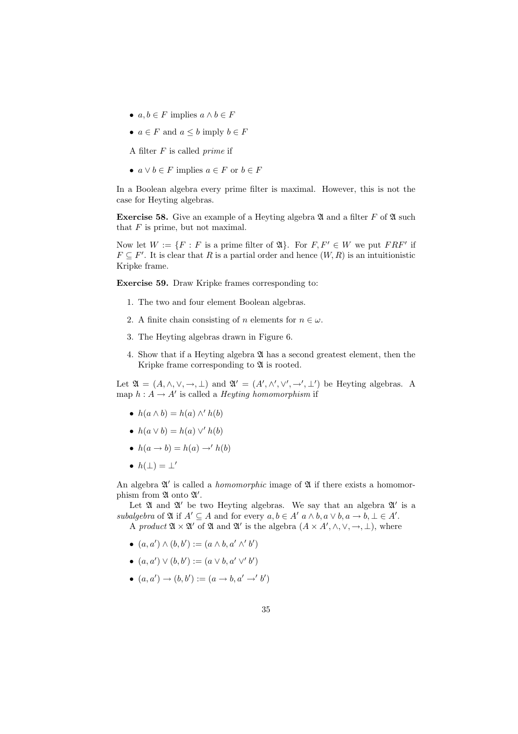- $a, b \in F$ implies $a \wedge b \in F$
- $a \in F$ and $a \leq b$ imply $b \in F$

A filter $F$ is called *prime* if

- $a \vee b \in F$ implies $a \in F$ or $b \in F$

In a Boolean algebra every prime filter is maximal. However, this is not the case for Heyting algebras.

**Exercise 58.** Give an example of a Heyting algebra $\mathfrak{A}$ and a filter $F$ of $\mathfrak{A}$ such that $F$ is prime, but not maximal.

Now let $W := \{F : F \text{ is a prime filter of } \mathfrak{A}\}$. For $F, F' \in W$ we put $FRF'$ if $F \subseteq F'$. It is clear that $R$ is a partial order and hence $(W, R)$ is an intuitionistic Kripke frame.

**Exercise 59.** Draw Kripke frames corresponding to:

1. The two and four element Boolean algebras.
2. A finite chain consisting of $n$ elements for $n \in \omega$.
3. The Heyting algebras drawn in Figure 6.
4. Show that if a Heyting algebra $\mathfrak{A}$ has a second greatest element, then the Kripke frame corresponding to $\mathfrak{A}$ is rooted.

Let $\mathfrak{A} = (A, \wedge, \vee, \rightarrow, \bot)$ and $\mathfrak{A}' = (A', \wedge', \vee', \rightarrow', \bot')$ be Heyting algebras. A map $h : A \rightarrow A'$ is called a *Heyting homomorphism* if

- $h(a \wedge b) = h(a) \wedge' h(b)$
- $h(a \vee b) = h(a) \vee' h(b)$
- $h(a \rightarrow b) = h(a) \rightarrow' h(b)$
- $h(\bot) = \bot'$

An algebra $\mathfrak{A}'$ is called a *homomorphic* image of $\mathfrak{A}$ if there exists a homomorphism from $\mathfrak{A}$ onto $\mathfrak{A}'$.

Let $\mathfrak{A}$ and $\mathfrak{A}'$ be two Heyting algebras. We say that an algebra $\mathfrak{A}'$ is a *subalgebra* of $\mathfrak{A}$ if $A' \subseteq A$ and for every $a, b \in A'$ $a \wedge b, a \vee b, a \rightarrow b, \bot \in A'$.

A *product* $\mathfrak{A} \times \mathfrak{A}'$ of $\mathfrak{A}$ and $\mathfrak{A}'$ is the algebra $(A \times A', \wedge, \vee, \rightarrow, \bot)$, where

- $(a, a') \wedge (b, b') := (a \wedge b, a' \wedge' b')$
- $(a, a') \vee (b, b') := (a \vee b, a' \vee' b')$
- $(a, a') \rightarrow (b, b') := (a \rightarrow b, a' \rightarrow' b')$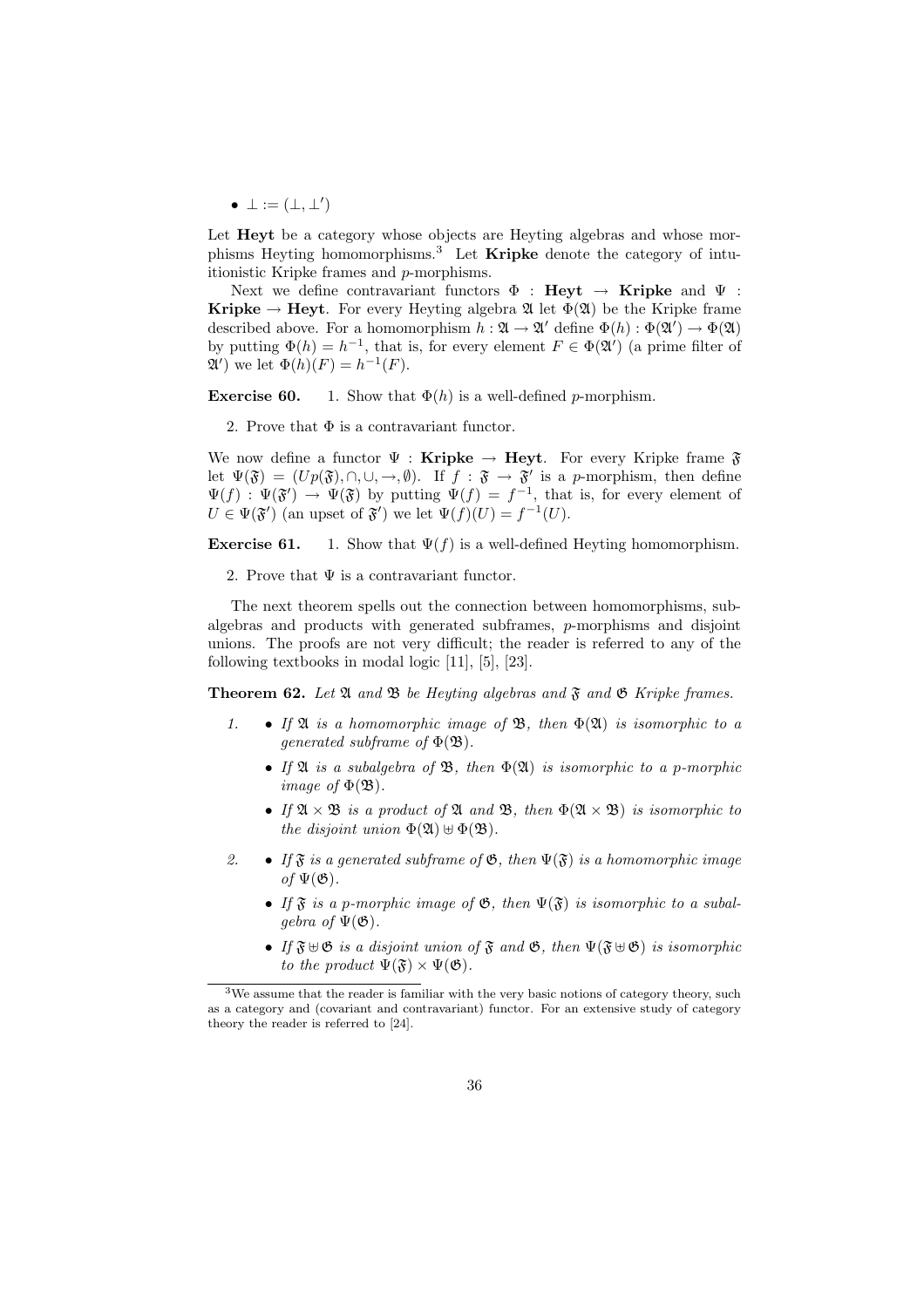- $\bot := (\bot, \bot')$

Let **Heyt** be a category whose objects are Heyting algebras and whose morphisms Heyting homomorphisms.[3] Let **Kripke** denote the category of intuitionistic Kripke frames and $p$-morphisms.

Next we define contravariant functors $\Phi$ : **Heyt** $\to$ **Kripke** and $\Psi$ : **Kripke** $\to$ **Heyt**. For every Heyting algebra $\mathfrak{A}$ let $\Phi(\mathfrak{A})$ be the Kripke frame described above. For a homomorphism $h : \mathfrak{A} \to \mathfrak{A}'$ define $\Phi(h) : \Phi(\mathfrak{A}') \to \Phi(\mathfrak{A})$ by putting $\Phi(h) = h^{-1}$, that is, for every element $F \in \Phi(\mathfrak{A}')$ (a prime filter of $\mathfrak{A}'$) we let $\Phi(h)(F) = h^{-1}(F)$.

**Exercise 60.**

1. Show that $\Phi(h)$ is a well-defined $p$-morphism.
2. Prove that $\Phi$ is a contravariant functor.

We now define a functor $\Psi$ : **Kripke** $\to$ **Heyt**. For every Kripke frame $\mathfrak{F}$ let $\Psi(\mathfrak{F}) = (Up(\mathfrak{F}), \cap, \cup, \to, \emptyset)$. If $f : \mathfrak{F} \to \mathfrak{F}'$ is a $p$-morphism, then define $\Psi(f) : \Psi(\mathfrak{F}') \to \Psi(\mathfrak{F})$ by putting $\Psi(f) = f^{-1}$, that is, for every element of $U \in \Psi(\mathfrak{F}')$ (an upset of $\mathfrak{F}'$) we let $\Psi(f)(U) = f^{-1}(U)$.

**Exercise 61.**

1. Show that $\Psi(f)$ is a well-defined Heyting homomorphism.
2. Prove that $\Psi$ is a contravariant functor.

The next theorem spells out the connection between homomorphisms, subalgebras and products with generated subframes, $p$-morphisms and disjoint unions. The proofs are not very difficult; the reader is referred to any of the following textbooks in modal logic [11], [5], [23].

**Theorem 62.** *Let $\mathfrak{A}$ and $\mathfrak{B}$ be Heyting algebras and $\mathfrak{F}$ and $\mathfrak{G}$ Kripke frames.*

1.
   - *If $\mathfrak{A}$ is a homomorphic image of $\mathfrak{B}$, then $\Phi(\mathfrak{A})$ is isomorphic to a generated subframe of $\Phi(\mathfrak{B})$.*
   - *If $\mathfrak{A}$ is a subalgebra of $\mathfrak{B}$, then $\Phi(\mathfrak{A})$ is isomorphic to a $p$-morphic image of $\Phi(\mathfrak{B})$.*
   - *If $\mathfrak{A} \times \mathfrak{B}$ is a product of $\mathfrak{A}$ and $\mathfrak{B}$, then $\Phi(\mathfrak{A} \times \mathfrak{B})$ is isomorphic to the disjoint union $\Phi(\mathfrak{A}) \uplus \Phi(\mathfrak{B})$.*
2.
   - *If $\mathfrak{F}$ is a generated subframe of $\mathfrak{G}$, then $\Psi(\mathfrak{F})$ is a homomorphic image of $\Psi(\mathfrak{G})$.*
   - *If $\mathfrak{F}$ is a $p$-morphic image of $\mathfrak{G}$, then $\Psi(\mathfrak{F})$ is isomorphic to a subalgebra of $\Psi(\mathfrak{G})$.*
   - *If $\mathfrak{F} \uplus \mathfrak{G}$ is a disjoint union of $\mathfrak{F}$ and $\mathfrak{G}$, then $\Psi(\mathfrak{F} \uplus \mathfrak{G})$ is isomorphic to the product $\Psi(\mathfrak{F}) \times \Psi(\mathfrak{G})$.*

[3] We assume that the reader is familiar with the very basic notions of category theory, such as a category and (covariant and contravariant) functor. For an extensive study of category theory the reader is referred to [24].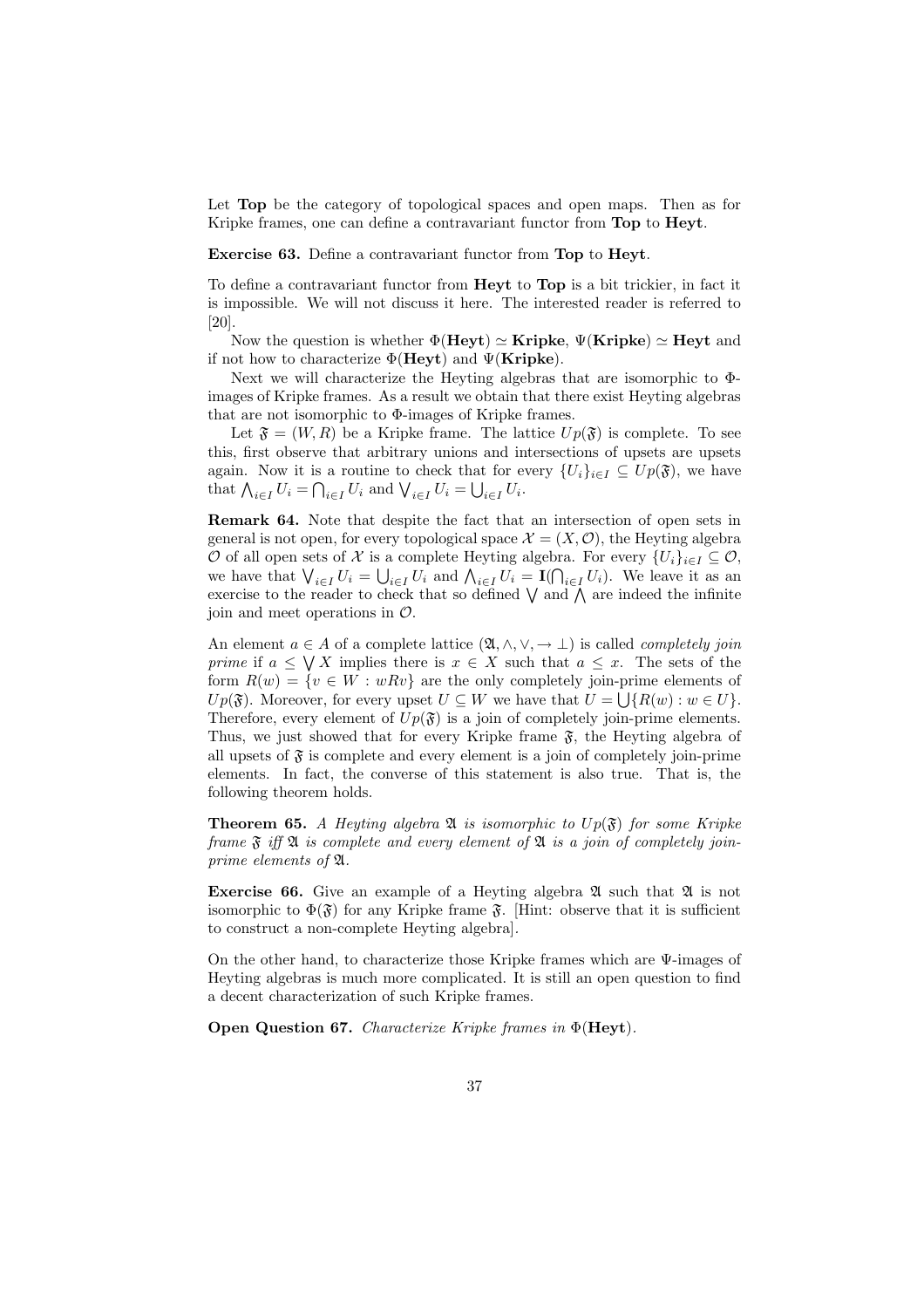Let **Top** be the category of topological spaces and open maps. Then as for Kripke frames, one can define a contravariant functor from **Top** to **Heyt**.

**Exercise 63.** Define a contravariant functor from **Top** to **Heyt**.

To define a contravariant functor from **Heyt** to **Top** is a bit trickier, in fact it is impossible. We will not discuss it here. The interested reader is referred to [20].

Now the question is whether $\Phi(\mathbf{Heyt}) \simeq \mathbf{Kripke}$, $\Psi(\mathbf{Kripke}) \simeq \mathbf{Heyt}$ and if not how to characterize $\Phi(\mathbf{Heyt})$ and $\Psi(\mathbf{Kripke})$.

Next we will characterize the Heyting algebras that are isomorphic to $\Phi$-images of Kripke frames. As a result we obtain that there exist Heyting algebras that are not isomorphic to $\Phi$-images of Kripke frames.

Let $\mathfrak{F} = (W, R)$ be a Kripke frame. The lattice $Up(\mathfrak{F})$ is complete. To see this, first observe that arbitrary unions and intersections of upsets are upsets again. Now it is a routine to check that for every $\{U_i\}_{i \in I} \subseteq Up(\mathfrak{F})$, we have that $\bigwedge_{i \in I} U_i = \bigcap_{i \in I} U_i$ and $\bigvee_{i \in I} U_i = \bigcup_{i \in I} U_i$.

**Remark 64.** Note that despite the fact that an intersection of open sets in general is not open, for every topological space $\mathcal{X} = (X, \mathcal{O})$, the Heyting algebra $\mathcal{O}$ of all open sets of $\mathcal{X}$ is a complete Heyting algebra. For every $\{U_i\}_{i \in I} \subseteq \mathcal{O}$, we have that $\bigvee_{i \in I} U_i = \bigcup_{i \in I} U_i$ and $\bigwedge_{i \in I} U_i = \mathbf{I}(\bigcap_{i \in I} U_i)$. We leave it as an exercise to the reader to check that so defined $\bigvee$ and $\bigwedge$ are indeed the infinite join and meet operations in $\mathcal{O}$.

An element $a \in A$ of a complete lattice $(\mathfrak{A}, \wedge, \vee, \rightarrow \bot)$ is called *completely join prime* if $a \leq \bigvee X$ implies there is $x \in X$ such that $a \leq x$. The sets of the form $R(w) = \{v \in W : wRv\}$ are the only completely join-prime elements of $Up(\mathfrak{F})$. Moreover, for every upset $U \subseteq W$ we have that $U = \bigcup\{R(w) : w \in U\}$. Therefore, every element of $Up(\mathfrak{F})$ is a join of completely join-prime elements. Thus, we just showed that for every Kripke frame $\mathfrak{F}$, the Heyting algebra of all upsets of $\mathfrak{F}$ is complete and every element is a join of completely join-prime elements. In fact, the converse of this statement is also true. That is, the following theorem holds.

**Theorem 65.** *A Heyting algebra $\mathfrak{A}$ is isomorphic to $Up(\mathfrak{F})$ for some Kripke frame $\mathfrak{F}$ iff $\mathfrak{A}$ is complete and every element of $\mathfrak{A}$ is a join of completely join-prime elements of $\mathfrak{A}$.*

**Exercise 66.** Give an example of a Heyting algebra $\mathfrak{A}$ such that $\mathfrak{A}$ is not isomorphic to $\Phi(\mathfrak{F})$ for any Kripke frame $\mathfrak{F}$. [Hint: observe that it is sufficient to construct a non-complete Heyting algebra].

On the other hand, to characterize those Kripke frames which are $\Psi$-images of Heyting algebras is much more complicated. It is still an open question to find a decent characterization of such Kripke frames.

**Open Question 67.** *Characterize Kripke frames in $\Phi(\mathbf{Heyt})$.*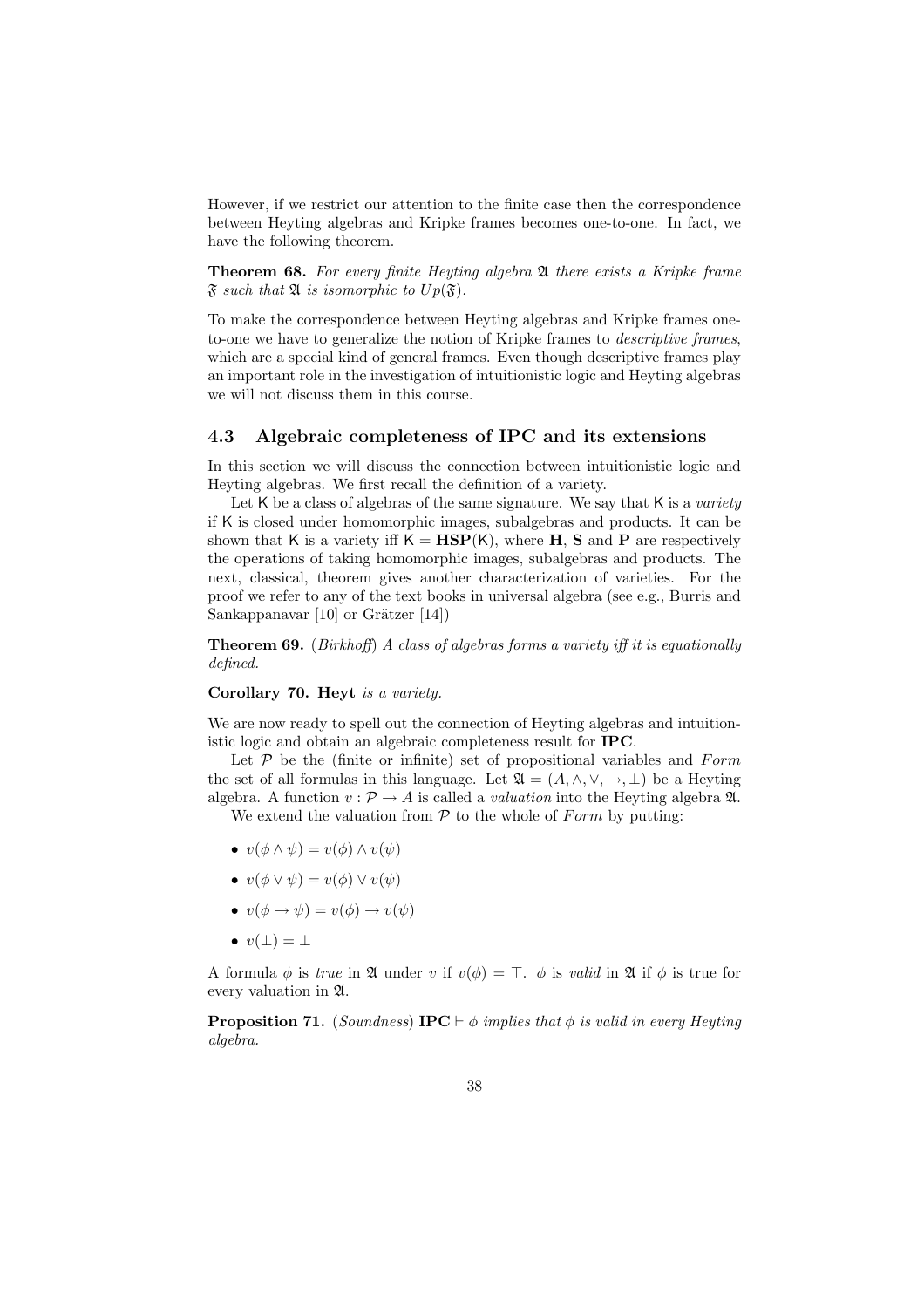However, if we restrict our attention to the finite case then the correspondence between Heyting algebras and Kripke frames becomes one-to-one. In fact, we have the following theorem.

**Theorem 68.** *For every finite Heyting algebra $\mathfrak{A}$ there exists a Kripke frame $\mathfrak{F}$ such that $\mathfrak{A}$ is isomorphic to $Up(\mathfrak{F})$.*

To make the correspondence between Heyting algebras and Kripke frames one-to-one we have to generalize the notion of Kripke frames to *descriptive frames*, which are a special kind of general frames. Even though descriptive frames play an important role in the investigation of intuitionistic logic and Heyting algebras we will not discuss them in this course.

### 4.3 Algebraic completeness of IPC and its extensions

In this section we will discuss the connection between intuitionistic logic and Heyting algebras. We first recall the definition of a variety.

Let $\mathsf{K}$ be a class of algebras of the same signature. We say that $\mathsf{K}$ is a *variety* if $\mathsf{K}$ is closed under homomorphic images, subalgebras and products. It can be shown that $\mathsf{K}$ is a variety iff $\mathsf{K} = \mathbf{HSP}(\mathsf{K})$, where $\mathbf{H}$, $\mathbf{S}$ and $\mathbf{P}$ are respectively the operations of taking homomorphic images, subalgebras and products. The next, classical, theorem gives another characterization of varieties. For the proof we refer to any of the text books in universal algebra (see e.g., Burris and Sankappanavar [10] or Grätzer [14])

**Theorem 69.** (*Birkhoff*) *A class of algebras forms a variety iff it is equationally defined.*

**Corollary 70. Heyt** *is a variety.*

We are now ready to spell out the connection of Heyting algebras and intuitionistic logic and obtain an algebraic completeness result for **IPC**.

Let $\mathcal{P}$ be the (finite or infinite) set of propositional variables and $Form$ the set of all formulas in this language. Let $\mathfrak{A} = (A, \wedge, \vee, \rightarrow, \bot)$ be a Heyting algebra. A function $v : \mathcal{P} \to A$ is called a *valuation* into the Heyting algebra $\mathfrak{A}$.

We extend the valuation from $\mathcal{P}$ to the whole of $Form$ by putting:

- $v(\phi \wedge \psi) = v(\phi) \wedge v(\psi)$
- $v(\phi \vee \psi) = v(\phi) \vee v(\psi)$
- $v(\phi \to \psi) = v(\phi) \to v(\psi)$
- $v(\bot) = \bot$

A formula $\phi$ is *true* in $\mathfrak{A}$ under $v$ if $v(\phi) = \top$. $\phi$ is *valid* in $\mathfrak{A}$ if $\phi$ is true for every valuation in $\mathfrak{A}$.

**Proposition 71.** (*Soundness*) $\mathbf{IPC} \vdash \phi$ *implies that $\phi$ is valid in every Heyting algebra.*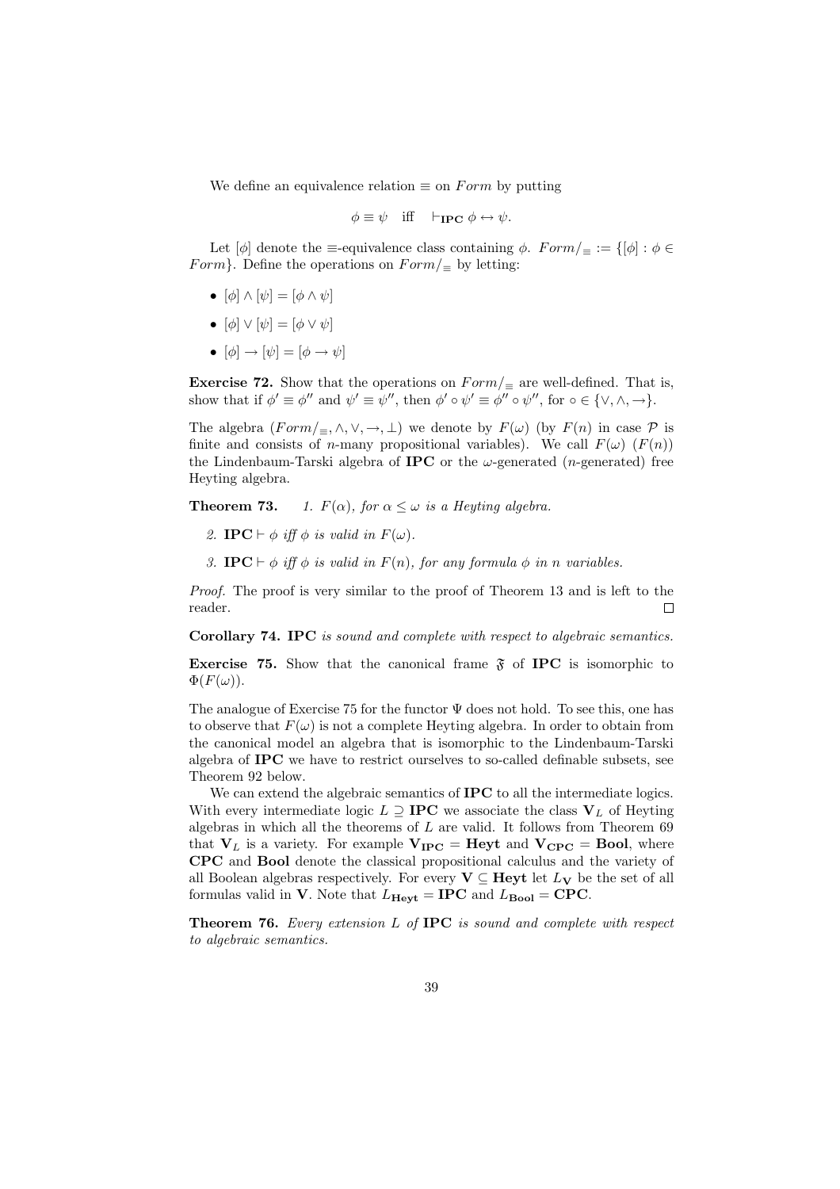We define an equivalence relation $\equiv$ on $Form$ by putting

$$\phi \equiv \psi \quad \text{iff} \quad \vdash_{\mathbf{IPC}} \phi \leftrightarrow \psi.$$

Let $[\phi]$ denote the $\equiv$-equivalence class containing $\phi$. $Form/_{\equiv} := \{[\phi] : \phi \in Form\}$. Define the operations on $Form/_{\equiv}$ by letting:

- $[\phi] \wedge [\psi] = [\phi \wedge \psi]$
- $[\phi] \vee [\psi] = [\phi \vee \psi]$
- $[\phi] \rightarrow [\psi] = [\phi \rightarrow \psi]$

**Exercise 72.** Show that the operations on $Form/_{\equiv}$ are well-defined. That is, show that if $\phi' \equiv \phi''$ and $\psi' \equiv \psi''$, then $\phi' \circ \psi' \equiv \phi'' \circ \psi''$, for $\circ \in \{\vee, \wedge, \rightarrow\}$.

The algebra $(Form/_{\equiv}, \wedge, \vee, \rightarrow, \bot)$ we denote by $F(\omega)$ (by $F(n)$ in case $\mathcal{P}$ is finite and consists of $n$-many propositional variables). We call $F(\omega)$ ($F(n)$) the Lindenbaum-Tarski algebra of **IPC** or the $\omega$-generated ($n$-generated) free Heyting algebra.

**Theorem 73.** *1. $F(\alpha)$, for $\alpha \leq \omega$ is a Heyting algebra.*

*2. $\mathbf{IPC} \vdash \phi$ iff $\phi$ is valid in $F(\omega)$.*

*3. $\mathbf{IPC} \vdash \phi$ iff $\phi$ is valid in $F(n)$, for any formula $\phi$ in $n$ variables.*

*Proof.* The proof is very similar to the proof of Theorem 13 and is left to the reader. $\square$

**Corollary 74.** *IPC is sound and complete with respect to algebraic semantics.*

**Exercise 75.** Show that the canonical frame $\mathfrak{F}$ of **IPC** is isomorphic to $\Phi(F(\omega))$.

The analogue of Exercise 75 for the functor $\Psi$ does not hold. To see this, one has to observe that $F(\omega)$ is not a complete Heyting algebra. In order to obtain from the canonical model an algebra that is isomorphic to the Lindenbaum-Tarski algebra of **IPC** we have to restrict ourselves to so-called definable subsets, see Theorem 92 below.

We can extend the algebraic semantics of **IPC** to all the intermediate logics. With every intermediate logic $L \supseteq \mathbf{IPC}$ we associate the class $\mathbf{V}_L$ of Heyting algebras in which all the theorems of $L$ are valid. It follows from Theorem 69 that $\mathbf{V}_L$ is a variety. For example $\mathbf{V}_{\mathbf{IPC}} = \mathbf{Heyt}$ and $\mathbf{V}_{\mathbf{CPC}} = \mathbf{Bool}$, where **CPC** and **Bool** denote the classical propositional calculus and the variety of all Boolean algebras respectively. For every $\mathbf{V} \subseteq \mathbf{Heyt}$ let $L_{\mathbf{V}}$ be the set of all formulas valid in $\mathbf{V}$. Note that $L_{\mathbf{Heyt}} = \mathbf{IPC}$ and $L_{\mathbf{Bool}} = \mathbf{CPC}$.

**Theorem 76.** *Every extension $L$ of* **IPC** *is sound and complete with respect to algebraic semantics.*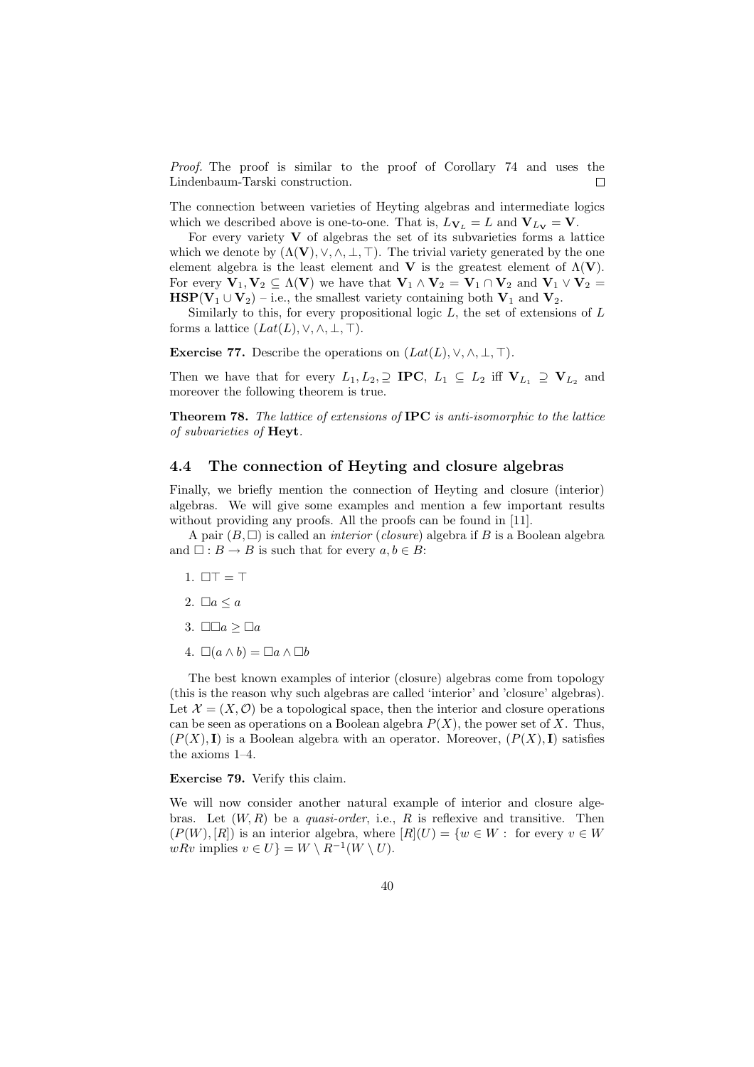*Proof.* The proof is similar to the proof of Corollary 74 and uses the Lindenbaum-Tarski construction. $\square$

The connection between varieties of Heyting algebras and intermediate logics which we described above is one-to-one. That is, $L_{\mathbf{V}_L} = L$ and $\mathbf{V}_{L_{\mathbf{V}}} = \mathbf{V}$.

For every variety $\mathbf{V}$ of algebras the set of its subvarieties forms a lattice which we denote by $(\Lambda(\mathbf{V}), \vee, \wedge, \bot, \top)$. The trivial variety generated by the one element algebra is the least element and $\mathbf{V}$ is the greatest element of $\Lambda(\mathbf{V})$. For every $\mathbf{V}_1, \mathbf{V}_2 \subseteq \Lambda(\mathbf{V})$ we have that $\mathbf{V}_1 \wedge \mathbf{V}_2 = \mathbf{V}_1 \cap \mathbf{V}_2$ and $\mathbf{V}_1 \vee \mathbf{V}_2 = \mathbf{HSP}(\mathbf{V}_1 \cup \mathbf{V}_2)$ – i.e., the smallest variety containing both $\mathbf{V}_1$ and $\mathbf{V}_2$.

Similarly to this, for every propositional logic $L$, the set of extensions of $L$ forms a lattice $(Lat(L), \vee, \wedge, \bot, \top)$.

**Exercise 77.** Describe the operations on $(Lat(L), \vee, \wedge, \bot, \top)$.

Then we have that for every $L_1, L_2, \supseteq$ **IPC**, $L_1 \subseteq L_2$ iff $\mathbf{V}_{L_1} \supseteq \mathbf{V}_{L_2}$ and moreover the following theorem is true.

**Theorem 78.** *The lattice of extensions of* **IPC** *is anti-isomorphic to the lattice of subvarieties of* **Heyt**.

## 4.4 The connection of Heyting and closure algebras

Finally, we briefly mention the connection of Heyting and closure (interior) algebras. We will give some examples and mention a few important results without providing any proofs. All the proofs can be found in [11].

A pair $(B, \Box)$ is called an *interior* (*closure*) algebra if $B$ is a Boolean algebra and $\Box : B \to B$ is such that for every $a, b \in B$:

1. $\Box\top = \top$
2. $\Box a \leq a$
3. $\Box\Box a \geq \Box a$
4. $\Box(a \wedge b) = \Box a \wedge \Box b$

The best known examples of interior (closure) algebras come from topology (this is the reason why such algebras are called 'interior' and 'closure' algebras). Let $\mathcal{X} = (X, \mathcal{O})$ be a topological space, then the interior and closure operations can be seen as operations on a Boolean algebra $P(X)$, the power set of $X$. Thus, $(P(X), \mathbf{I})$ is a Boolean algebra with an operator. Moreover, $(P(X), \mathbf{I})$ satisfies the axioms 1–4.

**Exercise 79.** Verify this claim.

We will now consider another natural example of interior and closure algebras. Let $(W, R)$ be a *quasi-order*, i.e., $R$ is reflexive and transitive. Then $(P(W), [R])$ is an interior algebra, where $[R](U) = \{w \in W :$ for every $v \in W$ $wRv$ implies $v \in U\} = W \setminus R^{-1}(W \setminus U)$.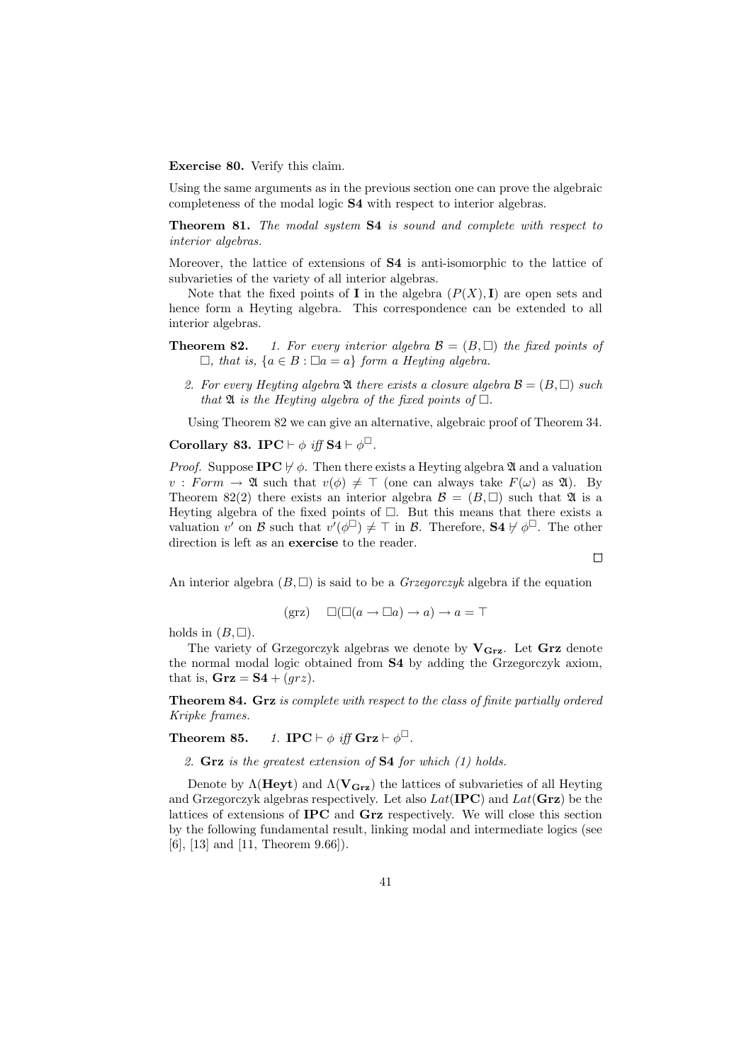**Exercise 80.** Verify this claim.

Using the same arguments as in the previous section one can prove the algebraic completeness of the modal logic **S4** with respect to interior algebras.

**Theorem 81.** *The modal system* **S4** *is sound and complete with respect to interior algebras.*

Moreover, the lattice of extensions of **S4** is anti-isomorphic to the lattice of subvarieties of the variety of all interior algebras.

Note that the fixed points of $\mathbf{I}$ in the algebra $(P(X), \mathbf{I})$ are open sets and hence form a Heyting algebra. This correspondence can be extended to all interior algebras.

**Theorem 82.**

1. *For every interior algebra $\mathcal{B} = (B, \Box)$ the fixed points of $\Box$, that is, $\{a \in B : \Box a = a\}$ form a Heyting algebra.*
2. *For every Heyting algebra $\mathfrak{A}$ there exists a closure algebra $\mathcal{B} = (B, \Box)$ such that $\mathfrak{A}$ is the Heyting algebra of the fixed points of $\Box$.*

Using Theorem 82 we can give an alternative, algebraic proof of Theorem 34.

**Corollary 83.** $\mathbf{IPC} \vdash \phi$ *iff* $\mathbf{S4} \vdash \phi^{\Box}$.

*Proof.* Suppose $\mathbf{IPC} \not\vdash \phi$. Then there exists a Heyting algebra $\mathfrak{A}$ and a valuation $v : Form \to \mathfrak{A}$ such that $v(\phi) \neq \top$ (one can always take $F(\omega)$ as $\mathfrak{A}$). By Theorem 82(2) there exists an interior algebra $\mathcal{B} = (B, \Box)$ such that $\mathfrak{A}$ is a Heyting algebra of the fixed points of $\Box$. But this means that there exists a valuation $v'$ on $\mathcal{B}$ such that $v'(\phi^{\Box}) \neq \top$ in $\mathcal{B}$. Therefore, $\mathbf{S4} \not\vdash \phi^{\Box}$. The other direction is left as an **exercise** to the reader.

$\Box$

An interior algebra $(B, \Box)$ is said to be a *Grzegorczyk* algebra if the equation

$$\text{(grz)} \quad \Box(\Box(a \to \Box a) \to a) \to a = \top$$

holds in $(B, \Box)$.

The variety of Grzegorczyk algebras we denote by $\mathbf{V_{Grz}}$. Let **Grz** denote the normal modal logic obtained from **S4** by adding the Grzegorczyk axiom, that is, $\mathbf{Grz} = \mathbf{S4} + (grz)$.

**Theorem 84.** **Grz** *is complete with respect to the class of finite partially ordered Kripke frames.*

**Theorem 85.**

1. $\mathbf{IPC} \vdash \phi$ *iff* $\mathbf{Grz} \vdash \phi^{\Box}$.
2. **Grz** *is the greatest extension of* **S4** *for which (1) holds.*

Denote by $\Lambda(\mathbf{Heyt})$ and $\Lambda(\mathbf{V_{Grz}})$ the lattices of subvarieties of all Heyting and Grzegorczyk algebras respectively. Let also $Lat(\mathbf{IPC})$ and $Lat(\mathbf{Grz})$ be the lattices of extensions of **IPC** and **Grz** respectively. We will close this section by the following fundamental result, linking modal and intermediate logics (see [6], [13] and [11, Theorem 9.66]).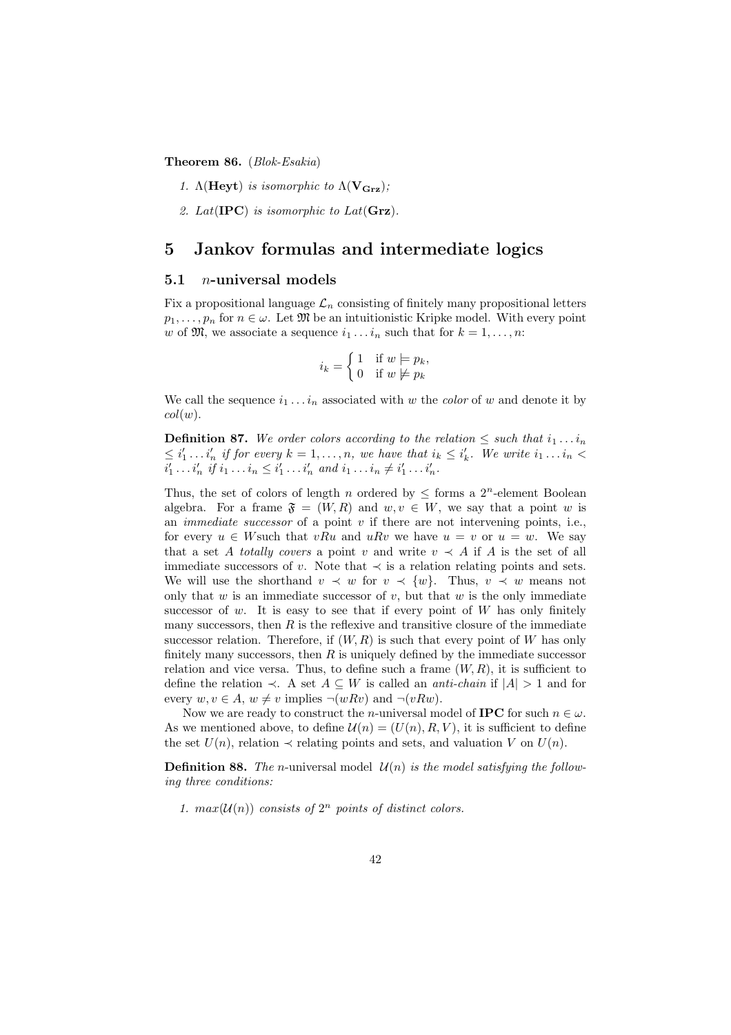**Theorem 86.** (*Blok-Esakia*)

1. $\Lambda(\mathbf{Heyt})$ *is isomorphic to* $\Lambda(\mathbf{V_{Grz}})$*;*
2. *Lat*$(\mathbf{IPC})$ *is isomorphic to Lat*$(\mathbf{Grz})$*.*

# 5 Jankov formulas and intermediate logics

## 5.1 $n$-universal models

Fix a propositional language $\mathcal{L}_n$ consisting of finitely many propositional letters $p_1, \ldots, p_n$ for $n \in \omega$. Let $\mathfrak{M}$ be an intuitionistic Kripke model. With every point $w$ of $\mathfrak{M}$, we associate a sequence $i_1 \ldots i_n$ such that for $k = 1, \ldots, n$:

$$i_k = \begin{cases} 1 & \text{if } w \models p_k, \\ 0 & \text{if } w \not\models p_k \end{cases}$$

We call the sequence $i_1 \ldots i_n$ associated with $w$ the *color* of $w$ and denote it by $col(w)$.

**Definition 87.** *We order colors according to the relation $\leq$ such that $i_1 \ldots i_n \leq i'_1 \ldots i'_n$ if for every $k = 1, \ldots, n$, we have that $i_k \leq i'_k$. We write $i_1 \ldots i_n < i'_1 \ldots i'_n$ if $i_1 \ldots i_n \leq i'_1 \ldots i'_n$ and $i_1 \ldots i_n \neq i'_1 \ldots i'_n$.*

Thus, the set of colors of length $n$ ordered by $\leq$ forms a $2^n$-element Boolean algebra. For a frame $\mathfrak{F} = (W, R)$ and $w, v \in W$, we say that a point $w$ is an *immediate successor* of a point $v$ if there are not intervening points, i.e., for every $u \in W$such that $vRu$ and $uRv$ we have $u = v$ or $u = w$. We say that a set $A$ *totally covers* a point $v$ and write $v \prec A$ if $A$ is the set of all immediate successors of $v$. Note that $\prec$ is a relation relating points and sets. We will use the shorthand $v \prec w$ for $v \prec \{w\}$. Thus, $v \prec w$ means not only that $w$ is an immediate successor of $v$, but that $w$ is the only immediate successor of $w$. It is easy to see that if every point of $W$ has only finitely many successors, then $R$ is the reflexive and transitive closure of the immediate successor relation. Therefore, if $(W, R)$ is such that every point of $W$ has only finitely many successors, then $R$ is uniquely defined by the immediate successor relation and vice versa. Thus, to define such a frame $(W, R)$, it is sufficient to define the relation $\prec$. A set $A \subseteq W$ is called an *anti-chain* if $|A| > 1$ and for every $w, v \in A$, $w \neq v$ implies $\neg(wRv)$ and $\neg(vRw)$.

Now we are ready to construct the $n$-universal model of **IPC** for such $n \in \omega$. As we mentioned above, to define $\mathcal{U}(n) = (U(n), R, V)$, it is sufficient to define the set $U(n)$, relation $\prec$ relating points and sets, and valuation $V$ on $U(n)$.

**Definition 88.** *The* $n$-universal model $\mathcal{U}(n)$ *is the model satisfying the following three conditions:*

1. *$max(\mathcal{U}(n))$ consists of $2^n$ points of distinct colors.*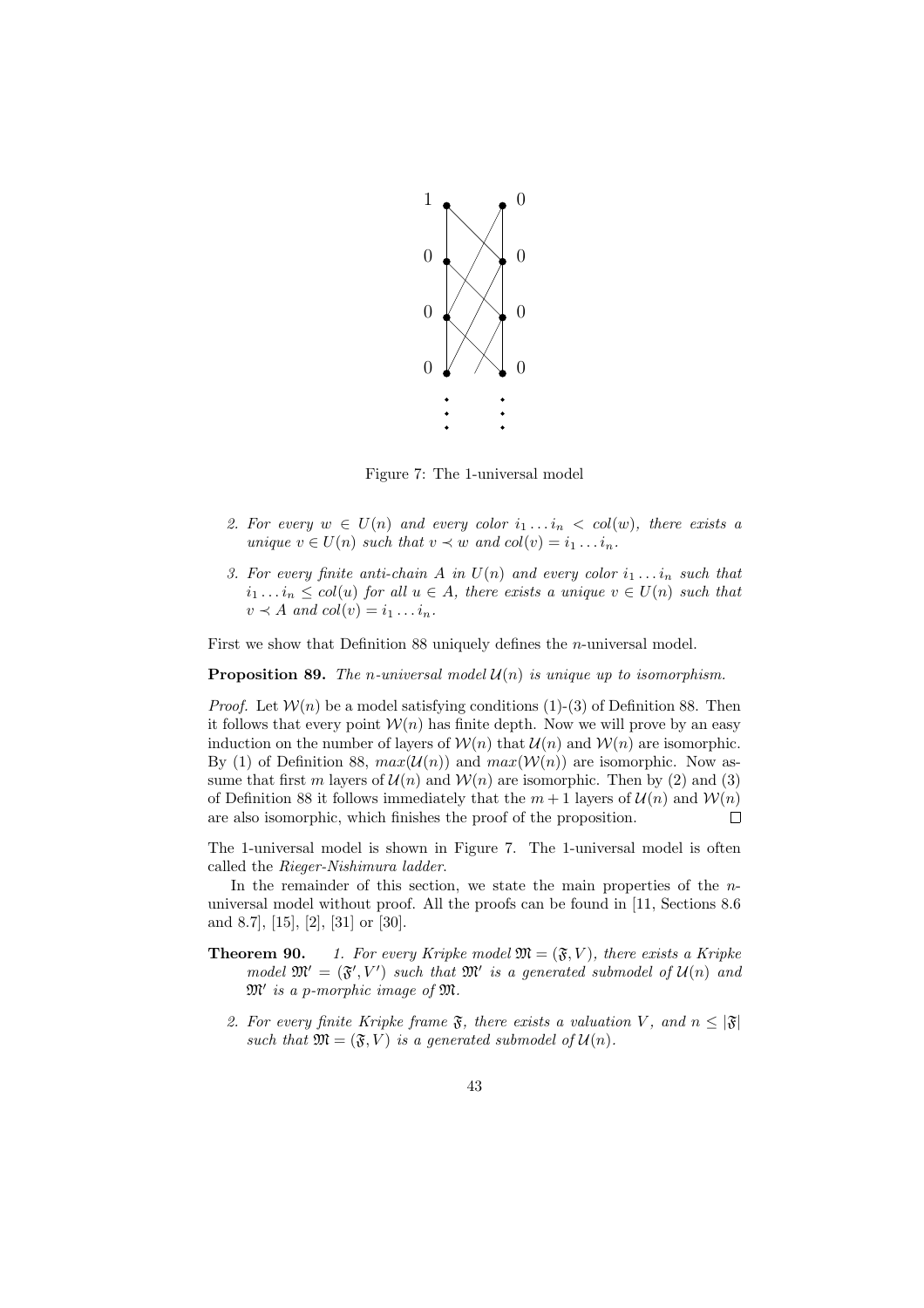Figure 7: The 1-universal model

2. *For every $w \in U(n)$ and every color $i_1 \dots i_n < col(w)$, there exists a unique $v \in U(n)$ such that $v \prec w$ and $col(v) = i_1 \dots i_n$.*

3. *For every finite anti-chain $A$ in $U(n)$ and every color $i_1 \dots i_n$ such that $i_1 \dots i_n \leq col(u)$ for all $u \in A$, there exists a unique $v \in U(n)$ such that $v \prec A$ and $col(v) = i_1 \dots i_n$.*

First we show that Definition 88 uniquely defines the $n$-universal model.

**Proposition 89.** *The $n$-universal model $\mathcal{U}(n)$ is unique up to isomorphism.*

*Proof.* Let $\mathcal{W}(n)$ be a model satisfying conditions (1)-(3) of Definition 88. Then it follows that every point $\mathcal{W}(n)$ has finite depth. Now we will prove by an easy induction on the number of layers of $\mathcal{W}(n)$ that $\mathcal{U}(n)$ and $\mathcal{W}(n)$ are isomorphic. By (1) of Definition 88, $max(\mathcal{U}(n))$ and $max(\mathcal{W}(n))$ are isomorphic. Now assume that first $m$ layers of $\mathcal{U}(n)$ and $\mathcal{W}(n)$ are isomorphic. Then by (2) and (3) of Definition 88 it follows immediately that the $m+1$ layers of $\mathcal{U}(n)$ and $\mathcal{W}(n)$ are also isomorphic, which finishes the proof of the proposition. $\square$

The 1-universal model is shown in Figure 7. The 1-universal model is often called the *Rieger-Nishimura ladder*.

In the remainder of this section, we state the main properties of the $n$-universal model without proof. All the proofs can be found in [11, Sections 8.6 and 8.7], [15], [2], [31] or [30].

**Theorem 90.** *1. For every Kripke model $\mathfrak{M} = (\mathfrak{F}, V)$, there exists a Kripke model $\mathfrak{M}' = (\mathfrak{F}', V')$ such that $\mathfrak{M}'$ is a generated submodel of $\mathcal{U}(n)$ and $\mathfrak{M}'$ is a p-morphic image of $\mathfrak{M}$.*

2. *For every finite Kripke frame $\mathfrak{F}$, there exists a valuation $V$, and $n \leq |\mathfrak{F}|$ such that $\mathfrak{M} = (\mathfrak{F}, V)$ is a generated submodel of $\mathcal{U}(n)$.*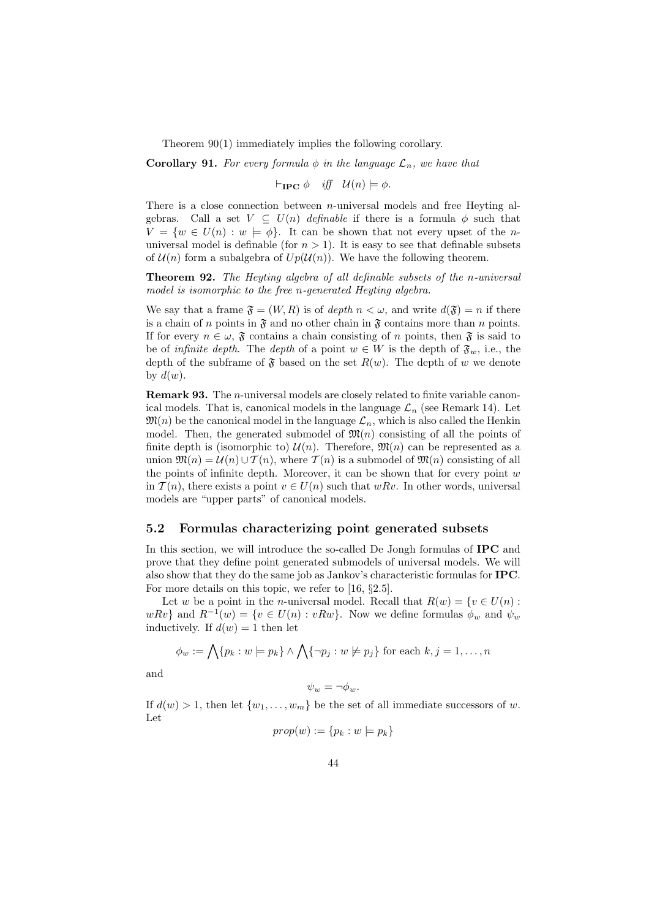Theorem 90(1) immediately implies the following corollary.

**Corollary 91.** *For every formula $\phi$ in the language $\mathcal{L}_n$, we have that*

$$\vdash_{\mathbf{IPC}} \phi \quad \textit{iff} \quad \mathcal{U}(n) \models \phi.$$

There is a close connection between $n$-universal models and free Heyting algebras. Call a set $V \subseteq U(n)$ *definable* if there is a formula $\phi$ such that $V = \{w \in U(n) : w \models \phi\}$. It can be shown that not every upset of the $n$-universal model is definable (for $n > 1$). It is easy to see that definable subsets of $\mathcal{U}(n)$ form a subalgebra of $Up(\mathcal{U}(n))$. We have the following theorem.

**Theorem 92.** *The Heyting algebra of all definable subsets of the $n$-universal model is isomorphic to the free $n$-generated Heyting algebra.*

We say that a frame $\mathfrak{F} = (W, R)$ is of *depth* $n < \omega$, and write $d(\mathfrak{F}) = n$ if there is a chain of $n$ points in $\mathfrak{F}$ and no other chain in $\mathfrak{F}$ contains more than $n$ points. If for every $n \in \omega$, $\mathfrak{F}$ contains a chain consisting of $n$ points, then $\mathfrak{F}$ is said to be of *infinite depth*. The *depth* of a point $w \in W$ is the depth of $\mathfrak{F}_w$, i.e., the depth of the subframe of $\mathfrak{F}$ based on the set $R(w)$. The depth of $w$ we denote by $d(w)$.

**Remark 93.** The $n$-universal models are closely related to finite variable canonical models. That is, canonical models in the language $\mathcal{L}_n$ (see Remark 14). Let $\mathfrak{M}(n)$ be the canonical model in the language $\mathcal{L}_n$, which is also called the Henkin model. Then, the generated submodel of $\mathfrak{M}(n)$ consisting of all the points of finite depth is (isomorphic to) $\mathcal{U}(n)$. Therefore, $\mathfrak{M}(n)$ can be represented as a union $\mathfrak{M}(n) = \mathcal{U}(n) \cup \mathcal{T}(n)$, where $\mathcal{T}(n)$ is a submodel of $\mathfrak{M}(n)$ consisting of all the points of infinite depth. Moreover, it can be shown that for every point $w$ in $\mathcal{T}(n)$, there exists a point $v \in U(n)$ such that $wRv$. In other words, universal models are "upper parts" of canonical models.

## 5.2 Formulas characterizing point generated subsets

In this section, we will introduce the so-called De Jongh formulas of **IPC** and prove that they define point generated submodels of universal models. We will also show that they do the same job as Jankov's characteristic formulas for **IPC**. For more details on this topic, we refer to [16, §2.5].

Let $w$ be a point in the $n$-universal model. Recall that $R(w) = \{v \in U(n) : wRv\}$ and $R^{-1}(w) = \{v \in U(n) : vRw\}$. Now we define formulas $\phi_w$ and $\psi_w$ inductively. If $d(w) = 1$ then let

$$\phi_w := \bigwedge \{p_k : w \models p_k\} \wedge \bigwedge \{\neg p_j : w \not\models p_j\} \text{ for each } k, j = 1, \ldots, n$$

and

$$\psi_w = \neg \phi_w.$$

If $d(w) > 1$, then let $\{w_1, \ldots, w_m\}$ be the set of all immediate successors of $w$. Let

$$prop(w) := \{p_k : w \models p_k\}$$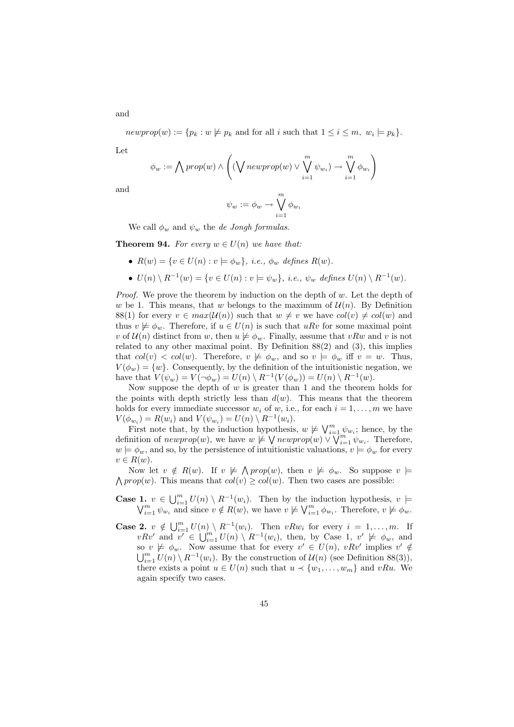and

$$newprop(w) := \{p_k : w \not\models p_k \text{ and for all } i \text{ such that } 1 \leq i \leq m,\ w_i \models p_k\}.$$

Let

$$\phi_w := \bigwedge prop(w) \wedge \left( (\bigvee newprop(w) \vee \bigvee_{i=1}^{m} \psi_{w_i}) \to \bigvee_{i=1}^{m} \phi_{w_i} \right)$$

and

$$\psi_w := \phi_w \to \bigvee_{i=1}^{m} \phi_{w_i}$$

We call $\phi_w$ and $\psi_w$ the *de Jongh formulas*.

**Theorem 94.** *For every $w \in U(n)$ we have that:*

- *$R(w) = \{v \in U(n) : v \models \phi_w\}$, i.e., $\phi_w$ defines $R(w)$.*
- *$U(n) \setminus R^{-1}(w) = \{v \in U(n) : v \models \psi_w\}$, i.e., $\psi_w$ defines $U(n) \setminus R^{-1}(w)$.*

*Proof.* We prove the theorem by induction on the depth of $w$. Let the depth of $w$ be 1. This means, that $w$ belongs to the maximum of $\mathcal{U}(n)$. By Definition 88(1) for every $v \in max(\mathcal{U}(n))$ such that $w \neq v$ we have $col(v) \neq col(w)$ and thus $v \not\models \phi_w$. Therefore, if $u \in U(n)$ is such that $uRv$ for some maximal point $v$ of $\mathcal{U}(n)$ distinct from $w$, then $u \not\models \phi_w$. Finally, assume that $vRw$ and $v$ is not related to any other maximal point. By Definition 88(2) and (3), this implies that $col(v) < col(w)$. Therefore, $v \not\models \phi_w$, and so $v \models \phi_w$ iff $v = w$. Thus, $V(\phi_w) = \{w\}$. Consequently, by the definition of the intuitionistic negation, we have that $V(\psi_w) = V(\neg\phi_w) = U(n) \setminus R^{-1}(V(\phi_w)) = U(n) \setminus R^{-1}(w)$.

Now suppose the depth of $w$ is greater than 1 and the theorem holds for the points with depth strictly less than $d(w)$. This means that the theorem holds for every immediate successor $w_i$ of $w$, i.e., for each $i = 1, \ldots, m$ we have $V(\phi_{w_i}) = R(w_i)$ and $V(\psi_{w_i}) = U(n) \setminus R^{-1}(w_i)$.

First note that, by the induction hypothesis, $w \not\models \bigvee_{i=1}^{m} \psi_{w_i}$; hence, by the definition of $newprop(w)$, we have $w \not\models \bigvee newprop(w) \vee \bigvee_{i=1}^{m} \psi_{w_i}$. Therefore, $w \models \phi_w$, and so, by the persistence of intuitionistic valuations, $v \models \phi_w$ for every $v \in R(w)$.

Now let $v \notin R(w)$. If $v \not\models \bigwedge prop(w)$, then $v \not\models \phi_w$. So suppose $v \models \bigwedge prop(w)$. This means that $col(v) \geq col(w)$. Then two cases are possible:

**Case 1.** $v \in \bigcup_{i=1}^{m} U(n) \setminus R^{-1}(w_i)$. Then by the induction hypothesis, $v \models \bigvee_{i=1}^{m} \psi_{w_i}$ and since $v \notin R(w)$, we have $v \not\models \bigvee_{i=1}^{m} \phi_{w_i}$. Therefore, $v \not\models \phi_w$.

**Case 2.** $v \notin \bigcup_{i=1}^{m} U(n) \setminus R^{-1}(w_i)$. Then $vRw_i$ for every $i = 1, \ldots, m$. If $vRv'$ and $v' \in \bigcup_{i=1}^{m} U(n) \setminus R^{-1}(w_i)$, then, by Case 1, $v' \not\models \phi_w$, and so $v \not\models \phi_w$. Now assume that for every $v' \in U(n)$, $vRv'$ implies $v' \notin \bigcup_{i=1}^{m} U(n) \setminus R^{-1}(w_i)$. By the construction of $\mathcal{U}(n)$ (see Definition 88(3)), there exists a point $u \in U(n)$ such that $u \prec \{w_1, \ldots, w_m\}$ and $vRu$. We again specify two cases.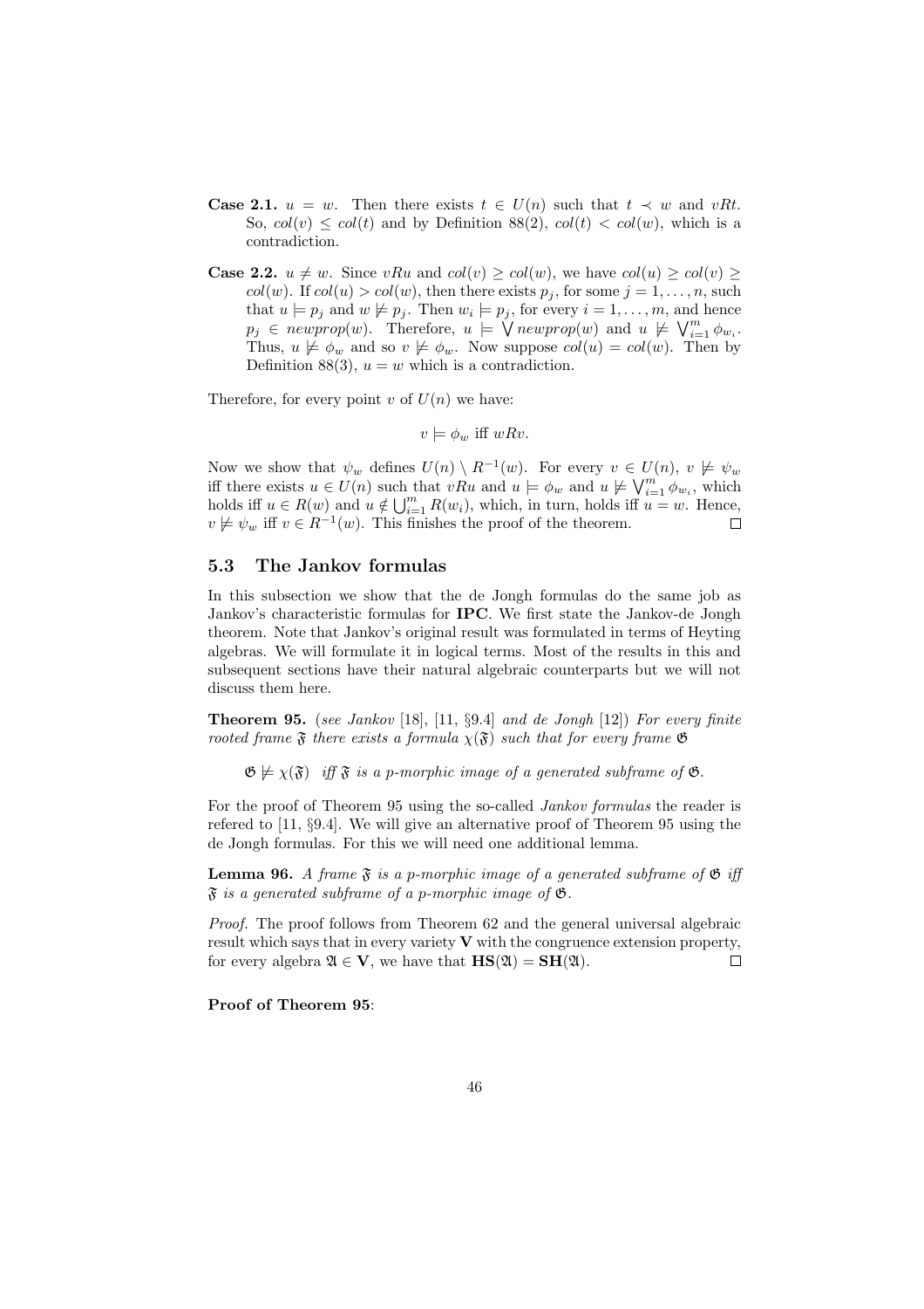**Case 2.1.** $u = w$. Then there exists $t \in U(n)$ such that $t \prec w$ and $vRt$. So, $col(v) \leq col(t)$ and by Definition 88(2), $col(t) < col(w)$, which is a contradiction.

**Case 2.2.** $u \neq w$. Since $vRu$ and $col(v) \geq col(w)$, we have $col(u) \geq col(v) \geq col(w)$. If $col(u) > col(w)$, then there exists $p_j$, for some $j = 1, \ldots, n$, such that $u \models p_j$ and $w \not\models p_j$. Then $w_i \models p_j$, for every $i = 1, \ldots, m$, and hence $p_j \in newprop(w)$. Therefore, $u \models \bigvee newprop(w)$ and $u \not\models \bigvee_{i=1}^{m} \phi_{w_i}$. Thus, $u \not\models \phi_w$ and so $v \not\models \phi_w$. Now suppose $col(u) = col(w)$. Then by Definition 88(3), $u = w$ which is a contradiction.

Therefore, for every point $v$ of $U(n)$ we have:

$$v \models \phi_w \text{ iff } wRv.$$

Now we show that $\psi_w$ defines $U(n) \setminus R^{-1}(w)$. For every $v \in U(n)$, $v \not\models \psi_w$ iff there exists $u \in U(n)$ such that $vRu$ and $u \models \phi_w$ and $u \not\models \bigvee_{i=1}^{m} \phi_{w_i}$, which holds iff $u \in R(w)$ and $u \notin \bigcup_{i=1}^{m} R(w_i)$, which, in turn, holds iff $u = w$. Hence, $v \not\models \psi_w$ iff $v \in R^{-1}(w)$. This finishes the proof of the theorem. $\square$

## 5.3 The Jankov formulas

In this subsection we show that the de Jongh formulas do the same job as Jankov's characteristic formulas for **IPC**. We first state the Jankov-de Jongh theorem. Note that Jankov's original result was formulated in terms of Heyting algebras. We will formulate it in logical terms. Most of the results in this and subsequent sections have their natural algebraic counterparts but we will not discuss them here.

**Theorem 95.** (*see Jankov* [18], [11, §9.4] *and de Jongh* [12]) *For every finite rooted frame $\mathfrak{F}$ there exists a formula $\chi(\mathfrak{F})$ such that for every frame $\mathfrak{G}$*

$$\mathfrak{G} \not\models \chi(\mathfrak{F}) \quad \textit{iff } \mathfrak{F} \textit{ is a p-morphic image of a generated subframe of } \mathfrak{G}.$$

For the proof of Theorem 95 using the so-called *Jankov formulas* the reader is refered to [11, §9.4]. We will give an alternative proof of Theorem 95 using the de Jongh formulas. For this we will need one additional lemma.

**Lemma 96.** *A frame $\mathfrak{F}$ is a p-morphic image of a generated subframe of $\mathfrak{G}$ iff $\mathfrak{F}$ is a generated subframe of a p-morphic image of $\mathfrak{G}$.*

*Proof.* The proof follows from Theorem 62 and the general universal algebraic result which says that in every variety $\mathbf{V}$ with the congruence extension property, for every algebra $\mathfrak{A} \in \mathbf{V}$, we have that $\mathbf{HS}(\mathfrak{A}) = \mathbf{SH}(\mathfrak{A})$. $\square$

**Proof of Theorem 95**: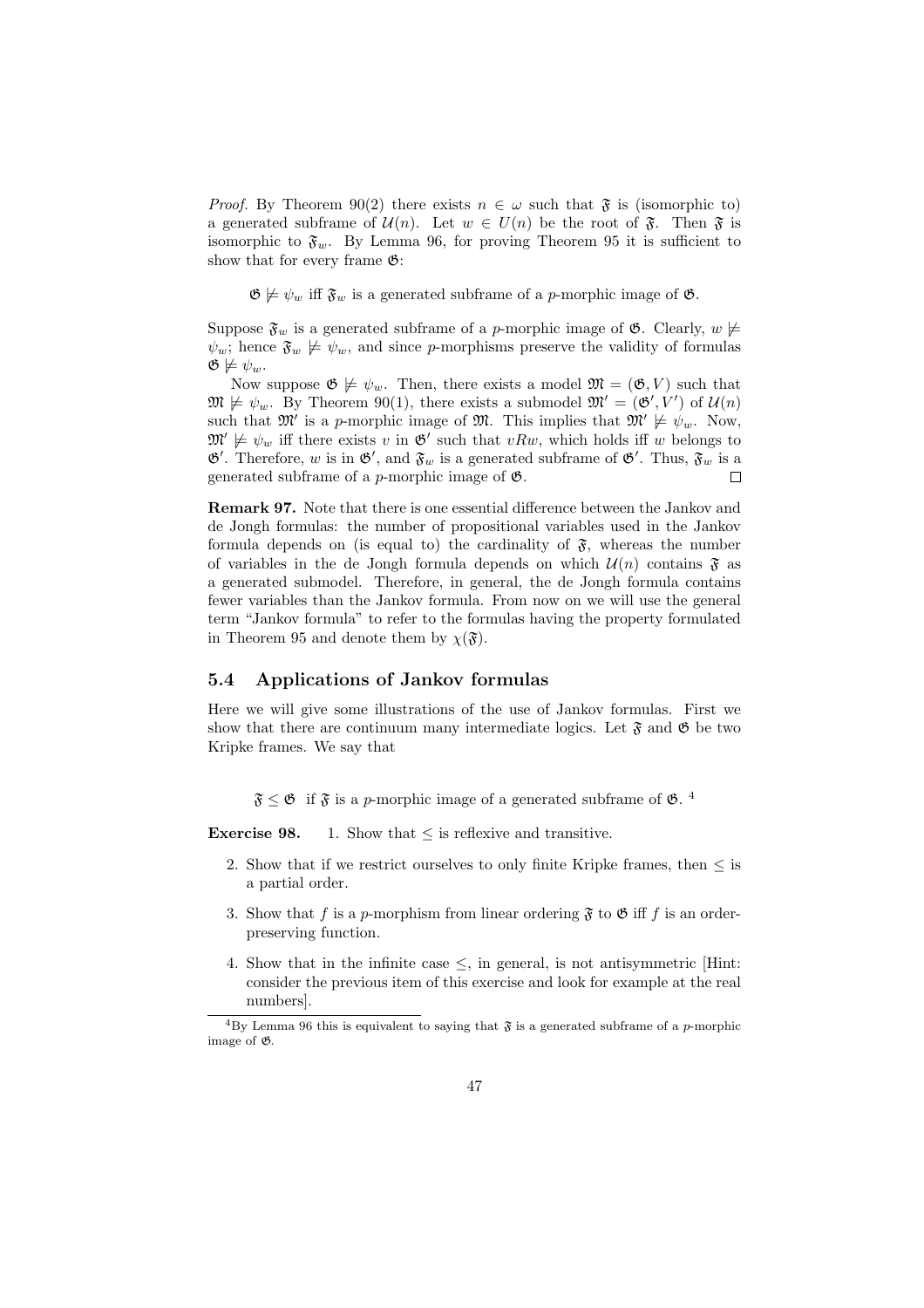*Proof.* By Theorem 90(2) there exists $n \in \omega$ such that $\mathfrak{F}$ is (isomorphic to) a generated subframe of $\mathcal{U}(n)$. Let $w \in U(n)$ be the root of $\mathfrak{F}$. Then $\mathfrak{F}$ is isomorphic to $\mathfrak{F}_w$. By Lemma 96, for proving Theorem 95 it is sufficient to show that for every frame $\mathfrak{G}$:

$\mathfrak{G} \not\models \psi_w$ iff $\mathfrak{F}_w$ is a generated subframe of a $p$-morphic image of $\mathfrak{G}$.

Suppose $\mathfrak{F}_w$ is a generated subframe of a $p$-morphic image of $\mathfrak{G}$. Clearly, $w \not\models \psi_w$; hence $\mathfrak{F}_w \not\models \psi_w$, and since $p$-morphisms preserve the validity of formulas $\mathfrak{G} \not\models \psi_w$.

Now suppose $\mathfrak{G} \not\models \psi_w$. Then, there exists a model $\mathfrak{M} = (\mathfrak{G}, V)$ such that $\mathfrak{M} \not\models \psi_w$. By Theorem 90(1), there exists a submodel $\mathfrak{M}' = (\mathfrak{G}', V')$ of $\mathcal{U}(n)$ such that $\mathfrak{M}'$ is a $p$-morphic image of $\mathfrak{M}$. This implies that $\mathfrak{M}' \not\models \psi_w$. Now, $\mathfrak{M}' \not\models \psi_w$ iff there exists $v$ in $\mathfrak{G}'$ such that $vRw$, which holds iff $w$ belongs to $\mathfrak{G}'$. Therefore, $w$ is in $\mathfrak{G}'$, and $\mathfrak{F}_w$ is a generated subframe of $\mathfrak{G}'$. Thus, $\mathfrak{F}_w$ is a generated subframe of a $p$-morphic image of $\mathfrak{G}$. □

**Remark 97.** Note that there is one essential difference between the Jankov and de Jongh formulas: the number of propositional variables used in the Jankov formula depends on (is equal to) the cardinality of $\mathfrak{F}$, whereas the number of variables in the de Jongh formula depends on which $\mathcal{U}(n)$ contains $\mathfrak{F}$ as a generated submodel. Therefore, in general, the de Jongh formula contains fewer variables than the Jankov formula. From now on we will use the general term "Jankov formula" to refer to the formulas having the property formulated in Theorem 95 and denote them by $\chi(\mathfrak{F})$.

## 5.4 Applications of Jankov formulas

Here we will give some illustrations of the use of Jankov formulas. First we show that there are continuum many intermediate logics. Let $\mathfrak{F}$ and $\mathfrak{G}$ be two Kripke frames. We say that

$\mathfrak{F} \leq \mathfrak{G}$ if $\mathfrak{F}$ is a $p$-morphic image of a generated subframe of $\mathfrak{G}$. [4]

**Exercise 98.**

1. Show that $\leq$ is reflexive and transitive.
2. Show that if we restrict ourselves to only finite Kripke frames, then $\leq$ is a partial order.
3. Show that $f$ is a $p$-morphism from linear ordering $\mathfrak{F}$ to $\mathfrak{G}$ iff $f$ is an order-preserving function.
4. Show that in the infinite case $\leq$, in general, is not antisymmetric [Hint: consider the previous item of this exercise and look for example at the real numbers].

[4] By Lemma 96 this is equivalent to saying that $\mathfrak{F}$ is a generated subframe of a $p$-morphic image of $\mathfrak{G}$.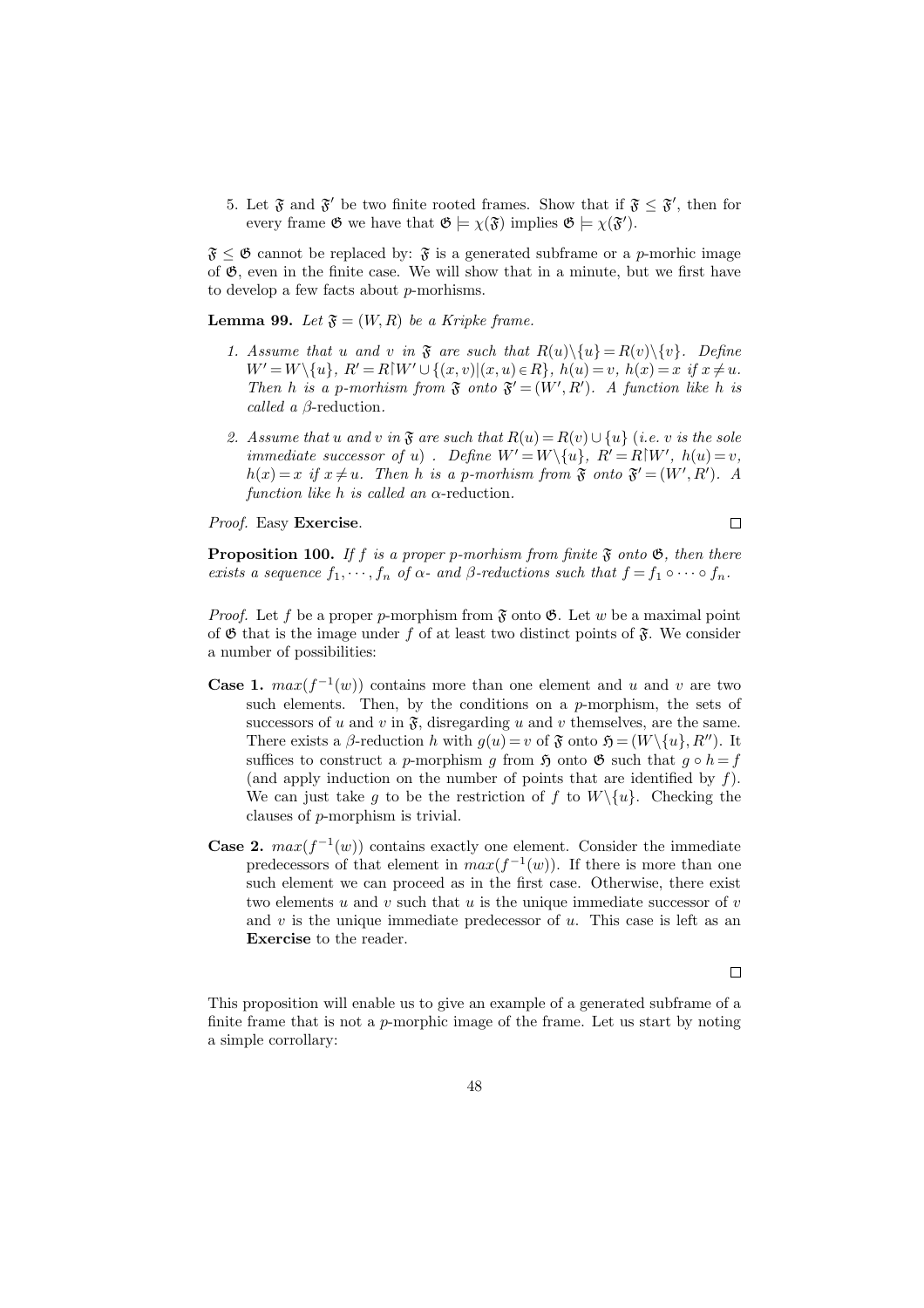5. Let $\mathfrak{F}$ and $\mathfrak{F}'$ be two finite rooted frames. Show that if $\mathfrak{F} \leq \mathfrak{F}'$, then for every frame $\mathfrak{G}$ we have that $\mathfrak{G} \models \chi(\mathfrak{F})$ implies $\mathfrak{G} \models \chi(\mathfrak{F}')$.

$\mathfrak{F} \leq \mathfrak{G}$ cannot be replaced by: $\mathfrak{F}$ is a generated subframe or a $p$-morhic image of $\mathfrak{G}$, even in the finite case. We will show that in a minute, but we first have to develop a few facts about $p$-morhisms.

**Lemma 99.** *Let $\mathfrak{F} = (W, R)$ be a Kripke frame.*

1. *Assume that $u$ and $v$ in $\mathfrak{F}$ are such that $R(u)\backslash\{u\} = R(v)\backslash\{v\}$. Define $W' = W\backslash\{u\}$, $R' = R{\restriction}W' \cup \{(x,v) | (x,u) \in R\}$, $h(u) = v$, $h(x) = x$ if $x \neq u$. Then $h$ is a p-morhism from $\mathfrak{F}$ onto $\mathfrak{F}' = (W', R')$. A function like $h$ is called a $\beta$-*reduction.

2. *Assume that $u$ and $v$ in $\mathfrak{F}$ are such that $R(u) = R(v) \cup \{u\}$ (i.e. $v$ is the sole immediate successor of $u$) . Define $W' = W\backslash\{u\}$, $R' = R{\restriction}W'$, $h(u) = v$, $h(x) = x$ if $x \neq u$. Then $h$ is a p-morhism from $\mathfrak{F}$ onto $\mathfrak{F}' = (W', R')$. A function like $h$ is called an $\alpha$-*reduction.

*Proof.* Easy **Exercise**. □

**Proposition 100.** *If $f$ is a proper p-morhism from finite $\mathfrak{F}$ onto $\mathfrak{G}$, then there exists a sequence $f_1, \cdots, f_n$ of $\alpha$- and $\beta$-reductions such that $f = f_1 \circ \cdots \circ f_n$.*

*Proof.* Let $f$ be a proper $p$-morphism from $\mathfrak{F}$ onto $\mathfrak{G}$. Let $w$ be a maximal point of $\mathfrak{G}$ that is the image under $f$ of at least two distinct points of $\mathfrak{F}$. We consider a number of possibilities:

**Case 1.** $max(f^{-1}(w))$ contains more than one element and $u$ and $v$ are two such elements. Then, by the conditions on a $p$-morphism, the sets of successors of $u$ and $v$ in $\mathfrak{F}$, disregarding $u$ and $v$ themselves, are the same. There exists a $\beta$-reduction $h$ with $g(u) = v$ of $\mathfrak{F}$ onto $\mathfrak{H} = (W\backslash\{u\}, R'')$. It suffices to construct a $p$-morphism $g$ from $\mathfrak{H}$ onto $\mathfrak{G}$ such that $g \circ h = f$ (and apply induction on the number of points that are identified by $f$). We can just take $g$ to be the restriction of $f$ to $W\backslash\{u\}$. Checking the clauses of $p$-morphism is trivial.

**Case 2.** $max(f^{-1}(w))$ contains exactly one element. Consider the immediate predecessors of that element in $max(f^{-1}(w))$. If there is more than one such element we can proceed as in the first case. Otherwise, there exist two elements $u$ and $v$ such that $u$ is the unique immediate successor of $v$ and $v$ is the unique immediate predecessor of $u$. This case is left as an **Exercise** to the reader.

□

This proposition will enable us to give an example of a generated subframe of a finite frame that is not a $p$-morphic image of the frame. Let us start by noting a simple corrollary: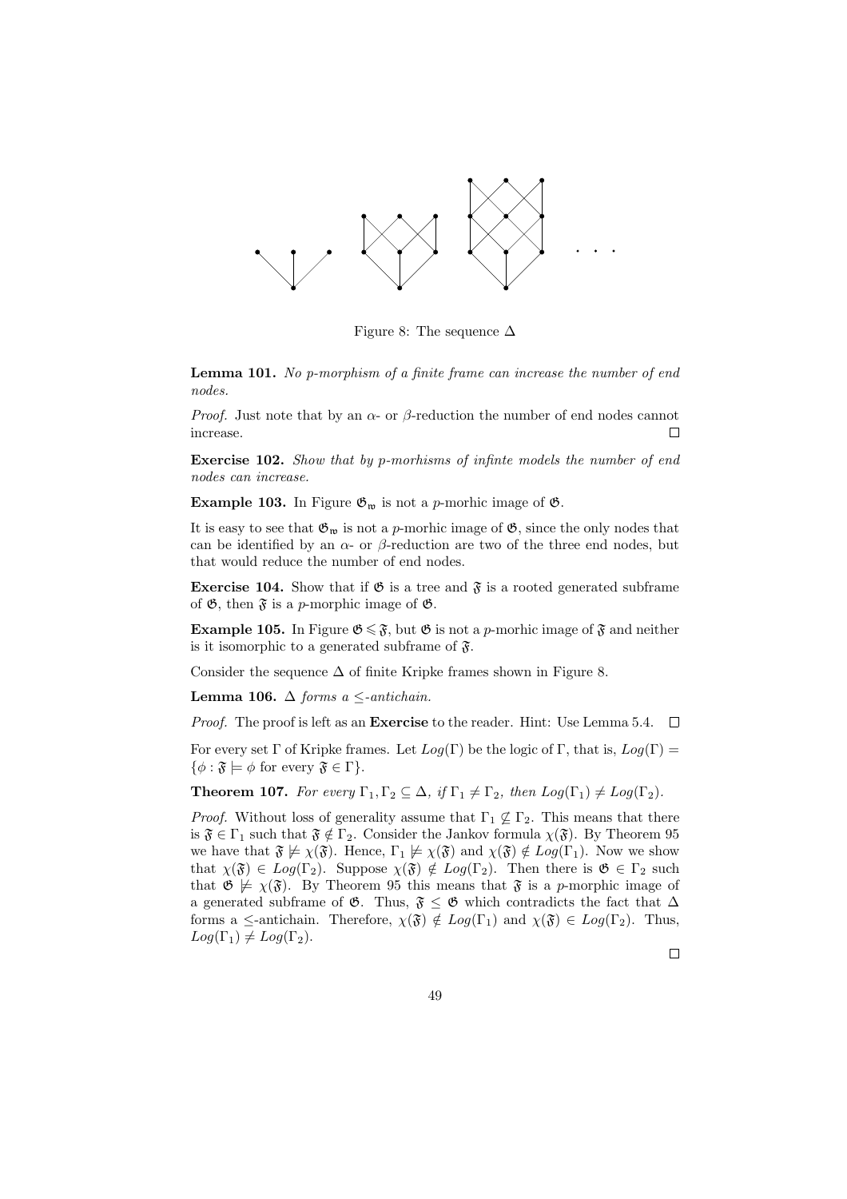Figure 8: The sequence $\Delta$

**Lemma 101.** *No p-morphism of a finite frame can increase the number of end nodes.*

*Proof.* Just note that by an $\alpha$- or $\beta$-reduction the number of end nodes cannot increase. $\square$

**Exercise 102.** *Show that by p-morhisms of infinte models the number of end nodes can increase.*

**Example 103.** In Figure $\mathfrak{G}_{\mathfrak{w}}$ is not a $p$-morhic image of $\mathfrak{G}$.

It is easy to see that $\mathfrak{G}_{\mathfrak{w}}$ is not a $p$-morphic image of $\mathfrak{G}$, since the only nodes that can be identified by an $\alpha$- or $\beta$-reduction are two of the three end nodes, but that would reduce the number of end nodes.

**Exercise 104.** Show that if $\mathfrak{G}$ is a tree and $\mathfrak{F}$ is a rooted generated subframe of $\mathfrak{G}$, then $\mathfrak{F}$ is a $p$-morphic image of $\mathfrak{G}$.

**Example 105.** In Figure $\mathfrak{G} \leqslant \mathfrak{F}$, but $\mathfrak{G}$ is not a $p$-morhic image of $\mathfrak{F}$ and neither is it isomorphic to a generated subframe of $\mathfrak{F}$.

Consider the sequence $\Delta$ of finite Kripke frames shown in Figure 8.

**Lemma 106.** *$\Delta$ forms a $\leq$-antichain.*

*Proof.* The proof is left as an **Exercise** to the reader. Hint: Use Lemma 5.4. $\square$

For every set $\Gamma$ of Kripke frames. Let $Log(\Gamma)$ be the logic of $\Gamma$, that is, $Log(\Gamma) = \{\phi : \mathfrak{F} \models \phi \text{ for every } \mathfrak{F} \in \Gamma\}$.

**Theorem 107.** *For every $\Gamma_1, \Gamma_2 \subseteq \Delta$, if $\Gamma_1 \neq \Gamma_2$, then $Log(\Gamma_1) \neq Log(\Gamma_2)$.*

*Proof.* Without loss of generality assume that $\Gamma_1 \not\subseteq \Gamma_2$. This means that there is $\mathfrak{F} \in \Gamma_1$ such that $\mathfrak{F} \notin \Gamma_2$. Consider the Jankov formula $\chi(\mathfrak{F})$. By Theorem 95 we have that $\mathfrak{F} \not\models \chi(\mathfrak{F})$. Hence, $\Gamma_1 \not\models \chi(\mathfrak{F})$ and $\chi(\mathfrak{F}) \notin Log(\Gamma_1)$. Now we show that $\chi(\mathfrak{F}) \in Log(\Gamma_2)$. Suppose $\chi(\mathfrak{F}) \notin Log(\Gamma_2)$. Then there is $\mathfrak{G} \in \Gamma_2$ such that $\mathfrak{G} \not\models \chi(\mathfrak{F})$. By Theorem 95 this means that $\mathfrak{F}$ is a $p$-morphic image of a generated subframe of $\mathfrak{G}$. Thus, $\mathfrak{F} \leq \mathfrak{G}$ which contradicts the fact that $\Delta$ forms a $\leq$-antichain. Therefore, $\chi(\mathfrak{F}) \notin Log(\Gamma_1)$ and $\chi(\mathfrak{F}) \in Log(\Gamma_2)$. Thus, $Log(\Gamma_1) \neq Log(\Gamma_2)$.

$\square$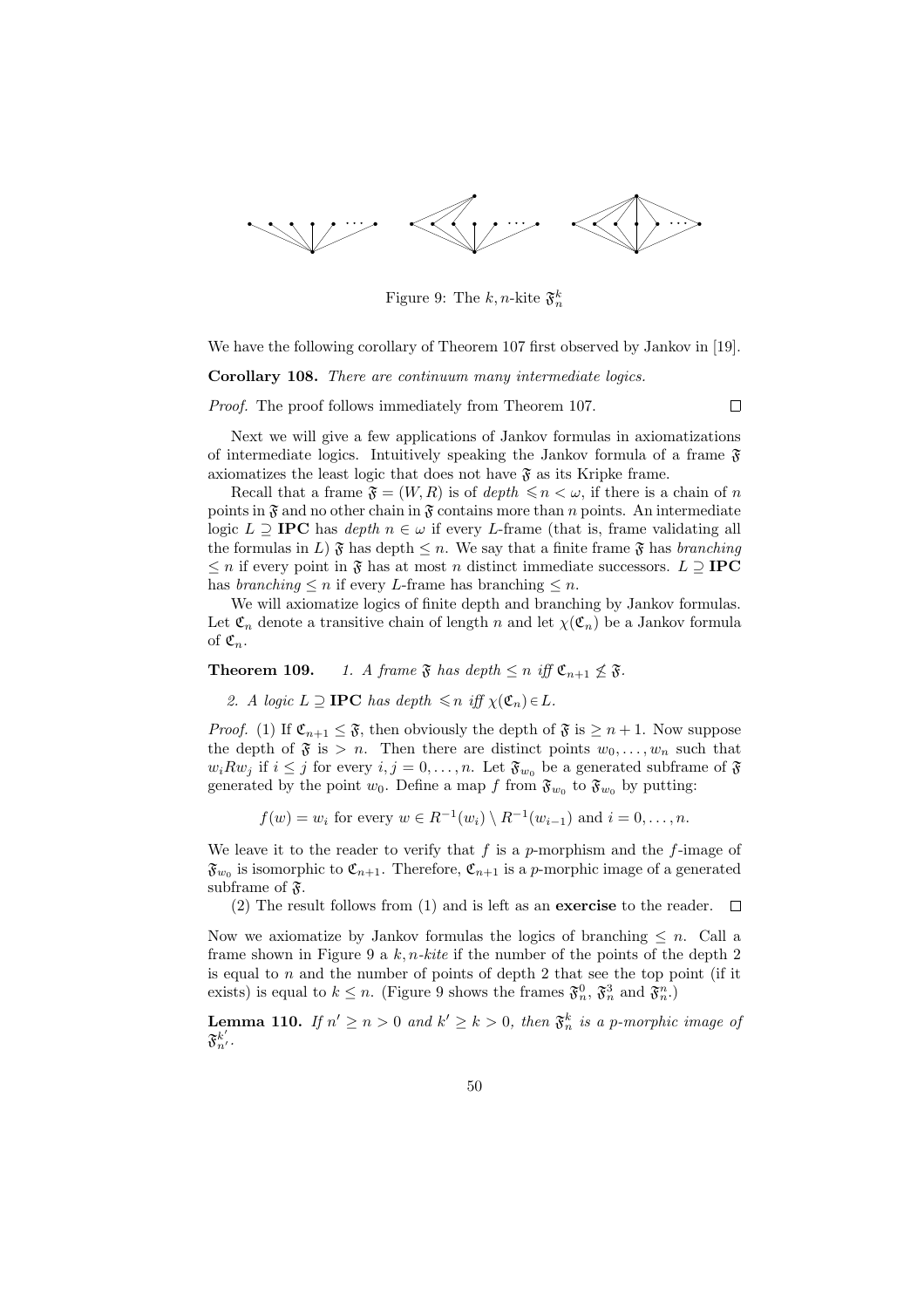Figure 9: The $k, n$-kite $\mathfrak{F}_n^k$

We have the following corollary of Theorem 107 first observed by Jankov in [19].

**Corollary 108.** *There are continuum many intermediate logics.*

*Proof.* The proof follows immediately from Theorem 107. □

Next we will give a few applications of Jankov formulas in axiomatizations of intermediate logics. Intuitively speaking the Jankov formula of a frame $\mathfrak{F}$ axiomatizes the least logic that does not have $\mathfrak{F}$ as its Kripke frame.

Recall that a frame $\mathfrak{F} = (W, R)$ is of *depth* $\leqslant n < \omega$, if there is a chain of $n$ points in $\mathfrak{F}$ and no other chain in $\mathfrak{F}$ contains more than $n$ points. An intermediate logic $L \supseteq \mathbf{IPC}$ has *depth* $n \in \omega$ if every $L$-frame (that is, frame validating all the formulas in $L$) $\mathfrak{F}$ has depth $\leq n$. We say that a finite frame $\mathfrak{F}$ has *branching* $\leq n$ if every point in $\mathfrak{F}$ has at most $n$ distinct immediate successors. $L \supseteq \mathbf{IPC}$ has *branching* $\leq n$ if every $L$-frame has branching $\leq n$.

We will axiomatize logics of finite depth and branching by Jankov formulas. Let $\mathfrak{C}_n$ denote a transitive chain of length $n$ and let $\chi(\mathfrak{C}_n)$ be a Jankov formula of $\mathfrak{C}_n$.

**Theorem 109.** 1. *A frame $\mathfrak{F}$ has depth $\leq n$ iff $\mathfrak{C}_{n+1} \not\leq \mathfrak{F}$.*

2. *A logic $L \supseteq \mathbf{IPC}$ has depth $\leqslant n$ iff $\chi(\mathfrak{C}_n) \in L$.*

*Proof.* (1) If $\mathfrak{C}_{n+1} \leq \mathfrak{F}$, then obviously the depth of $\mathfrak{F}$ is $\geq n+1$. Now suppose the depth of $\mathfrak{F}$ is $> n$. Then there are distinct points $w_0, \ldots, w_n$ such that $w_i R w_j$ if $i \leq j$ for every $i, j = 0, \ldots, n$. Let $\mathfrak{F}_{w_0}$ be a generated subframe of $\mathfrak{F}$ generated by the point $w_0$. Define a map $f$ from $\mathfrak{F}_{w_0}$ to $\mathfrak{F}_{w_0}$ by putting:

$$f(w) = w_i \text{ for every } w \in R^{-1}(w_i) \setminus R^{-1}(w_{i-1}) \text{ and } i = 0, \ldots, n.$$

We leave it to the reader to verify that $f$ is a $p$-morphism and the $f$-image of $\mathfrak{F}_{w_0}$ is isomorphic to $\mathfrak{C}_{n+1}$. Therefore, $\mathfrak{C}_{n+1}$ is a $p$-morphic image of a generated subframe of $\mathfrak{F}$.

(2) The result follows from (1) and is left as an **exercise** to the reader. □

Now we axiomatize by Jankov formulas the logics of branching $\leq n$. Call a frame shown in Figure 9 a *$k, n$-kite* if the number of the points of the depth 2 is equal to $n$ and the number of points of depth 2 that see the top point (if it exists) is equal to $k \leq n$. (Figure 9 shows the frames $\mathfrak{F}_n^0$, $\mathfrak{F}_n^3$ and $\mathfrak{F}_n^n$.)

**Lemma 110.** *If $n' \geq n > 0$ and $k' \geq k > 0$, then $\mathfrak{F}_n^k$ is a p-morphic image of $\mathfrak{F}_{n'}^{k'}$.*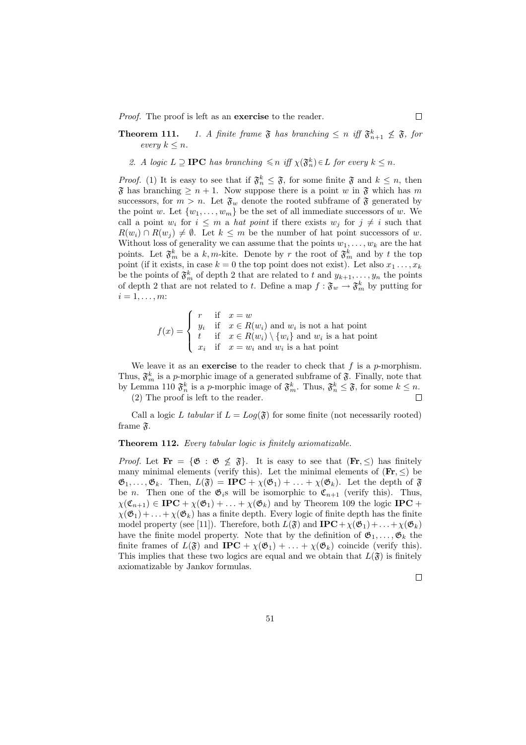*Proof.* The proof is left as an **exercise** to the reader. □

**Theorem 111.** *1. A finite frame $\mathfrak{F}$ has branching $\leq n$ iff $\mathfrak{F}^k_{n+1} \not\leq \mathfrak{F}$, for every $k \leq n$.*

*2. A logic $L \supseteq$ **IPC** has branching $\leqslant n$ iff $\chi(\mathfrak{F}^k_n) \in L$ for every $k \leq n$.*

*Proof.* (1) It is easy to see that if $\mathfrak{F}^k_n \leq \mathfrak{F}$, for some finite $\mathfrak{F}$ and $k \leq n$, then $\mathfrak{F}$ has branching $\geq n+1$. Now suppose there is a point $w$ in $\mathfrak{F}$ which has $m$ successors, for $m > n$. Let $\mathfrak{F}_w$ denote the rooted subframe of $\mathfrak{F}$ generated by the point $w$. Let $\{w_1, \ldots, w_m\}$ be the set of all immediate successors of $w$. We call a point $w_i$ for $i \leq m$ a *hat point* if there exists $w_j$ for $j \neq i$ such that $R(w_i) \cap R(w_j) \neq \emptyset$. Let $k \leq m$ be the number of hat point successors of $w$. Without loss of generality we can assume that the points $w_1, \ldots, w_k$ are the hat points. Let $\mathfrak{F}^k_m$ be a $k, m$-kite. Denote by $r$ the root of $\mathfrak{F}^k_m$ and by $t$ the top point (if it exists, in case $k = 0$ the top point does not exist). Let also $x_1 \ldots, x_k$ be the points of $\mathfrak{F}^k_m$ of depth 2 that are related to $t$ and $y_{k+1}, \ldots, y_n$ the points of depth 2 that are not related to $t$. Define a map $f : \mathfrak{F}_w \to \mathfrak{F}^k_m$ by putting for $i = 1, \ldots, m$:

$$f(x) = \begin{cases} r & \text{if } \ x = w \\ y_i & \text{if } \ x \in R(w_i) \text{ and } w_i \text{ is not a hat point} \\ t & \text{if } \ x \in R(w_i) \setminus \{w_i\} \text{ and } w_i \text{ is a hat point} \\ x_i & \text{if } \ x = w_i \text{ and } w_i \text{ is a hat point} \end{cases}$$

We leave it as an **exercise** to the reader to check that $f$ is a $p$-morphism. Thus, $\mathfrak{F}^k_m$ is a $p$-morphic image of a generated subframe of $\mathfrak{F}$. Finally, note that by Lemma 110 $\mathfrak{F}^k_n$ is a $p$-morphic image of $\mathfrak{F}^k_m$. Thus, $\mathfrak{F}^k_n \leq \mathfrak{F}$, for some $k \leq n$.

(2) The proof is left to the reader. □

Call a logic $L$ *tabular* if $L = Log(\mathfrak{F})$ for some finite (not necessarily rooted) frame $\mathfrak{F}$.

**Theorem 112.** *Every tabular logic is finitely axiomatizable.*

*Proof.* Let $\mathbf{Fr} = \{\mathfrak{G} : \mathfrak{G} \not\leq \mathfrak{F}\}$. It is easy to see that $(\mathbf{Fr}, \leq)$ has finitely many minimal elements (verify this). Let the minimal elements of $(\mathbf{Fr}, \leq)$ be $\mathfrak{G}_1, \ldots, \mathfrak{G}_k$. Then, $L(\mathfrak{F}) = \mathbf{IPC} + \chi(\mathfrak{G}_1) + \ldots + \chi(\mathfrak{G}_k)$. Let the depth of $\mathfrak{F}$ be $n$. Then one of the $\mathfrak{G}_i$s will be isomorphic to $\mathfrak{C}_{n+1}$ (verify this). Thus, $\chi(\mathfrak{C}_{n+1}) \in \mathbf{IPC} + \chi(\mathfrak{G}_1) + \ldots + \chi(\mathfrak{G}_k)$ and by Theorem 109 the logic $\mathbf{IPC} + \chi(\mathfrak{G}_1) + \ldots + \chi(\mathfrak{G}_k)$ has a finite depth. Every logic of finite depth has the finite model property (see [11]). Therefore, both $L(\mathfrak{F})$ and $\mathbf{IPC} + \chi(\mathfrak{G}_1) + \ldots + \chi(\mathfrak{G}_k)$ have the finite model property. Note that by the definition of $\mathfrak{G}_1, \ldots, \mathfrak{G}_k$ the finite frames of $L(\mathfrak{F})$ and $\mathbf{IPC} + \chi(\mathfrak{G}_1) + \ldots + \chi(\mathfrak{G}_k)$ coincide (verify this). This implies that these two logics are equal and we obtain that $L(\mathfrak{F})$ is finitely axiomatizable by Jankov formulas.

□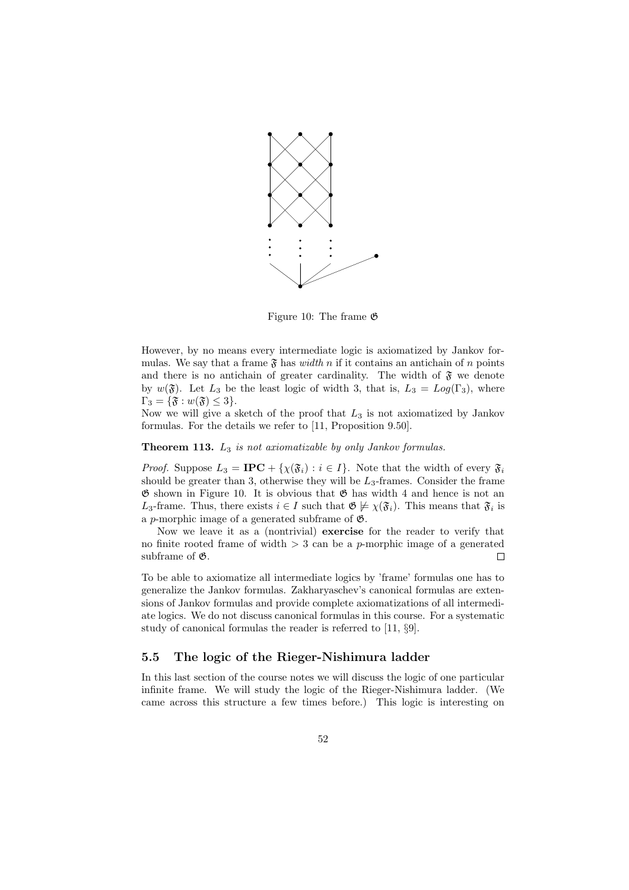Figure 10: The frame $\mathfrak{G}$

However, by no means every intermediate logic is axiomatized by Jankov formulas. We say that a frame $\mathfrak{F}$ has *width n* if it contains an antichain of $n$ points and there is no antichain of greater cardinality. The width of $\mathfrak{F}$ we denote by $w(\mathfrak{F})$. Let $L_3$ be the least logic of width 3, that is, $L_3 = Log(\Gamma_3)$, where $\Gamma_3 = \{\mathfrak{F} : w(\mathfrak{F}) \leq 3\}$.
Now we will give a sketch of the proof that $L_3$ is not axiomatized by Jankov formulas. For the details we refer to [11, Proposition 9.50].

**Theorem 113.** *$L_3$ is not axiomatizable by only Jankov formulas.*

*Proof.* Suppose $L_3 = \mathbf{IPC} + \{\chi(\mathfrak{F}_i) : i \in I\}$. Note that the width of every $\mathfrak{F}_i$ should be greater than 3, otherwise they will be $L_3$-frames. Consider the frame $\mathfrak{G}$ shown in Figure 10. It is obvious that $\mathfrak{G}$ has width 4 and hence is not an $L_3$-frame. Thus, there exists $i \in I$ such that $\mathfrak{G} \not\models \chi(\mathfrak{F}_i)$. This means that $\mathfrak{F}_i$ is a $p$-morphic image of a generated subframe of $\mathfrak{G}$.

Now we leave it as a (nontrivial) **exercise** for the reader to verify that no finite rooted frame of width $> 3$ can be a $p$-morphic image of a generated subframe of $\mathfrak{G}$. $\square$

To be able to axiomatize all intermediate logics by 'frame' formulas one has to generalize the Jankov formulas. Zakharyaschev's canonical formulas are extensions of Jankov formulas and provide complete axiomatizations of all intermediate logics. We do not discuss canonical formulas in this course. For a systematic study of canonical formulas the reader is referred to [11, §9].

### 5.5 The logic of the Rieger-Nishimura ladder

In this last section of the course notes we will discuss the logic of one particular infinite frame. We will study the logic of the Rieger-Nishimura ladder. (We came across this structure a few times before.) This logic is interesting on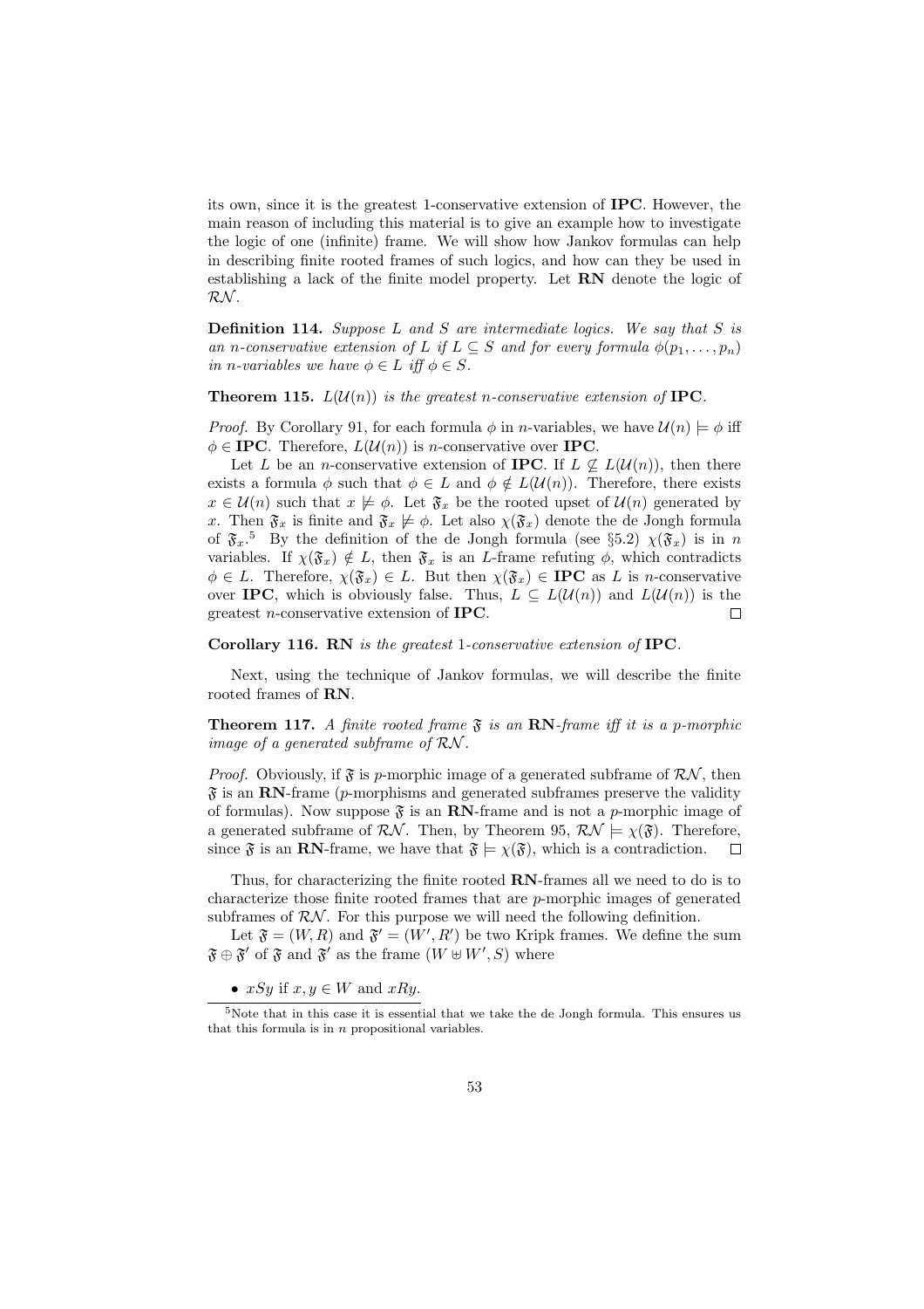its own, since it is the greatest 1-conservative extension of **IPC**. However, the main reason of including this material is to give an example how to investigate the logic of one (infinite) frame. We will show how Jankov formulas can help in describing finite rooted frames of such logics, and how can they be used in establishing a lack of the finite model property. Let **RN** denote the logic of $\mathcal{RN}$.

**Definition 114.** *Suppose $L$ and $S$ are intermediate logics. We say that $S$ is an $n$-conservative extension of $L$ if $L \subseteq S$ and for every formula $\phi(p_1, \ldots, p_n)$ in $n$-variables we have $\phi \in L$ iff $\phi \in S$.*

**Theorem 115.** *$L(\mathcal{U}(n))$ is the greatest $n$-conservative extension of* **IPC**.

*Proof.* By Corollary 91, for each formula $\phi$ in $n$-variables, we have $\mathcal{U}(n) \models \phi$ iff $\phi \in$ **IPC**. Therefore, $L(\mathcal{U}(n))$ is $n$-conservative over **IPC**.

Let $L$ be an $n$-conservative extension of **IPC**. If $L \not\subseteq L(\mathcal{U}(n))$, then there exists a formula $\phi$ such that $\phi \in L$ and $\phi \notin L(\mathcal{U}(n))$. Therefore, there exists $x \in \mathcal{U}(n)$ such that $x \not\models \phi$. Let $\mathfrak{F}_x$ be the rooted upset of $\mathcal{U}(n)$ generated by $x$. Then $\mathfrak{F}_x$ is finite and $\mathfrak{F}_x \not\models \phi$. Let also $\chi(\mathfrak{F}_x)$ denote the de Jongh formula of $\mathfrak{F}_x$.[5] By the definition of the de Jongh formula (see §5.2) $\chi(\mathfrak{F}_x)$ is in $n$ variables. If $\chi(\mathfrak{F}_x) \notin L$, then $\mathfrak{F}_x$ is an $L$-frame refuting $\phi$, which contradicts $\phi \in L$. Therefore, $\chi(\mathfrak{F}_x) \in L$. But then $\chi(\mathfrak{F}_x) \in$ **IPC** as $L$ is $n$-conservative over **IPC**, which is obviously false. Thus, $L \subseteq L(\mathcal{U}(n))$ and $L(\mathcal{U}(n))$ is the greatest $n$-conservative extension of **IPC**. $\square$

**Corollary 116. RN** *is the greatest 1-conservative extension of* **IPC**.

Next, using the technique of Jankov formulas, we will describe the finite rooted frames of **RN**.

**Theorem 117.** *A finite rooted frame $\mathfrak{F}$ is an* **RN**-*frame iff it is a p-morphic image of a generated subframe of $\mathcal{RN}$.*

*Proof.* Obviously, if $\mathfrak{F}$ is $p$-morphic image of a generated subframe of $\mathcal{RN}$, then $\mathfrak{F}$ is an **RN**-frame ($p$-morphisms and generated subframes preserve the validity of formulas). Now suppose $\mathfrak{F}$ is an **RN**-frame and is not a $p$-morphic image of a generated subframe of $\mathcal{RN}$. Then, by Theorem 95, $\mathcal{RN} \models \chi(\mathfrak{F})$. Therefore, since $\mathfrak{F}$ is an **RN**-frame, we have that $\mathfrak{F} \models \chi(\mathfrak{F})$, which is a contradiction. $\square$

Thus, for characterizing the finite rooted **RN**-frames all we need to do is to characterize those finite rooted frames that are $p$-morphic images of generated subframes of $\mathcal{RN}$. For this purpose we will need the following definition.

Let $\mathfrak{F} = (W, R)$ and $\mathfrak{F}' = (W', R')$ be two Kripk frames. We define the sum $\mathfrak{F} \oplus \mathfrak{F}'$ of $\mathfrak{F}$ and $\mathfrak{F}'$ as the frame $(W \uplus W', S)$ where

- $xSy$ if $x, y \in W$ and $xRy$.

[5] Note that in this case it is essential that we take the de Jongh formula. This ensures us that this formula is in $n$ propositional variables.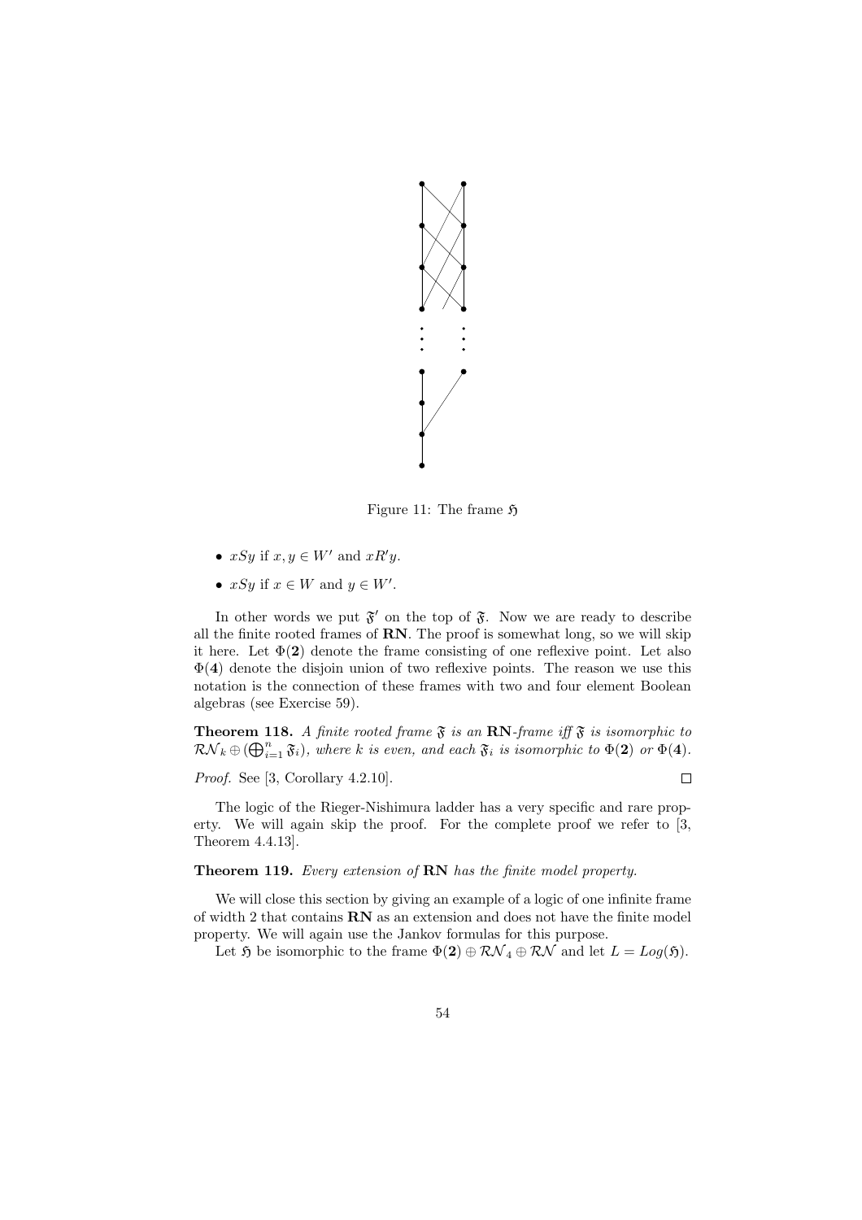Figure 11: The frame $\mathfrak{H}$

- $xSy$ if $x, y \in W'$ and $xR'y$.
- $xSy$ if $x \in W$ and $y \in W'$.

In other words we put $\mathfrak{F}'$ on the top of $\mathfrak{F}$. Now we are ready to describe all the finite rooted frames of **RN**. The proof is somewhat long, so we will skip it here. Let $\Phi(\mathbf{2})$ denote the frame consisting of one reflexive point. Let also $\Phi(\mathbf{4})$ denote the disjoin union of two reflexive points. The reason we use this notation is the connection of these frames with two and four element Boolean algebras (see Exercise 59).

**Theorem 118.** *A finite rooted frame $\mathfrak{F}$ is an **RN**-frame iff $\mathfrak{F}$ is isomorphic to $\mathcal{RN}_k \oplus (\bigoplus_{i=1}^{n} \mathfrak{F}_i)$, where $k$ is even, and each $\mathfrak{F}_i$ is isomorphic to $\Phi(\mathbf{2})$ or $\Phi(\mathbf{4})$.*

*Proof.* See [3, Corollary 4.2.10]. □

The logic of the Rieger-Nishimura ladder has a very specific and rare property. We will again skip the proof. For the complete proof we refer to [3, Theorem 4.4.13].

**Theorem 119.** *Every extension of **RN** has the finite model property.*

We will close this section by giving an example of a logic of one infinite frame of width 2 that contains **RN** as an extension and does not have the finite model property. We will again use the Jankov formulas for this purpose.

Let $\mathfrak{H}$ be isomorphic to the frame $\Phi(\mathbf{2}) \oplus \mathcal{RN}_4 \oplus \mathcal{RN}$ and let $L = Log(\mathfrak{H})$.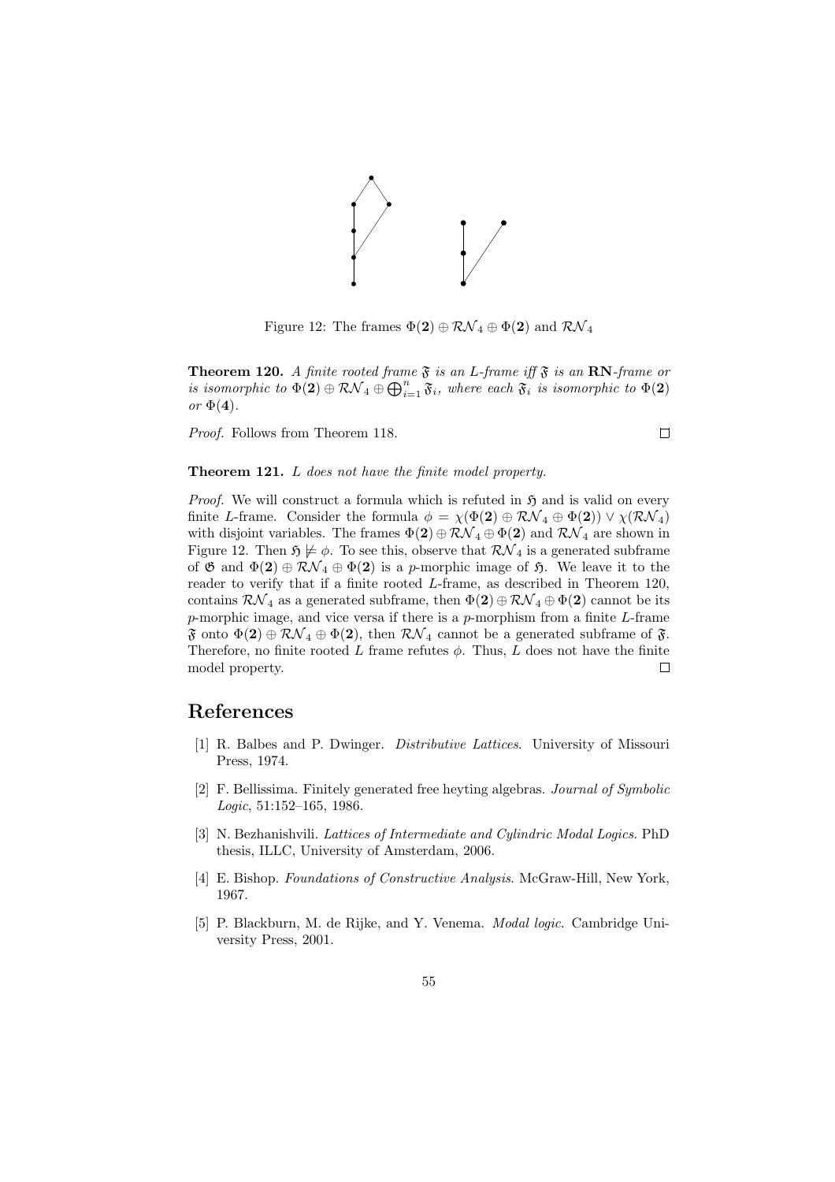Figure 12: The frames $\Phi(\mathbf{2}) \oplus \mathcal{RN}_4 \oplus \Phi(\mathbf{2})$ and $\mathcal{RN}_4$

**Theorem 120.** *A finite rooted frame $\mathfrak{F}$ is an $L$-frame iff $\mathfrak{F}$ is an* **RN***-frame or is isomorphic to $\Phi(\mathbf{2}) \oplus \mathcal{RN}_4 \oplus \bigoplus_{i=1}^{n} \mathfrak{F}_i$, where each $\mathfrak{F}_i$ is isomorphic to $\Phi(\mathbf{2})$ or $\Phi(\mathbf{4})$.*

*Proof.* Follows from Theorem 118. □

**Theorem 121.** *$L$ does not have the finite model property.*

*Proof.* We will construct a formula which is refuted in $\mathfrak{H}$ and is valid on every finite $L$-frame. Consider the formula $\phi = \chi(\Phi(\mathbf{2}) \oplus \mathcal{RN}_4 \oplus \Phi(\mathbf{2})) \vee \chi(\mathcal{RN}_4)$ with disjoint variables. The frames $\Phi(\mathbf{2}) \oplus \mathcal{RN}_4 \oplus \Phi(\mathbf{2})$ and $\mathcal{RN}_4$ are shown in Figure 12. Then $\mathfrak{H} \not\models \phi$. To see this, observe that $\mathcal{RN}_4$ is a generated subframe of $\mathfrak{G}$ and $\Phi(\mathbf{2}) \oplus \mathcal{RN}_4 \oplus \Phi(\mathbf{2})$ is a $p$-morphic image of $\mathfrak{H}$. We leave it to the reader to verify that if a finite rooted $L$-frame, as described in Theorem 120, contains $\mathcal{RN}_4$ as a generated subframe, then $\Phi(\mathbf{2}) \oplus \mathcal{RN}_4 \oplus \Phi(\mathbf{2})$ cannot be its $p$-morphic image, and vice versa if there is a $p$-morphism from a finite $L$-frame $\mathfrak{F}$ onto $\Phi(\mathbf{2}) \oplus \mathcal{RN}_4 \oplus \Phi(\mathbf{2})$, then $\mathcal{RN}_4$ cannot be a generated subframe of $\mathfrak{F}$. Therefore, no finite rooted $L$ frame refutes $\phi$. Thus, $L$ does not have the finite model property. □

# References

[1] R. Balbes and P. Dwinger. *Distributive Lattices.* University of Missouri Press, 1974.

[2] F. Bellissima. Finitely generated free heyting algebras. *Journal of Symbolic Logic*, 51:152–165, 1986.

[3] N. Bezhanishvili. *Lattices of Intermediate and Cylindric Modal Logics.* PhD thesis, ILLC, University of Amsterdam, 2006.

[4] E. Bishop. *Foundations of Constructive Analysis.* McGraw-Hill, New York, 1967.

[5] P. Blackburn, M. de Rijke, and Y. Venema. *Modal logic.* Cambridge University Press, 2001.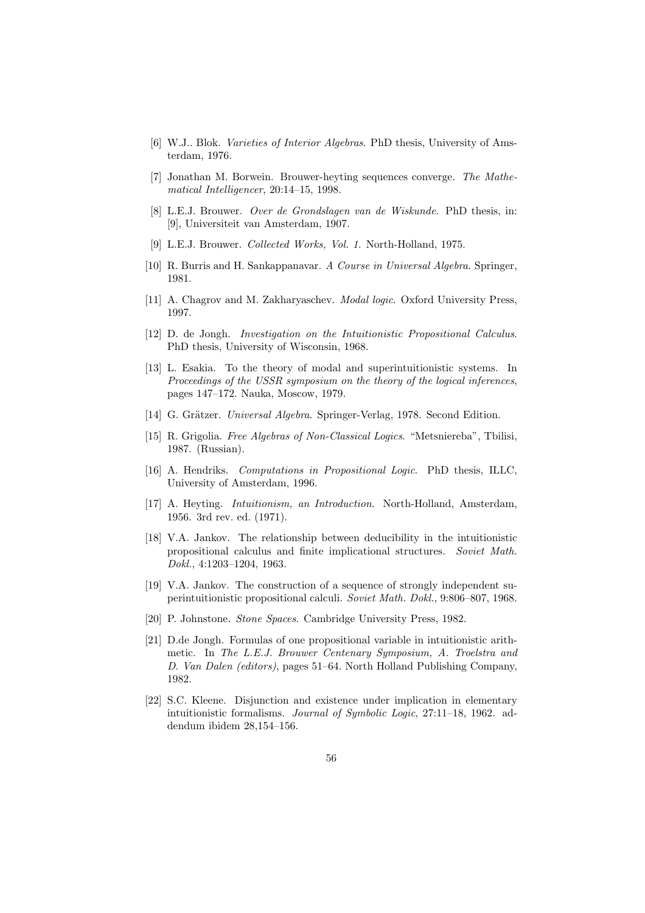[6] W.J.. Blok. *Varieties of Interior Algebras*. PhD thesis, University of Amsterdam, 1976.

[7] Jonathan M. Borwein. Brouwer-heyting sequences converge. *The Mathematical Intelligencer*, 20:14–15, 1998.

[8] L.E.J. Brouwer. *Over de Grondslagen van de Wiskunde*. PhD thesis, in: [9], Universiteit van Amsterdam, 1907.

[9] L.E.J. Brouwer. *Collected Works, Vol. 1*. North-Holland, 1975.

[10] R. Burris and H. Sankappanavar. *A Course in Universal Algebra*. Springer, 1981.

[11] A. Chagrov and M. Zakharyaschev. *Modal logic*. Oxford University Press, 1997.

[12] D. de Jongh. *Investigation on the Intuitionistic Propositional Calculus*. PhD thesis, University of Wisconsin, 1968.

[13] L. Esakia. To the theory of modal and superintuitionistic systems. In *Proceedings of the USSR symposium on the theory of the logical inferences*, pages 147–172. Nauka, Moscow, 1979.

[14] G. Grätzer. *Universal Algebra*. Springer-Verlag, 1978. Second Edition.

[15] R. Grigolia. *Free Algebras of Non-Classical Logics*. "Metsniereba", Tbilisi, 1987. (Russian).

[16] A. Hendriks. *Computations in Propositional Logic*. PhD thesis, ILLC, University of Amsterdam, 1996.

[17] A. Heyting. *Intuitionism, an Introduction*. North-Holland, Amsterdam, 1956. 3rd rev. ed. (1971).

[18] V.A. Jankov. The relationship between deducibility in the intuitionistic propositional calculus and finite implicational structures. *Soviet Math. Dokl.*, 4:1203–1204, 1963.

[19] V.A. Jankov. The construction of a sequence of strongly independent superintuitionistic propositional calculi. *Soviet Math. Dokl.*, 9:806–807, 1968.

[20] P. Johnstone. *Stone Spaces*. Cambridge University Press, 1982.

[21] D.de Jongh. Formulas of one propositional variable in intuitionistic arithmetic. In *The L.E.J. Brouwer Centenary Symposium, A. Troelstra and D. Van Dalen (editors)*, pages 51–64. North Holland Publishing Company, 1982.

[22] S.C. Kleene. Disjunction and existence under implication in elementary intuitionistic formalisms. *Journal of Symbolic Logic*, 27:11–18, 1962. addendum ibidem 28,154–156.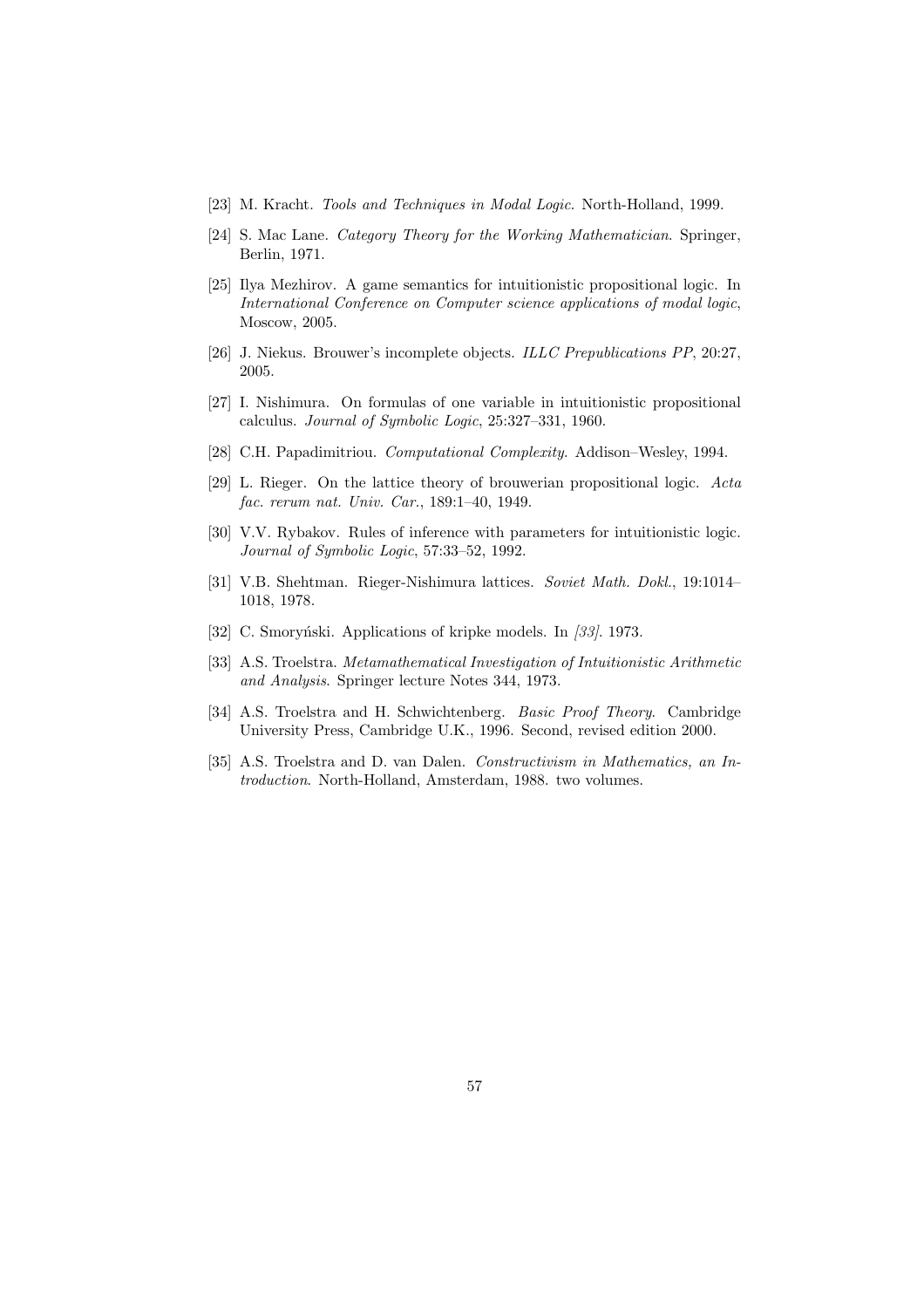[23] M. Kracht. *Tools and Techniques in Modal Logic*. North-Holland, 1999.

[24] S. Mac Lane. *Category Theory for the Working Mathematician*. Springer, Berlin, 1971.

[25] Ilya Mezhirov. A game semantics for intuitionistic propositional logic. In *International Conference on Computer science applications of modal logic*, Moscow, 2005.

[26] J. Niekus. Brouwer's incomplete objects. *ILLC Prepublications PP*, 20:27, 2005.

[27] I. Nishimura. On formulas of one variable in intuitionistic propositional calculus. *Journal of Symbolic Logic*, 25:327–331, 1960.

[28] C.H. Papadimitriou. *Computational Complexity*. Addison–Wesley, 1994.

[29] L. Rieger. On the lattice theory of brouwerian propositional logic. *Acta fac. rerum nat. Univ. Car.*, 189:1–40, 1949.

[30] V.V. Rybakov. Rules of inference with parameters for intuitionistic logic. *Journal of Symbolic Logic*, 57:33–52, 1992.

[31] V.B. Shehtman. Rieger-Nishimura lattices. *Soviet Math. Dokl.*, 19:1014–1018, 1978.

[32] C. Smoryński. Applications of kripke models. In *[33]*. 1973.

[33] A.S. Troelstra. *Metamathematical Investigation of Intuitionistic Arithmetic and Analysis*. Springer lecture Notes 344, 1973.

[34] A.S. Troelstra and H. Schwichtenberg. *Basic Proof Theory*. Cambridge University Press, Cambridge U.K., 1996. Second, revised edition 2000.

[35] A.S. Troelstra and D. van Dalen. *Constructivism in Mathematics, an Introduction*. North-Holland, Amsterdam, 1988. two volumes.